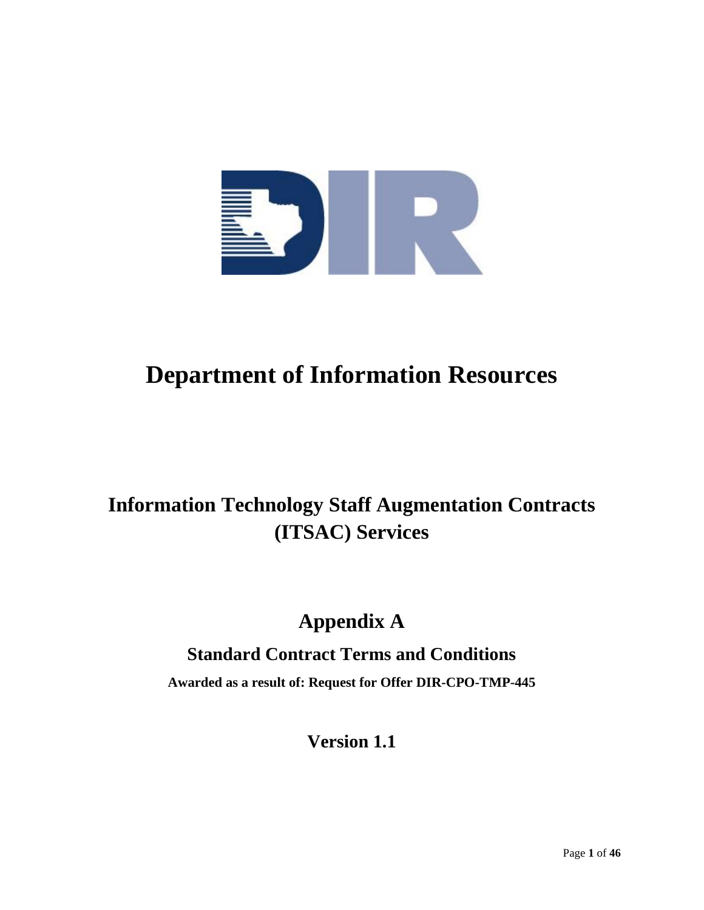# Department of Information Resources

## Information Technology Staff Augmentation Contracts (ITSAC) Services

## Appendix A

### Standard Contract Terms and Conditions

**Awarded as a result of: Request for Offer DIR-CPO-TMP-445**

## Version 1.1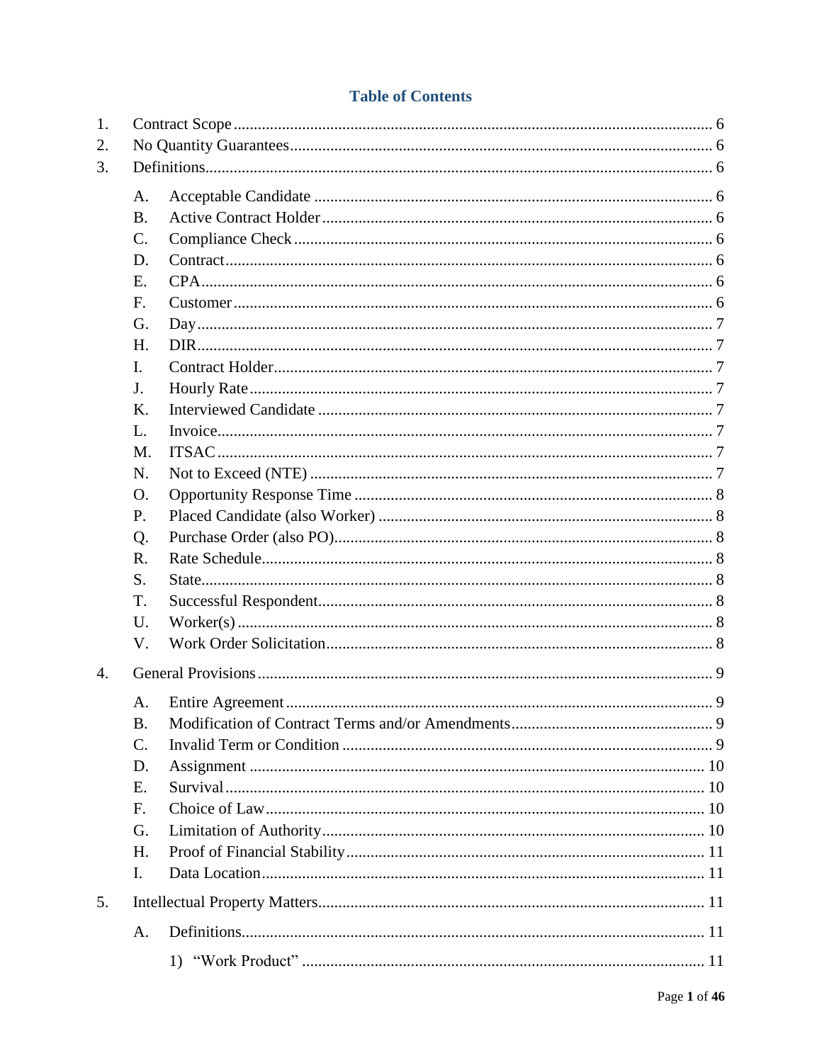## Table of Contents

1. Contract Scope ........ 6
2. No Quantity Guarantees ........ 6
3. Definitions ........ 6
   - A. Acceptable Candidate ........ 6
   - B. Active Contract Holder ........ 6
   - C. Compliance Check ........ 6
   - D. Contract ........ 6
   - E. CPA ........ 6
   - F. Customer ........ 6
   - G. Day ........ 7
   - H. DIR ........ 7
   - I. Contract Holder ........ 7
   - J. Hourly Rate ........ 7
   - K. Interviewed Candidate ........ 7
   - L. Invoice ........ 7
   - M. ITSAC ........ 7
   - N. Not to Exceed (NTE) ........ 7
   - O. Opportunity Response Time ........ 8
   - P. Placed Candidate (also Worker) ........ 8
   - Q. Purchase Order (also PO) ........ 8
   - R. Rate Schedule ........ 8
   - S. State ........ 8
   - T. Successful Respondent ........ 8
   - U. Worker(s) ........ 8
   - V. Work Order Solicitation ........ 8
4. General Provisions ........ 9
   - A. Entire Agreement ........ 9
   - B. Modification of Contract Terms and/or Amendments ........ 9
   - C. Invalid Term or Condition ........ 9
   - D. Assignment ........ 10
   - E. Survival ........ 10
   - F. Choice of Law ........ 10
   - G. Limitation of Authority ........ 10
   - H. Proof of Financial Stability ........ 11
   - I. Data Location ........ 11
5. Intellectual Property Matters ........ 11
   - A. Definitions ........ 11
     - 1) "Work Product" ........ 11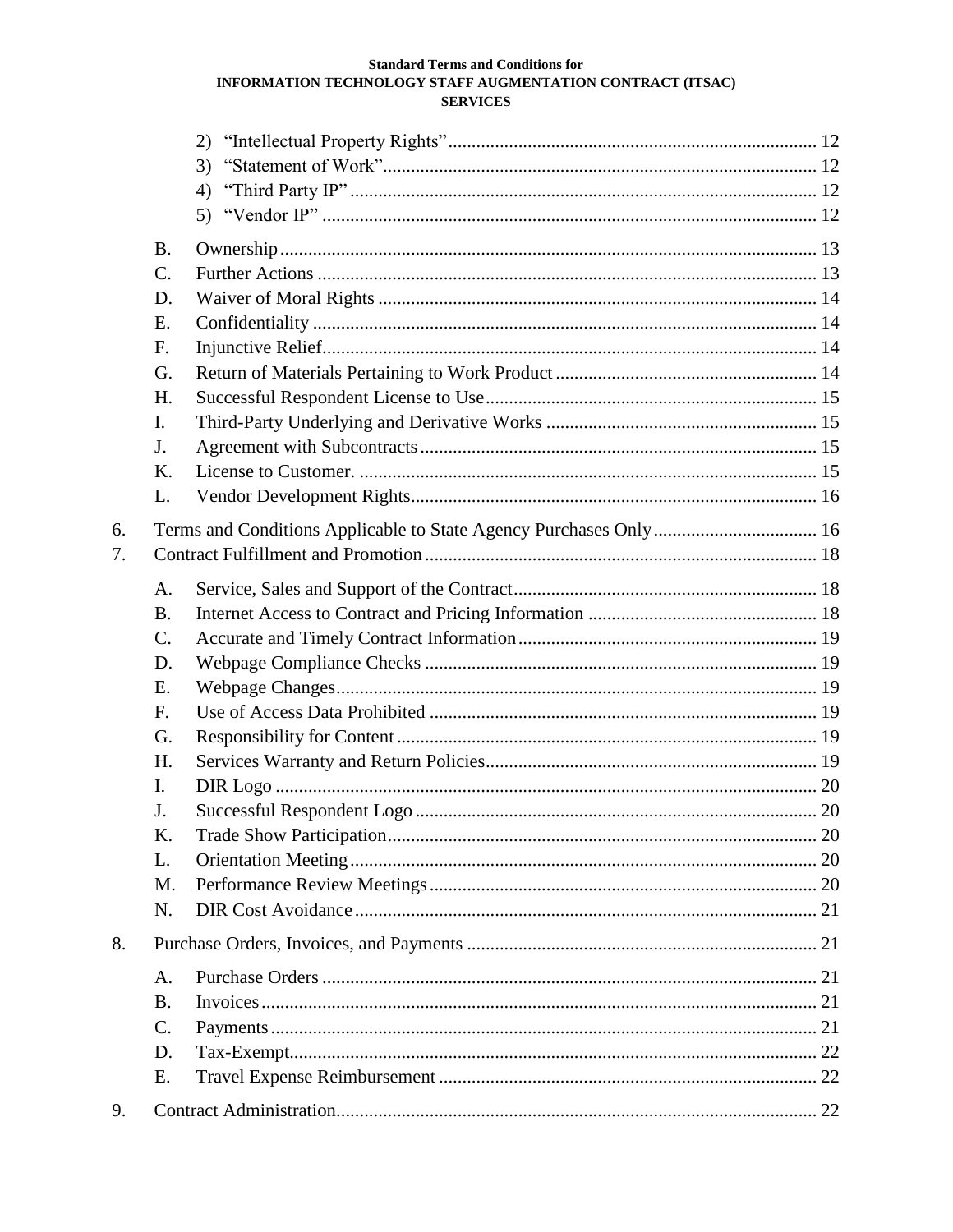2) "Intellectual Property Rights" ..... 12
3) "Statement of Work" ..... 12
4) "Third Party IP" ..... 12
5) "Vendor IP" ..... 12

B. Ownership ..... 13
C. Further Actions ..... 13
D. Waiver of Moral Rights ..... 14
E. Confidentiality ..... 14
F. Injunctive Relief ..... 14
G. Return of Materials Pertaining to Work Product ..... 14
H. Successful Respondent License to Use ..... 15
I. Third-Party Underlying and Derivative Works ..... 15
J. Agreement with Subcontracts ..... 15
K. License to Customer. ..... 15
L. Vendor Development Rights ..... 16

6. Terms and Conditions Applicable to State Agency Purchases Only ..... 16
7. Contract Fulfillment and Promotion ..... 18

A. Service, Sales and Support of the Contract ..... 18
B. Internet Access to Contract and Pricing Information ..... 18
C. Accurate and Timely Contract Information ..... 19
D. Webpage Compliance Checks ..... 19
E. Webpage Changes ..... 19
F. Use of Access Data Prohibited ..... 19
G. Responsibility for Content ..... 19
H. Services Warranty and Return Policies ..... 19
I. DIR Logo ..... 20
J. Successful Respondent Logo ..... 20
K. Trade Show Participation ..... 20
L. Orientation Meeting ..... 20
M. Performance Review Meetings ..... 20
N. DIR Cost Avoidance ..... 21

8. Purchase Orders, Invoices, and Payments ..... 21

A. Purchase Orders ..... 21
B. Invoices ..... 21
C. Payments ..... 21
D. Tax-Exempt ..... 22
E. Travel Expense Reimbursement ..... 22

9. Contract Administration ..... 22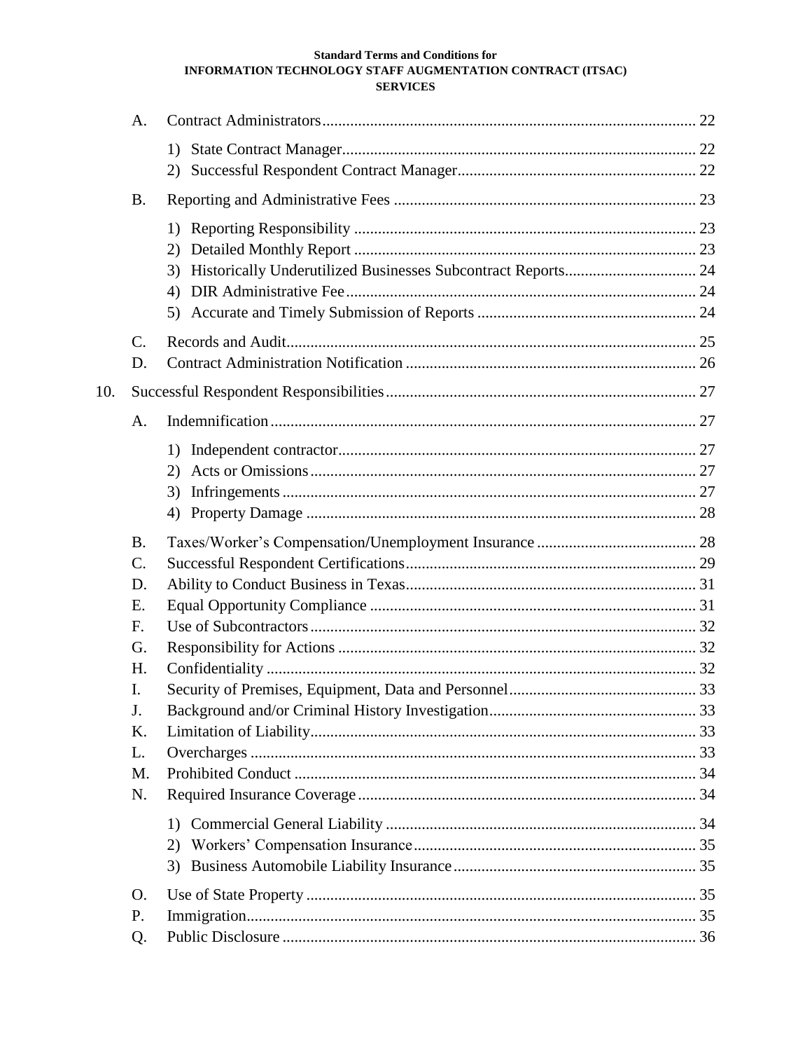A. Contract Administrators ... 22

   1) State Contract Manager ... 22
   2) Successful Respondent Contract Manager ... 22

B. Reporting and Administrative Fees ... 23

   1) Reporting Responsibility ... 23
   2) Detailed Monthly Report ... 23
   3) Historically Underutilized Businesses Subcontract Reports ... 24
   4) DIR Administrative Fee ... 24
   5) Accurate and Timely Submission of Reports ... 24

C. Records and Audit ... 25

D. Contract Administration Notification ... 26

10. Successful Respondent Responsibilities ... 27

A. Indemnification ... 27

   1) Independent contractor ... 27
   2) Acts or Omissions ... 27
   3) Infringements ... 27
   4) Property Damage ... 28

B. Taxes/Worker's Compensation/Unemployment Insurance ... 28

C. Successful Respondent Certifications ... 29

D. Ability to Conduct Business in Texas ... 31

E. Equal Opportunity Compliance ... 31

F. Use of Subcontractors ... 32

G. Responsibility for Actions ... 32

H. Confidentiality ... 32

I. Security of Premises, Equipment, Data and Personnel ... 33

J. Background and/or Criminal History Investigation ... 33

K. Limitation of Liability ... 33

L. Overcharges ... 33

M. Prohibited Conduct ... 34

N. Required Insurance Coverage ... 34

   1) Commercial General Liability ... 34
   2) Workers' Compensation Insurance ... 35
   3) Business Automobile Liability Insurance ... 35

O. Use of State Property ... 35

P. Immigration ... 35

Q. Public Disclosure ... 36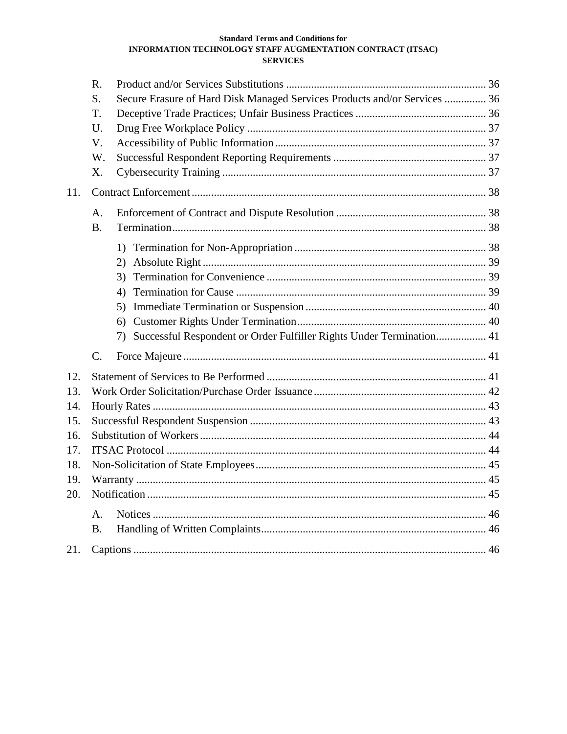R. Product and/or Services Substitutions ........................................................................ 36
S. Secure Erasure of Hard Disk Managed Services Products and/or Services ............... 36
T. Deceptive Trade Practices; Unfair Business Practices ............................................... 36
U. Drug Free Workplace Policy ..................................................................................... 37
V. Accessibility of Public Information ............................................................................ 37
W. Successful Respondent Reporting Requirements ....................................................... 37
X. Cybersecurity Training ............................................................................................... 37

11. Contract Enforcement ......................................................................................................... 38

A. Enforcement of Contract and Dispute Resolution ...................................................... 38
B. Termination ................................................................................................................. 38

1) Termination for Non-Appropriation ..................................................................... 38
2) Absolute Right ...................................................................................................... 39
3) Termination for Convenience ............................................................................... 39
4) Termination for Cause .......................................................................................... 39
5) Immediate Termination or Suspension ................................................................. 40
6) Customer Rights Under Termination .................................................................... 40
7) Successful Respondent or Order Fulfiller Rights Under Termination .................. 41

C. Force Majeure ............................................................................................................. 41

12. Statement of Services to Be Performed ............................................................................... 41
13. Work Order Solicitation/Purchase Order Issuance ............................................................. 42
14. Hourly Rates ........................................................................................................................ 43
15. Successful Respondent Suspension ..................................................................................... 43
16. Substitution of Workers ....................................................................................................... 44
17. ITSAC Protocol ................................................................................................................... 44
18. Non-Solicitation of State Employees ................................................................................... 45
19. Warranty ............................................................................................................................. 45
20. Notification ......................................................................................................................... 45

A. Notices ........................................................................................................................ 46
B. Handling of Written Complaints ................................................................................. 46

21. Captions .............................................................................................................................. 46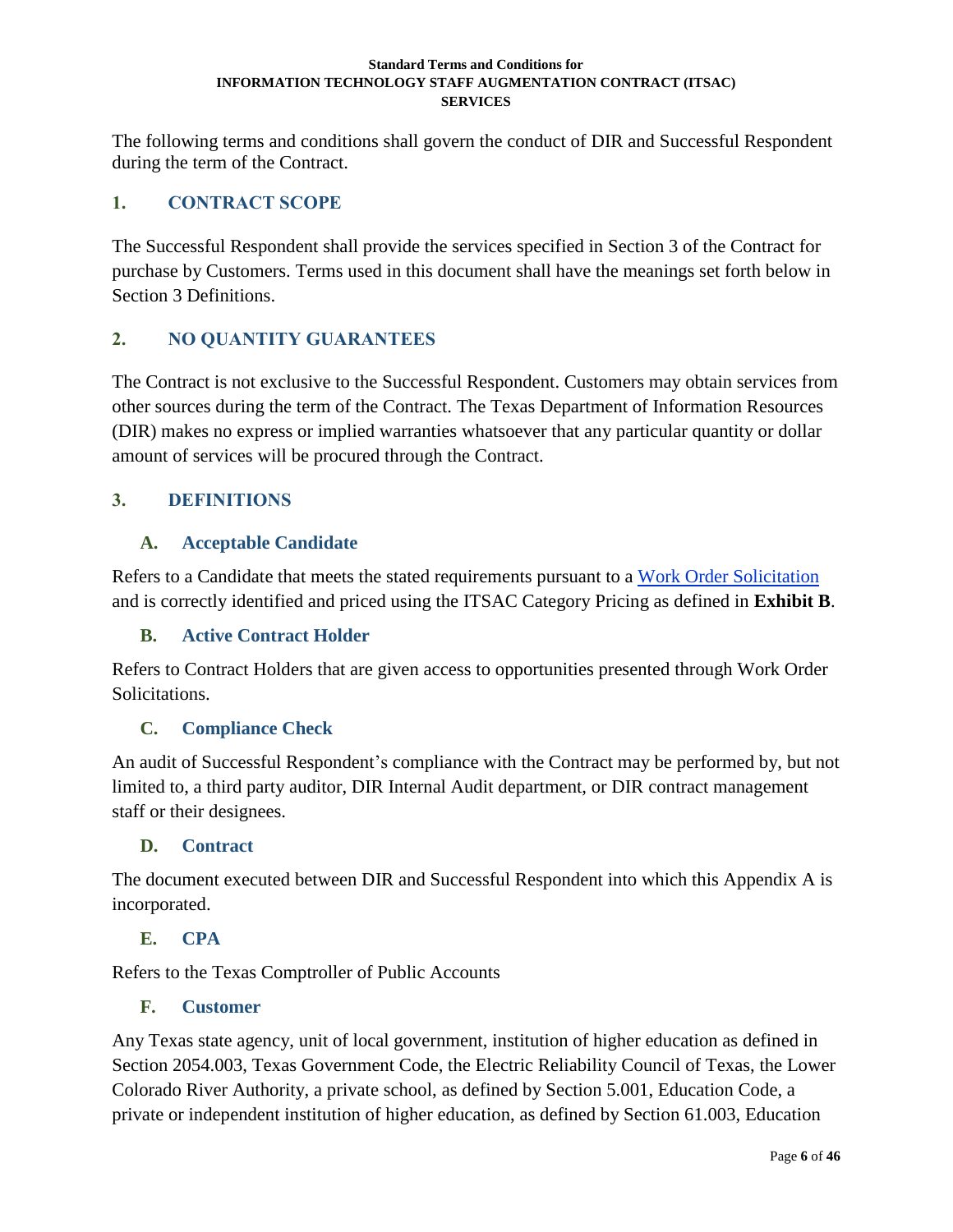**Standard Terms and Conditions for INFORMATION TECHNOLOGY STAFF AUGMENTATION CONTRACT (ITSAC) SERVICES**

The following terms and conditions shall govern the conduct of DIR and Successful Respondent during the term of the Contract.

## 1. CONTRACT SCOPE

The Successful Respondent shall provide the services specified in Section 3 of the Contract for purchase by Customers. Terms used in this document shall have the meanings set forth below in Section 3 Definitions.

## 2. NO QUANTITY GUARANTEES

The Contract is not exclusive to the Successful Respondent. Customers may obtain services from other sources during the term of the Contract. The Texas Department of Information Resources (DIR) makes no express or implied warranties whatsoever that any particular quantity or dollar amount of services will be procured through the Contract.

## 3. DEFINITIONS

### A. Acceptable Candidate

Refers to a Candidate that meets the stated requirements pursuant to a Work Order Solicitation and is correctly identified and priced using the ITSAC Category Pricing as defined in **Exhibit B**.

### B. Active Contract Holder

Refers to Contract Holders that are given access to opportunities presented through Work Order Solicitations.

### C. Compliance Check

An audit of Successful Respondent's compliance with the Contract may be performed by, but not limited to, a third party auditor, DIR Internal Audit department, or DIR contract management staff or their designees.

### D. Contract

The document executed between DIR and Successful Respondent into which this Appendix A is incorporated.

### E. CPA

Refers to the Texas Comptroller of Public Accounts

### F. Customer

Any Texas state agency, unit of local government, institution of higher education as defined in Section 2054.003, Texas Government Code, the Electric Reliability Council of Texas, the Lower Colorado River Authority, a private school, as defined by Section 5.001, Education Code, a private or independent institution of higher education, as defined by Section 61.003, Education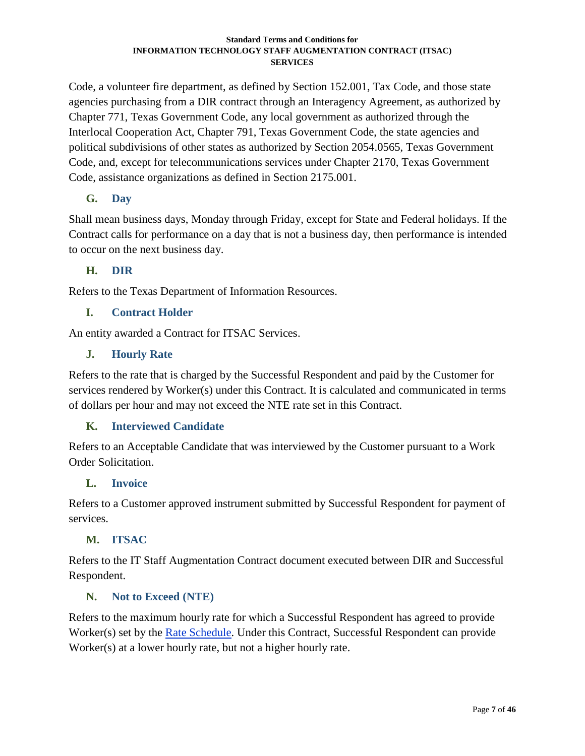Code, a volunteer fire department, as defined by Section 152.001, Tax Code, and those state agencies purchasing from a DIR contract through an Interagency Agreement, as authorized by Chapter 771, Texas Government Code, any local government as authorized through the Interlocal Cooperation Act, Chapter 791, Texas Government Code, the state agencies and political subdivisions of other states as authorized by Section 2054.0565, Texas Government Code, and, except for telecommunications services under Chapter 2170, Texas Government Code, assistance organizations as defined in Section 2175.001.

### G. Day

Shall mean business days, Monday through Friday, except for State and Federal holidays. If the Contract calls for performance on a day that is not a business day, then performance is intended to occur on the next business day.

### H. DIR

Refers to the Texas Department of Information Resources.

### I. Contract Holder

An entity awarded a Contract for ITSAC Services.

### J. Hourly Rate

Refers to the rate that is charged by the Successful Respondent and paid by the Customer for services rendered by Worker(s) under this Contract. It is calculated and communicated in terms of dollars per hour and may not exceed the NTE rate set in this Contract.

### K. Interviewed Candidate

Refers to an Acceptable Candidate that was interviewed by the Customer pursuant to a Work Order Solicitation.

### L. Invoice

Refers to a Customer approved instrument submitted by Successful Respondent for payment of services.

### M. ITSAC

Refers to the IT Staff Augmentation Contract document executed between DIR and Successful Respondent.

### N. Not to Exceed (NTE)

Refers to the maximum hourly rate for which a Successful Respondent has agreed to provide Worker(s) set by the Rate Schedule. Under this Contract, Successful Respondent can provide Worker(s) at a lower hourly rate, but not a higher hourly rate.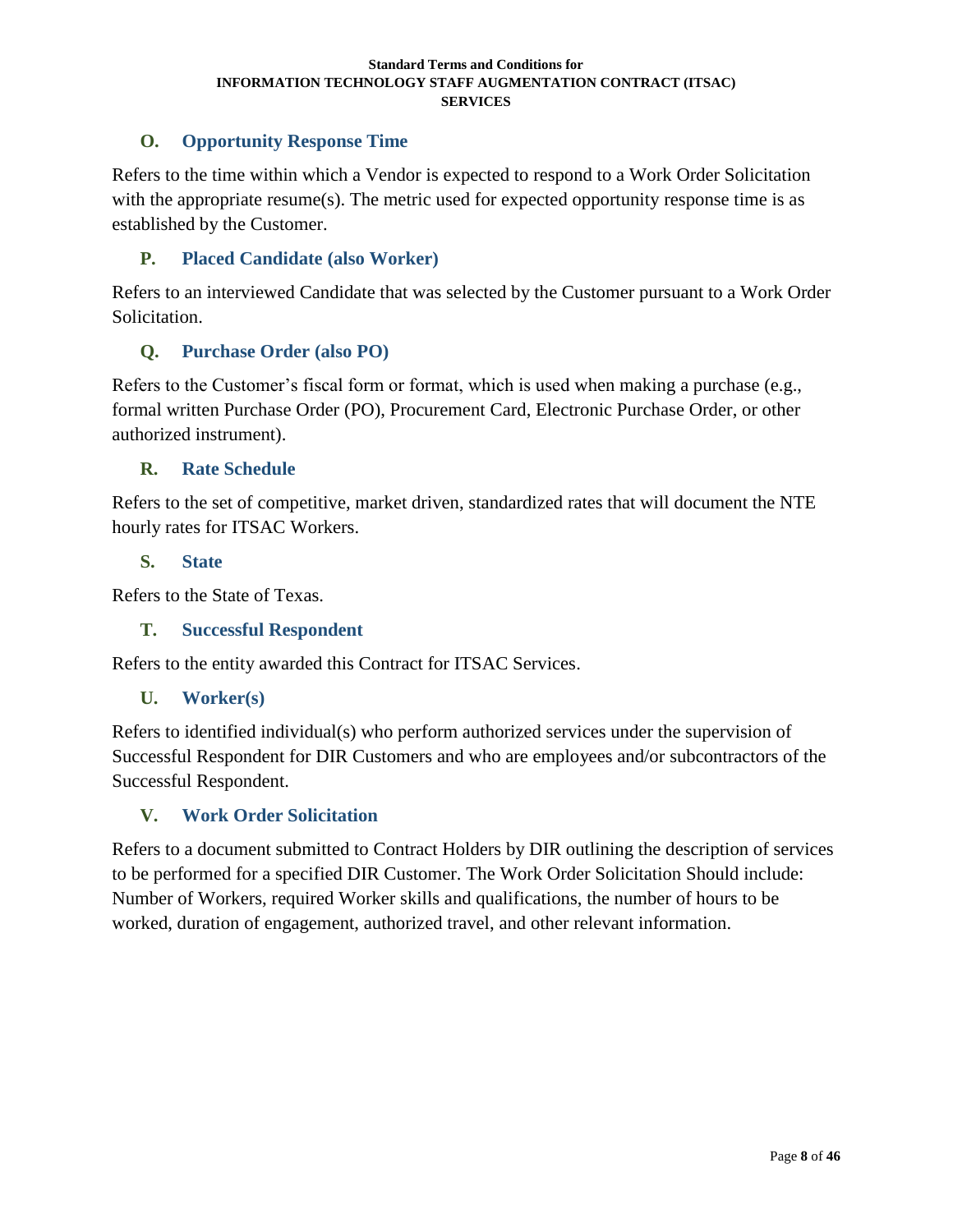### O. Opportunity Response Time

Refers to the time within which a Vendor is expected to respond to a Work Order Solicitation with the appropriate resume(s). The metric used for expected opportunity response time is as established by the Customer.

### P. Placed Candidate (also Worker)

Refers to an interviewed Candidate that was selected by the Customer pursuant to a Work Order Solicitation.

### Q. Purchase Order (also PO)

Refers to the Customer's fiscal form or format, which is used when making a purchase (e.g., formal written Purchase Order (PO), Procurement Card, Electronic Purchase Order, or other authorized instrument).

### R. Rate Schedule

Refers to the set of competitive, market driven, standardized rates that will document the NTE hourly rates for ITSAC Workers.

### S. State

Refers to the State of Texas.

### T. Successful Respondent

Refers to the entity awarded this Contract for ITSAC Services.

### U. Worker(s)

Refers to identified individual(s) who perform authorized services under the supervision of Successful Respondent for DIR Customers and who are employees and/or subcontractors of the Successful Respondent.

### V. Work Order Solicitation

Refers to a document submitted to Contract Holders by DIR outlining the description of services to be performed for a specified DIR Customer. The Work Order Solicitation Should include: Number of Workers, required Worker skills and qualifications, the number of hours to be worked, duration of engagement, authorized travel, and other relevant information.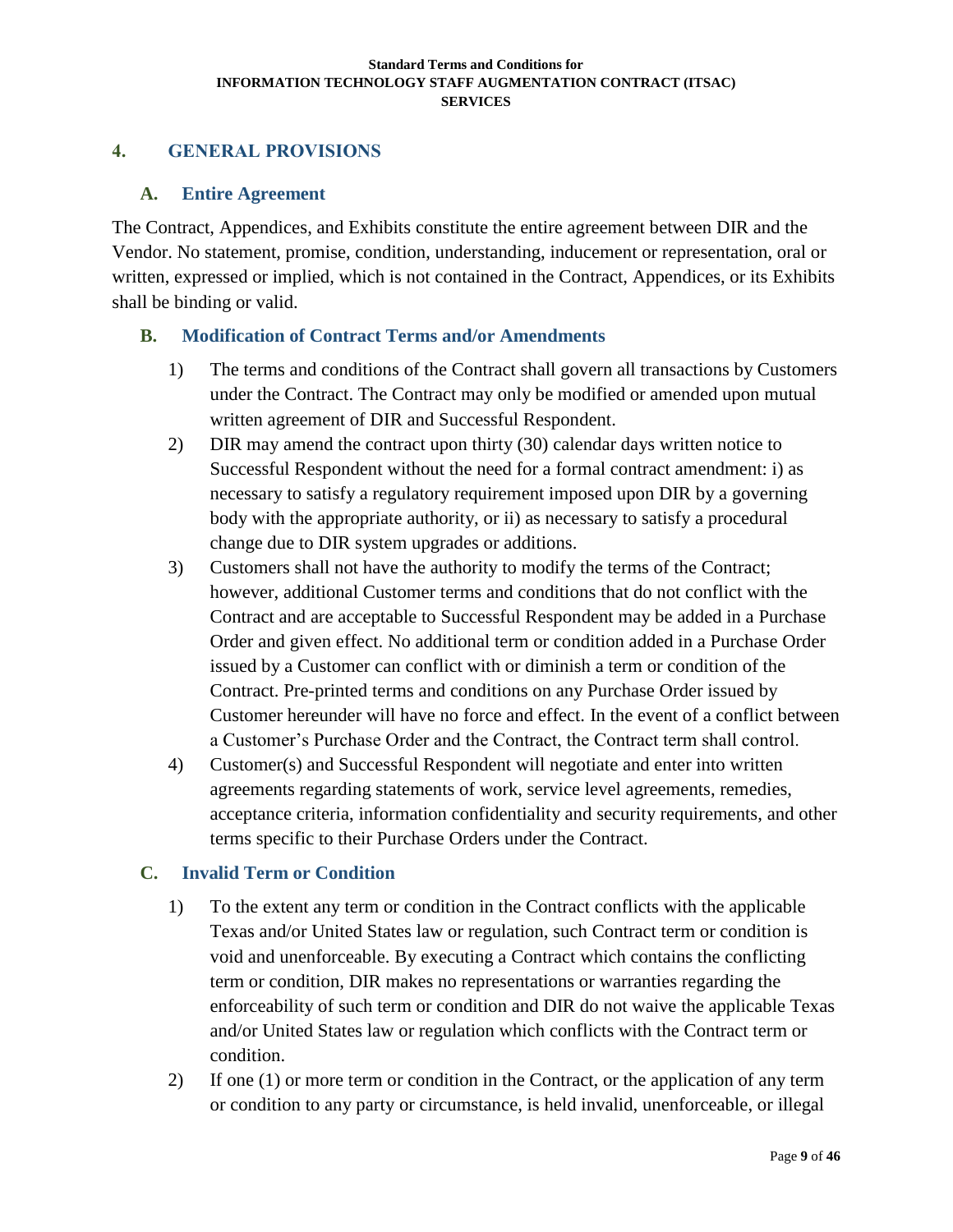## 4. GENERAL PROVISIONS

### A. Entire Agreement

The Contract, Appendices, and Exhibits constitute the entire agreement between DIR and the Vendor. No statement, promise, condition, understanding, inducement or representation, oral or written, expressed or implied, which is not contained in the Contract, Appendices, or its Exhibits shall be binding or valid.

### B. Modification of Contract Terms and/or Amendments

1) The terms and conditions of the Contract shall govern all transactions by Customers under the Contract. The Contract may only be modified or amended upon mutual written agreement of DIR and Successful Respondent.
2) DIR may amend the contract upon thirty (30) calendar days written notice to Successful Respondent without the need for a formal contract amendment: i) as necessary to satisfy a regulatory requirement imposed upon DIR by a governing body with the appropriate authority, or ii) as necessary to satisfy a procedural change due to DIR system upgrades or additions.
3) Customers shall not have the authority to modify the terms of the Contract; however, additional Customer terms and conditions that do not conflict with the Contract and are acceptable to Successful Respondent may be added in a Purchase Order and given effect. No additional term or condition added in a Purchase Order issued by a Customer can conflict with or diminish a term or condition of the Contract. Pre-printed terms and conditions on any Purchase Order issued by Customer hereunder will have no force and effect. In the event of a conflict between a Customer's Purchase Order and the Contract, the Contract term shall control.
4) Customer(s) and Successful Respondent will negotiate and enter into written agreements regarding statements of work, service level agreements, remedies, acceptance criteria, information confidentiality and security requirements, and other terms specific to their Purchase Orders under the Contract.

### C. Invalid Term or Condition

1) To the extent any term or condition in the Contract conflicts with the applicable Texas and/or United States law or regulation, such Contract term or condition is void and unenforceable. By executing a Contract which contains the conflicting term or condition, DIR makes no representations or warranties regarding the enforceability of such term or condition and DIR do not waive the applicable Texas and/or United States law or regulation which conflicts with the Contract term or condition.
2) If one (1) or more term or condition in the Contract, or the application of any term or condition to any party or circumstance, is held invalid, unenforceable, or illegal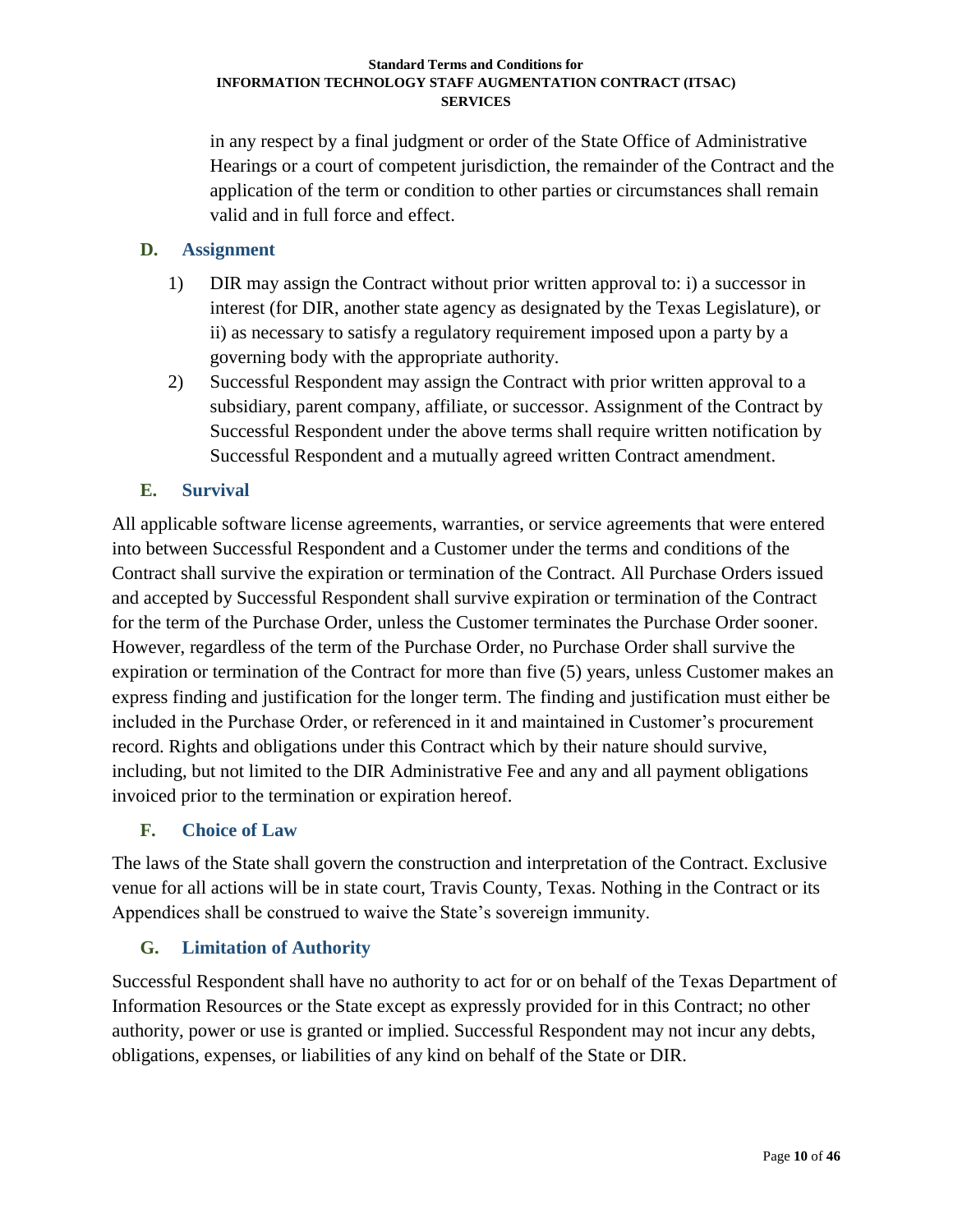in any respect by a final judgment or order of the State Office of Administrative Hearings or a court of competent jurisdiction, the remainder of the Contract and the application of the term or condition to other parties or circumstances shall remain valid and in full force and effect.

### D. Assignment

1) DIR may assign the Contract without prior written approval to: i) a successor in interest (for DIR, another state agency as designated by the Texas Legislature), or ii) as necessary to satisfy a regulatory requirement imposed upon a party by a governing body with the appropriate authority.
2) Successful Respondent may assign the Contract with prior written approval to a subsidiary, parent company, affiliate, or successor. Assignment of the Contract by Successful Respondent under the above terms shall require written notification by Successful Respondent and a mutually agreed written Contract amendment.

### E. Survival

All applicable software license agreements, warranties, or service agreements that were entered into between Successful Respondent and a Customer under the terms and conditions of the Contract shall survive the expiration or termination of the Contract. All Purchase Orders issued and accepted by Successful Respondent shall survive expiration or termination of the Contract for the term of the Purchase Order, unless the Customer terminates the Purchase Order sooner. However, regardless of the term of the Purchase Order, no Purchase Order shall survive the expiration or termination of the Contract for more than five (5) years, unless Customer makes an express finding and justification for the longer term. The finding and justification must either be included in the Purchase Order, or referenced in it and maintained in Customer's procurement record. Rights and obligations under this Contract which by their nature should survive, including, but not limited to the DIR Administrative Fee and any and all payment obligations invoiced prior to the termination or expiration hereof.

### F. Choice of Law

The laws of the State shall govern the construction and interpretation of the Contract. Exclusive venue for all actions will be in state court, Travis County, Texas. Nothing in the Contract or its Appendices shall be construed to waive the State's sovereign immunity.

### G. Limitation of Authority

Successful Respondent shall have no authority to act for or on behalf of the Texas Department of Information Resources or the State except as expressly provided for in this Contract; no other authority, power or use is granted or implied. Successful Respondent may not incur any debts, obligations, expenses, or liabilities of any kind on behalf of the State or DIR.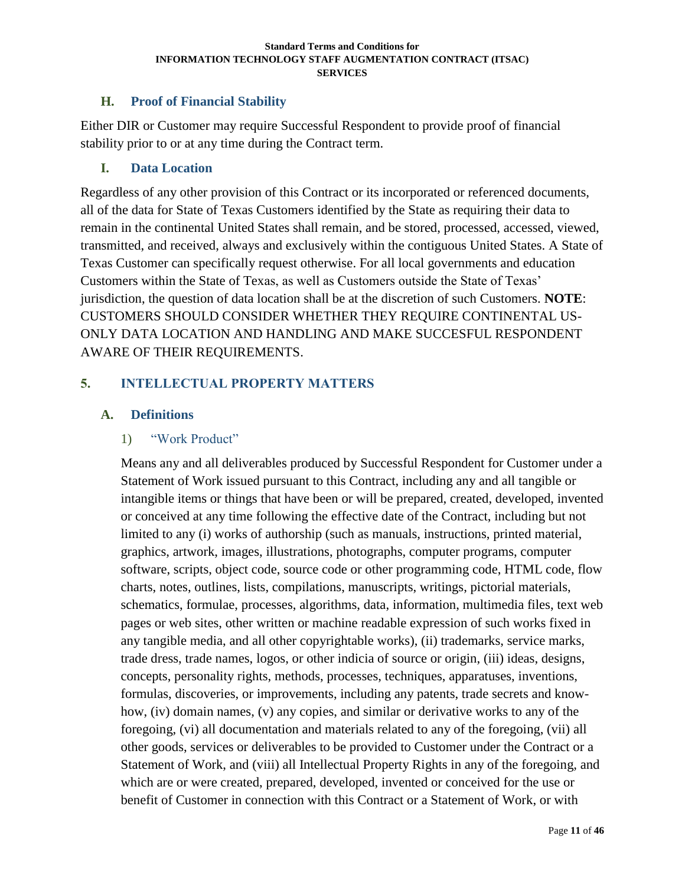### H. Proof of Financial Stability

Either DIR or Customer may require Successful Respondent to provide proof of financial stability prior to or at any time during the Contract term.

### I. Data Location

Regardless of any other provision of this Contract or its incorporated or referenced documents, all of the data for State of Texas Customers identified by the State as requiring their data to remain in the continental United States shall remain, and be stored, processed, accessed, viewed, transmitted, and received, always and exclusively within the contiguous United States. A State of Texas Customer can specifically request otherwise. For all local governments and education Customers within the State of Texas, as well as Customers outside the State of Texas' jurisdiction, the question of data location shall be at the discretion of such Customers. **NOTE**: CUSTOMERS SHOULD CONSIDER WHETHER THEY REQUIRE CONTINENTAL US-ONLY DATA LOCATION AND HANDLING AND MAKE SUCCESFUL RESPONDENT AWARE OF THEIR REQUIREMENTS.

## 5. INTELLECTUAL PROPERTY MATTERS

### A. Definitions

#### 1) "Work Product"

Means any and all deliverables produced by Successful Respondent for Customer under a Statement of Work issued pursuant to this Contract, including any and all tangible or intangible items or things that have been or will be prepared, created, developed, invented or conceived at any time following the effective date of the Contract, including but not limited to any (i) works of authorship (such as manuals, instructions, printed material, graphics, artwork, images, illustrations, photographs, computer programs, computer software, scripts, object code, source code or other programming code, HTML code, flow charts, notes, outlines, lists, compilations, manuscripts, writings, pictorial materials, schematics, formulae, processes, algorithms, data, information, multimedia files, text web pages or web sites, other written or machine readable expression of such works fixed in any tangible media, and all other copyrightable works), (ii) trademarks, service marks, trade dress, trade names, logos, or other indicia of source or origin, (iii) ideas, designs, concepts, personality rights, methods, processes, techniques, apparatuses, inventions, formulas, discoveries, or improvements, including any patents, trade secrets and know-how, (iv) domain names, (v) any copies, and similar or derivative works to any of the foregoing, (vi) all documentation and materials related to any of the foregoing, (vii) all other goods, services or deliverables to be provided to Customer under the Contract or a Statement of Work, and (viii) all Intellectual Property Rights in any of the foregoing, and which are or were created, prepared, developed, invented or conceived for the use or benefit of Customer in connection with this Contract or a Statement of Work, or with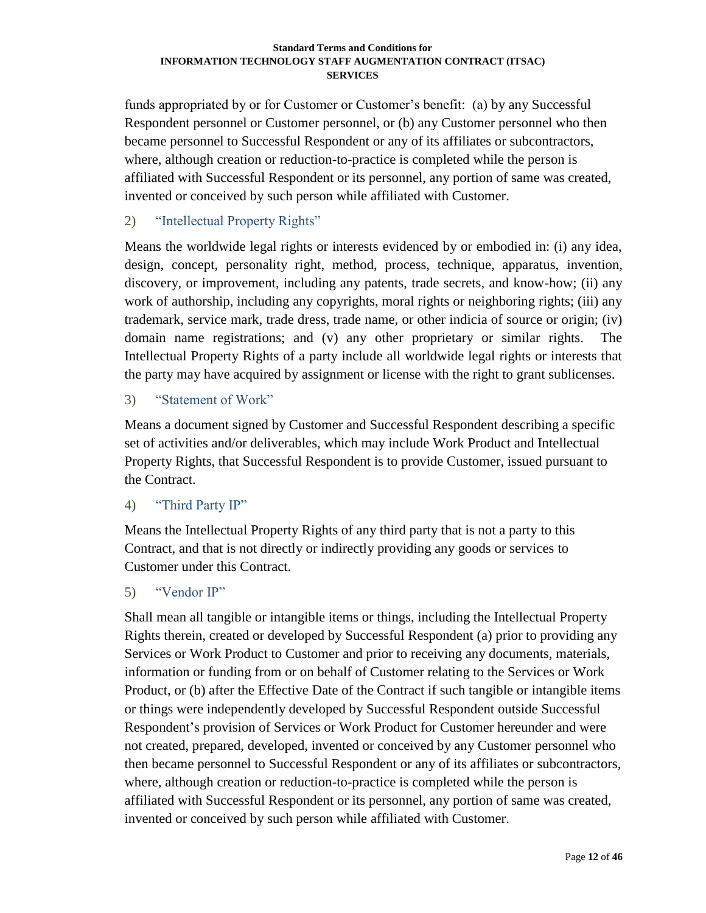funds appropriated by or for Customer or Customer's benefit: (a) by any Successful Respondent personnel or Customer personnel, or (b) any Customer personnel who then became personnel to Successful Respondent or any of its affiliates or subcontractors, where, although creation or reduction-to-practice is completed while the person is affiliated with Successful Respondent or its personnel, any portion of same was created, invented or conceived by such person while affiliated with Customer.

### 2) "Intellectual Property Rights"

Means the worldwide legal rights or interests evidenced by or embodied in: (i) any idea, design, concept, personality right, method, process, technique, apparatus, invention, discovery, or improvement, including any patents, trade secrets, and know-how; (ii) any work of authorship, including any copyrights, moral rights or neighboring rights; (iii) any trademark, service mark, trade dress, trade name, or other indicia of source or origin; (iv) domain name registrations; and (v) any other proprietary or similar rights. The Intellectual Property Rights of a party include all worldwide legal rights or interests that the party may have acquired by assignment or license with the right to grant sublicenses.

### 3) "Statement of Work"

Means a document signed by Customer and Successful Respondent describing a specific set of activities and/or deliverables, which may include Work Product and Intellectual Property Rights, that Successful Respondent is to provide Customer, issued pursuant to the Contract.

### 4) "Third Party IP"

Means the Intellectual Property Rights of any third party that is not a party to this Contract, and that is not directly or indirectly providing any goods or services to Customer under this Contract.

### 5) "Vendor IP"

Shall mean all tangible or intangible items or things, including the Intellectual Property Rights therein, created or developed by Successful Respondent (a) prior to providing any Services or Work Product to Customer and prior to receiving any documents, materials, information or funding from or on behalf of Customer relating to the Services or Work Product, or (b) after the Effective Date of the Contract if such tangible or intangible items or things were independently developed by Successful Respondent outside Successful Respondent's provision of Services or Work Product for Customer hereunder and were not created, prepared, developed, invented or conceived by any Customer personnel who then became personnel to Successful Respondent or any of its affiliates or subcontractors, where, although creation or reduction-to-practice is completed while the person is affiliated with Successful Respondent or its personnel, any portion of same was created, invented or conceived by such person while affiliated with Customer.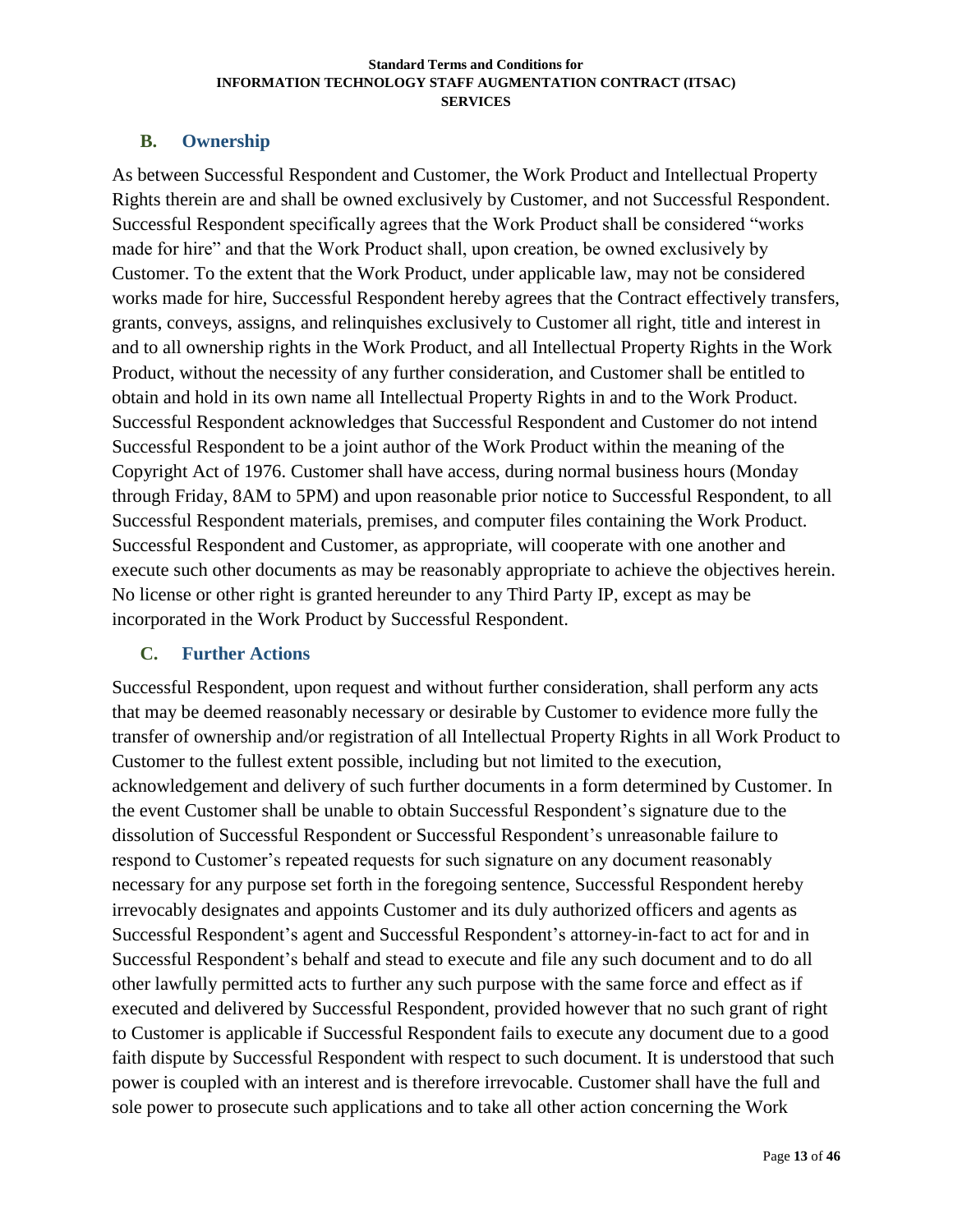## B. Ownership

As between Successful Respondent and Customer, the Work Product and Intellectual Property Rights therein are and shall be owned exclusively by Customer, and not Successful Respondent. Successful Respondent specifically agrees that the Work Product shall be considered "works made for hire" and that the Work Product shall, upon creation, be owned exclusively by Customer. To the extent that the Work Product, under applicable law, may not be considered works made for hire, Successful Respondent hereby agrees that the Contract effectively transfers, grants, conveys, assigns, and relinquishes exclusively to Customer all right, title and interest in and to all ownership rights in the Work Product, and all Intellectual Property Rights in the Work Product, without the necessity of any further consideration, and Customer shall be entitled to obtain and hold in its own name all Intellectual Property Rights in and to the Work Product. Successful Respondent acknowledges that Successful Respondent and Customer do not intend Successful Respondent to be a joint author of the Work Product within the meaning of the Copyright Act of 1976. Customer shall have access, during normal business hours (Monday through Friday, 8AM to 5PM) and upon reasonable prior notice to Successful Respondent, to all Successful Respondent materials, premises, and computer files containing the Work Product. Successful Respondent and Customer, as appropriate, will cooperate with one another and execute such other documents as may be reasonably appropriate to achieve the objectives herein. No license or other right is granted hereunder to any Third Party IP, except as may be incorporated in the Work Product by Successful Respondent.

## C. Further Actions

Successful Respondent, upon request and without further consideration, shall perform any acts that may be deemed reasonably necessary or desirable by Customer to evidence more fully the transfer of ownership and/or registration of all Intellectual Property Rights in all Work Product to Customer to the fullest extent possible, including but not limited to the execution, acknowledgement and delivery of such further documents in a form determined by Customer. In the event Customer shall be unable to obtain Successful Respondent's signature due to the dissolution of Successful Respondent or Successful Respondent's unreasonable failure to respond to Customer's repeated requests for such signature on any document reasonably necessary for any purpose set forth in the foregoing sentence, Successful Respondent hereby irrevocably designates and appoints Customer and its duly authorized officers and agents as Successful Respondent's agent and Successful Respondent's attorney-in-fact to act for and in Successful Respondent's behalf and stead to execute and file any such document and to do all other lawfully permitted acts to further any such purpose with the same force and effect as if executed and delivered by Successful Respondent, provided however that no such grant of right to Customer is applicable if Successful Respondent fails to execute any document due to a good faith dispute by Successful Respondent with respect to such document. It is understood that such power is coupled with an interest and is therefore irrevocable. Customer shall have the full and sole power to prosecute such applications and to take all other action concerning the Work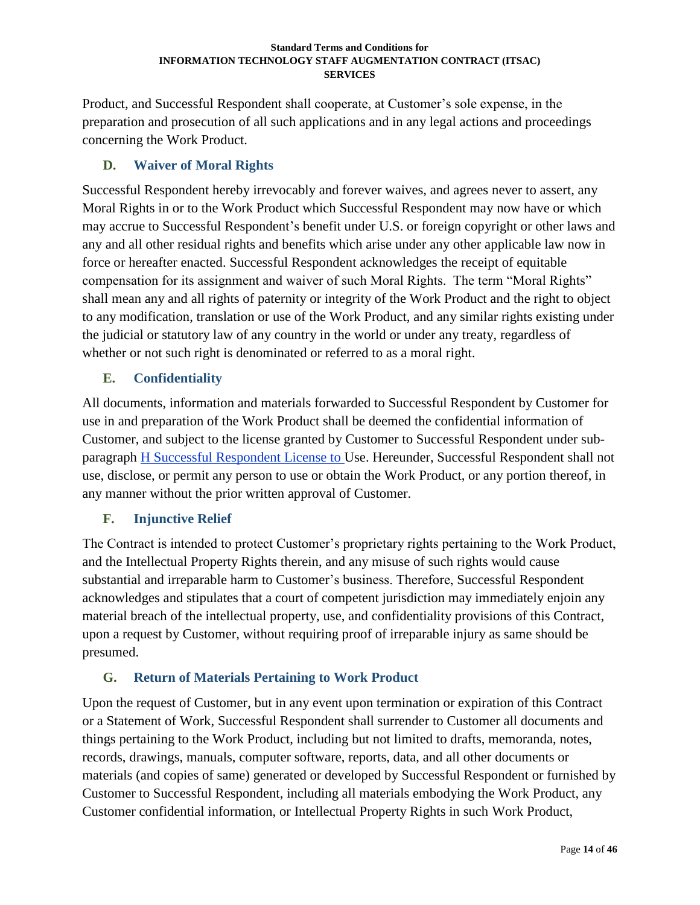Product, and Successful Respondent shall cooperate, at Customer's sole expense, in the preparation and prosecution of all such applications and in any legal actions and proceedings concerning the Work Product.

### D. Waiver of Moral Rights

Successful Respondent hereby irrevocably and forever waives, and agrees never to assert, any Moral Rights in or to the Work Product which Successful Respondent may now have or which may accrue to Successful Respondent's benefit under U.S. or foreign copyright or other laws and any and all other residual rights and benefits which arise under any other applicable law now in force or hereafter enacted. Successful Respondent acknowledges the receipt of equitable compensation for its assignment and waiver of such Moral Rights. The term "Moral Rights" shall mean any and all rights of paternity or integrity of the Work Product and the right to object to any modification, translation or use of the Work Product, and any similar rights existing under the judicial or statutory law of any country in the world or under any treaty, regardless of whether or not such right is denominated or referred to as a moral right.

### E. Confidentiality

All documents, information and materials forwarded to Successful Respondent by Customer for use in and preparation of the Work Product shall be deemed the confidential information of Customer, and subject to the license granted by Customer to Successful Respondent under sub-paragraph H Successful Respondent License to Use. Hereunder, Successful Respondent shall not use, disclose, or permit any person to use or obtain the Work Product, or any portion thereof, in any manner without the prior written approval of Customer.

### F. Injunctive Relief

The Contract is intended to protect Customer's proprietary rights pertaining to the Work Product, and the Intellectual Property Rights therein, and any misuse of such rights would cause substantial and irreparable harm to Customer's business. Therefore, Successful Respondent acknowledges and stipulates that a court of competent jurisdiction may immediately enjoin any material breach of the intellectual property, use, and confidentiality provisions of this Contract, upon a request by Customer, without requiring proof of irreparable injury as same should be presumed.

### G. Return of Materials Pertaining to Work Product

Upon the request of Customer, but in any event upon termination or expiration of this Contract or a Statement of Work, Successful Respondent shall surrender to Customer all documents and things pertaining to the Work Product, including but not limited to drafts, memoranda, notes, records, drawings, manuals, computer software, reports, data, and all other documents or materials (and copies of same) generated or developed by Successful Respondent or furnished by Customer to Successful Respondent, including all materials embodying the Work Product, any Customer confidential information, or Intellectual Property Rights in such Work Product,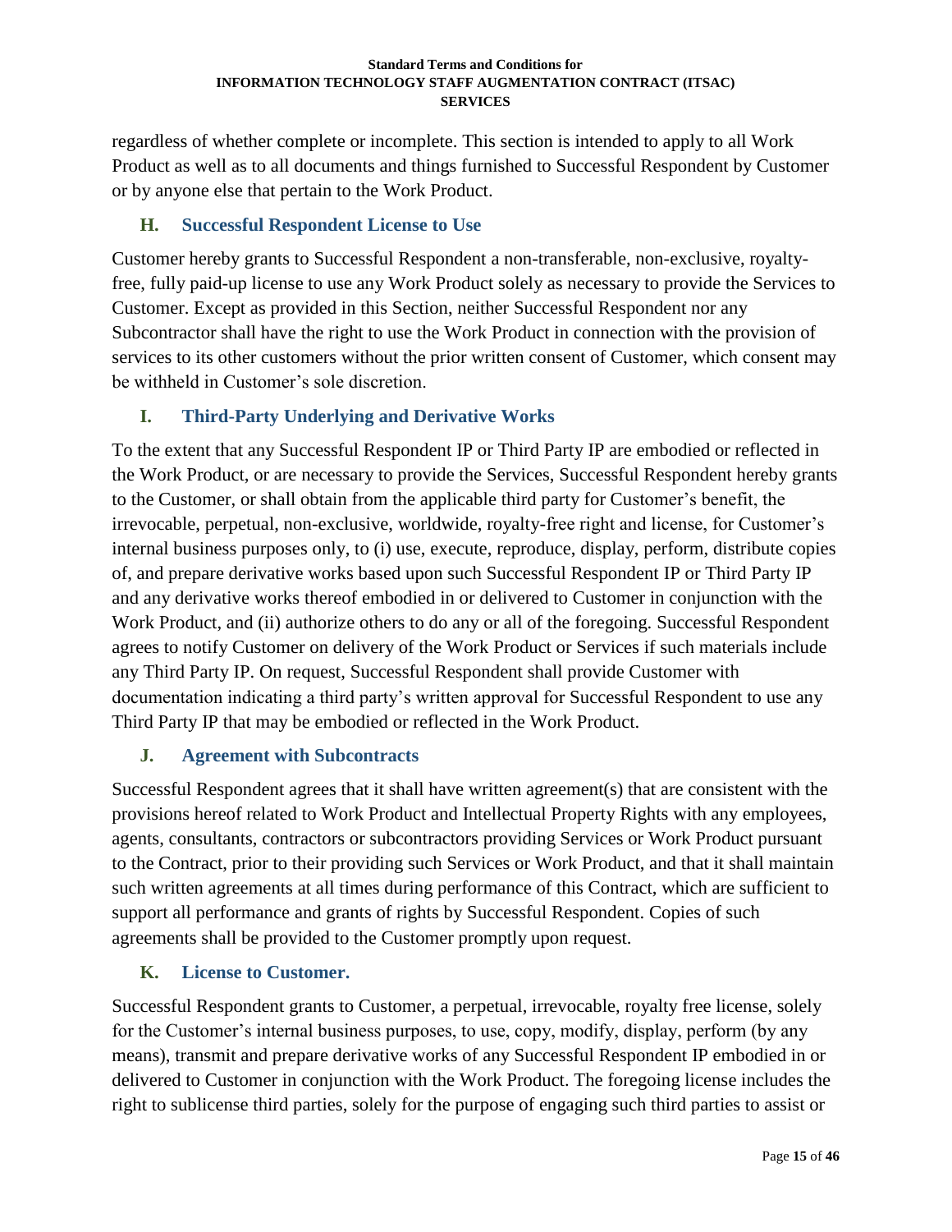regardless of whether complete or incomplete. This section is intended to apply to all Work Product as well as to all documents and things furnished to Successful Respondent by Customer or by anyone else that pertain to the Work Product.

### H. Successful Respondent License to Use

Customer hereby grants to Successful Respondent a non-transferable, non-exclusive, royalty-free, fully paid-up license to use any Work Product solely as necessary to provide the Services to Customer. Except as provided in this Section, neither Successful Respondent nor any Subcontractor shall have the right to use the Work Product in connection with the provision of services to its other customers without the prior written consent of Customer, which consent may be withheld in Customer's sole discretion.

### I. Third-Party Underlying and Derivative Works

To the extent that any Successful Respondent IP or Third Party IP are embodied or reflected in the Work Product, or are necessary to provide the Services, Successful Respondent hereby grants to the Customer, or shall obtain from the applicable third party for Customer's benefit, the irrevocable, perpetual, non-exclusive, worldwide, royalty-free right and license, for Customer's internal business purposes only, to (i) use, execute, reproduce, display, perform, distribute copies of, and prepare derivative works based upon such Successful Respondent IP or Third Party IP and any derivative works thereof embodied in or delivered to Customer in conjunction with the Work Product, and (ii) authorize others to do any or all of the foregoing. Successful Respondent agrees to notify Customer on delivery of the Work Product or Services if such materials include any Third Party IP. On request, Successful Respondent shall provide Customer with documentation indicating a third party's written approval for Successful Respondent to use any Third Party IP that may be embodied or reflected in the Work Product.

### J. Agreement with Subcontracts

Successful Respondent agrees that it shall have written agreement(s) that are consistent with the provisions hereof related to Work Product and Intellectual Property Rights with any employees, agents, consultants, contractors or subcontractors providing Services or Work Product pursuant to the Contract, prior to their providing such Services or Work Product, and that it shall maintain such written agreements at all times during performance of this Contract, which are sufficient to support all performance and grants of rights by Successful Respondent. Copies of such agreements shall be provided to the Customer promptly upon request.

### K. License to Customer.

Successful Respondent grants to Customer, a perpetual, irrevocable, royalty free license, solely for the Customer's internal business purposes, to use, copy, modify, display, perform (by any means), transmit and prepare derivative works of any Successful Respondent IP embodied in or delivered to Customer in conjunction with the Work Product. The foregoing license includes the right to sublicense third parties, solely for the purpose of engaging such third parties to assist or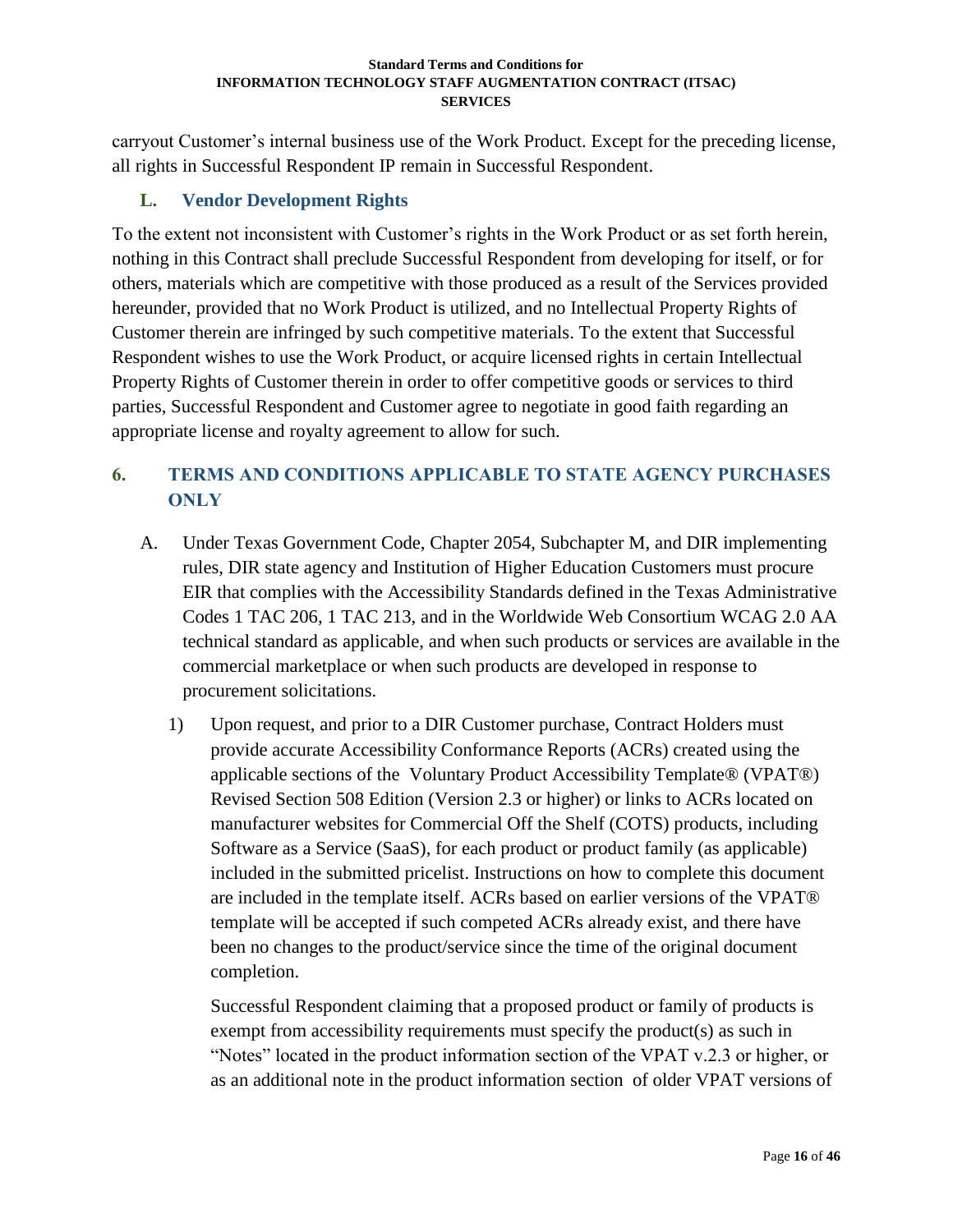carryout Customer's internal business use of the Work Product. Except for the preceding license, all rights in Successful Respondent IP remain in Successful Respondent.

### L. Vendor Development Rights

To the extent not inconsistent with Customer's rights in the Work Product or as set forth herein, nothing in this Contract shall preclude Successful Respondent from developing for itself, or for others, materials which are competitive with those produced as a result of the Services provided hereunder, provided that no Work Product is utilized, and no Intellectual Property Rights of Customer therein are infringed by such competitive materials. To the extent that Successful Respondent wishes to use the Work Product, or acquire licensed rights in certain Intellectual Property Rights of Customer therein in order to offer competitive goods or services to third parties, Successful Respondent and Customer agree to negotiate in good faith regarding an appropriate license and royalty agreement to allow for such.

## 6. TERMS AND CONDITIONS APPLICABLE TO STATE AGENCY PURCHASES ONLY

A. Under Texas Government Code, Chapter 2054, Subchapter M, and DIR implementing rules, DIR state agency and Institution of Higher Education Customers must procure EIR that complies with the Accessibility Standards defined in the Texas Administrative Codes 1 TAC 206, 1 TAC 213, and in the Worldwide Web Consortium WCAG 2.0 AA technical standard as applicable, and when such products or services are available in the commercial marketplace or when such products are developed in response to procurement solicitations.

   1) Upon request, and prior to a DIR Customer purchase, Contract Holders must provide accurate Accessibility Conformance Reports (ACRs) created using the applicable sections of the Voluntary Product Accessibility Template® (VPAT®) Revised Section 508 Edition (Version 2.3 or higher) or links to ACRs located on manufacturer websites for Commercial Off the Shelf (COTS) products, including Software as a Service (SaaS), for each product or product family (as applicable) included in the submitted pricelist. Instructions on how to complete this document are included in the template itself. ACRs based on earlier versions of the VPAT® template will be accepted if such competed ACRs already exist, and there have been no changes to the product/service since the time of the original document completion.

      Successful Respondent claiming that a proposed product or family of products is exempt from accessibility requirements must specify the product(s) as such in "Notes" located in the product information section of the VPAT v.2.3 or higher, or as an additional note in the product information section of older VPAT versions of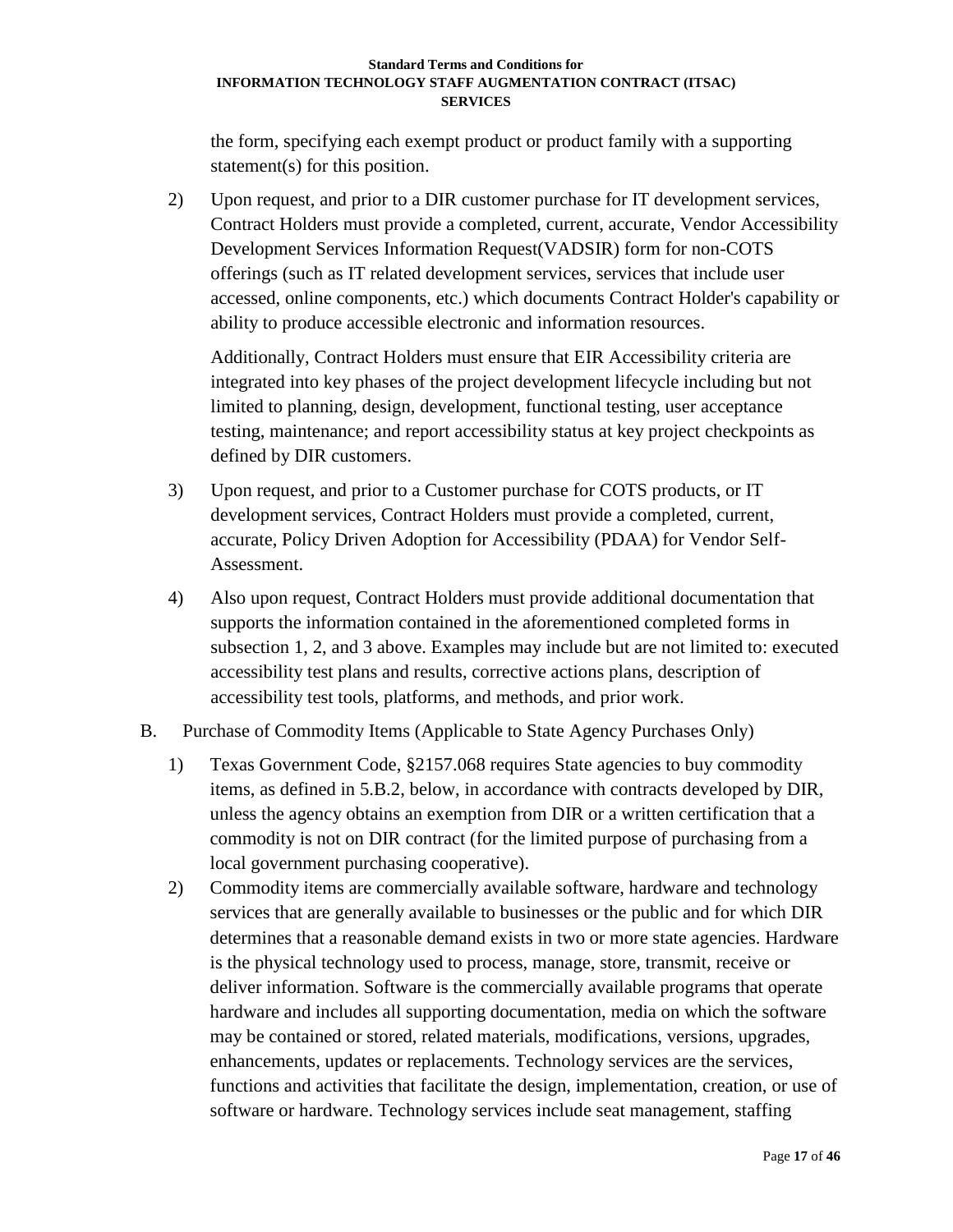the form, specifying each exempt product or product family with a supporting statement(s) for this position.

2) Upon request, and prior to a DIR customer purchase for IT development services, Contract Holders must provide a completed, current, accurate, Vendor Accessibility Development Services Information Request(VADSIR) form for non-COTS offerings (such as IT related development services, services that include user accessed, online components, etc.) which documents Contract Holder's capability or ability to produce accessible electronic and information resources.

   Additionally, Contract Holders must ensure that EIR Accessibility criteria are integrated into key phases of the project development lifecycle including but not limited to planning, design, development, functional testing, user acceptance testing, maintenance; and report accessibility status at key project checkpoints as defined by DIR customers.

3) Upon request, and prior to a Customer purchase for COTS products, or IT development services, Contract Holders must provide a completed, current, accurate, Policy Driven Adoption for Accessibility (PDAA) for Vendor Self-Assessment.

4) Also upon request, Contract Holders must provide additional documentation that supports the information contained in the aforementioned completed forms in subsection 1, 2, and 3 above. Examples may include but are not limited to: executed accessibility test plans and results, corrective actions plans, description of accessibility test tools, platforms, and methods, and prior work.

B. Purchase of Commodity Items (Applicable to State Agency Purchases Only)

1) Texas Government Code, §2157.068 requires State agencies to buy commodity items, as defined in 5.B.2, below, in accordance with contracts developed by DIR, unless the agency obtains an exemption from DIR or a written certification that a commodity is not on DIR contract (for the limited purpose of purchasing from a local government purchasing cooperative).

2) Commodity items are commercially available software, hardware and technology services that are generally available to businesses or the public and for which DIR determines that a reasonable demand exists in two or more state agencies. Hardware is the physical technology used to process, manage, store, transmit, receive or deliver information. Software is the commercially available programs that operate hardware and includes all supporting documentation, media on which the software may be contained or stored, related materials, modifications, versions, upgrades, enhancements, updates or replacements. Technology services are the services, functions and activities that facilitate the design, implementation, creation, or use of software or hardware. Technology services include seat management, staffing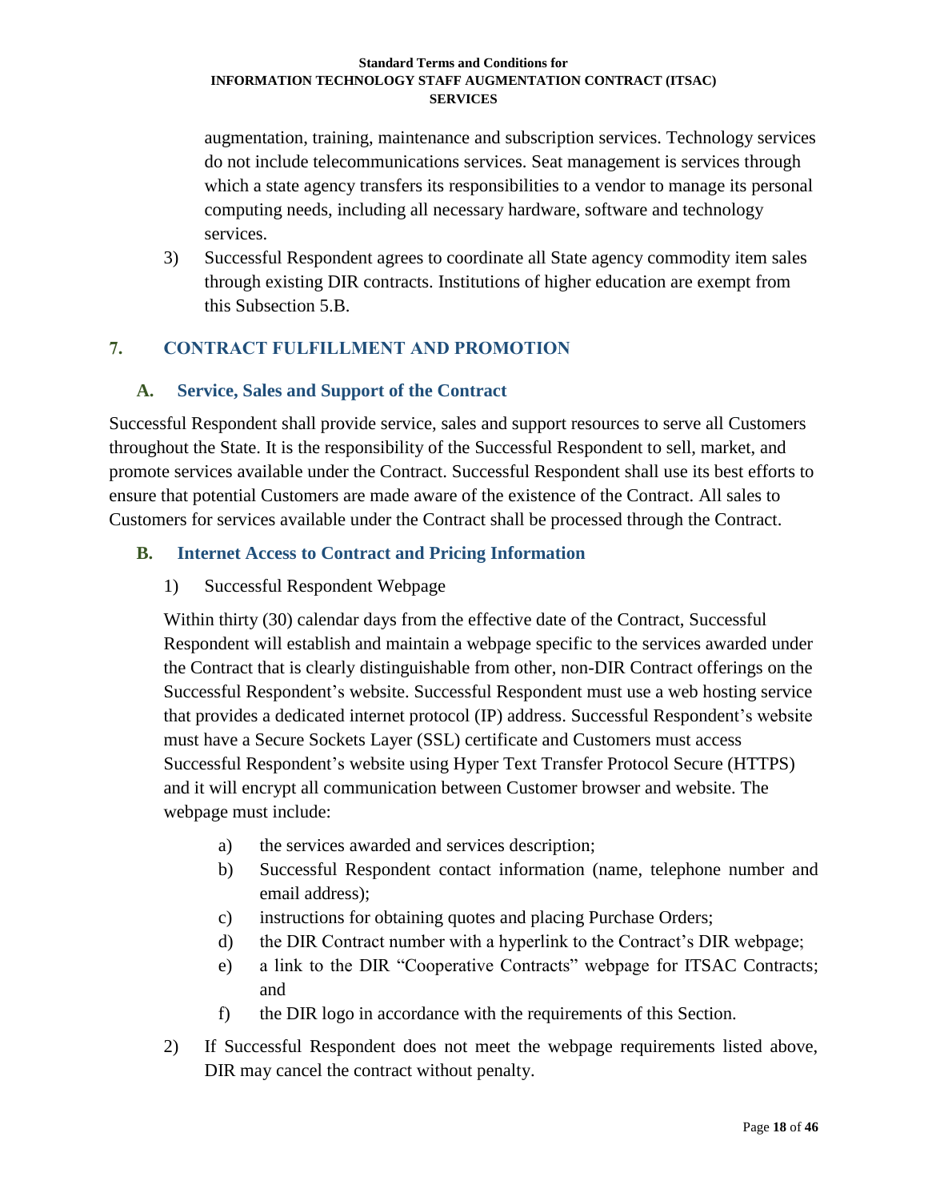augmentation, training, maintenance and subscription services. Technology services do not include telecommunications services. Seat management is services through which a state agency transfers its responsibilities to a vendor to manage its personal computing needs, including all necessary hardware, software and technology services.

3) Successful Respondent agrees to coordinate all State agency commodity item sales through existing DIR contracts. Institutions of higher education are exempt from this Subsection 5.B.

## 7. CONTRACT FULFILLMENT AND PROMOTION

### A. Service, Sales and Support of the Contract

Successful Respondent shall provide service, sales and support resources to serve all Customers throughout the State. It is the responsibility of the Successful Respondent to sell, market, and promote services available under the Contract. Successful Respondent shall use its best efforts to ensure that potential Customers are made aware of the existence of the Contract. All sales to Customers for services available under the Contract shall be processed through the Contract.

### B. Internet Access to Contract and Pricing Information

1) Successful Respondent Webpage

Within thirty (30) calendar days from the effective date of the Contract, Successful Respondent will establish and maintain a webpage specific to the services awarded under the Contract that is clearly distinguishable from other, non-DIR Contract offerings on the Successful Respondent's website. Successful Respondent must use a web hosting service that provides a dedicated internet protocol (IP) address. Successful Respondent's website must have a Secure Sockets Layer (SSL) certificate and Customers must access Successful Respondent's website using Hyper Text Transfer Protocol Secure (HTTPS) and it will encrypt all communication between Customer browser and website. The webpage must include:

a) the services awarded and services description;
b) Successful Respondent contact information (name, telephone number and email address);
c) instructions for obtaining quotes and placing Purchase Orders;
d) the DIR Contract number with a hyperlink to the Contract's DIR webpage;
e) a link to the DIR "Cooperative Contracts" webpage for ITSAC Contracts; and
f) the DIR logo in accordance with the requirements of this Section.

2) If Successful Respondent does not meet the webpage requirements listed above, DIR may cancel the contract without penalty.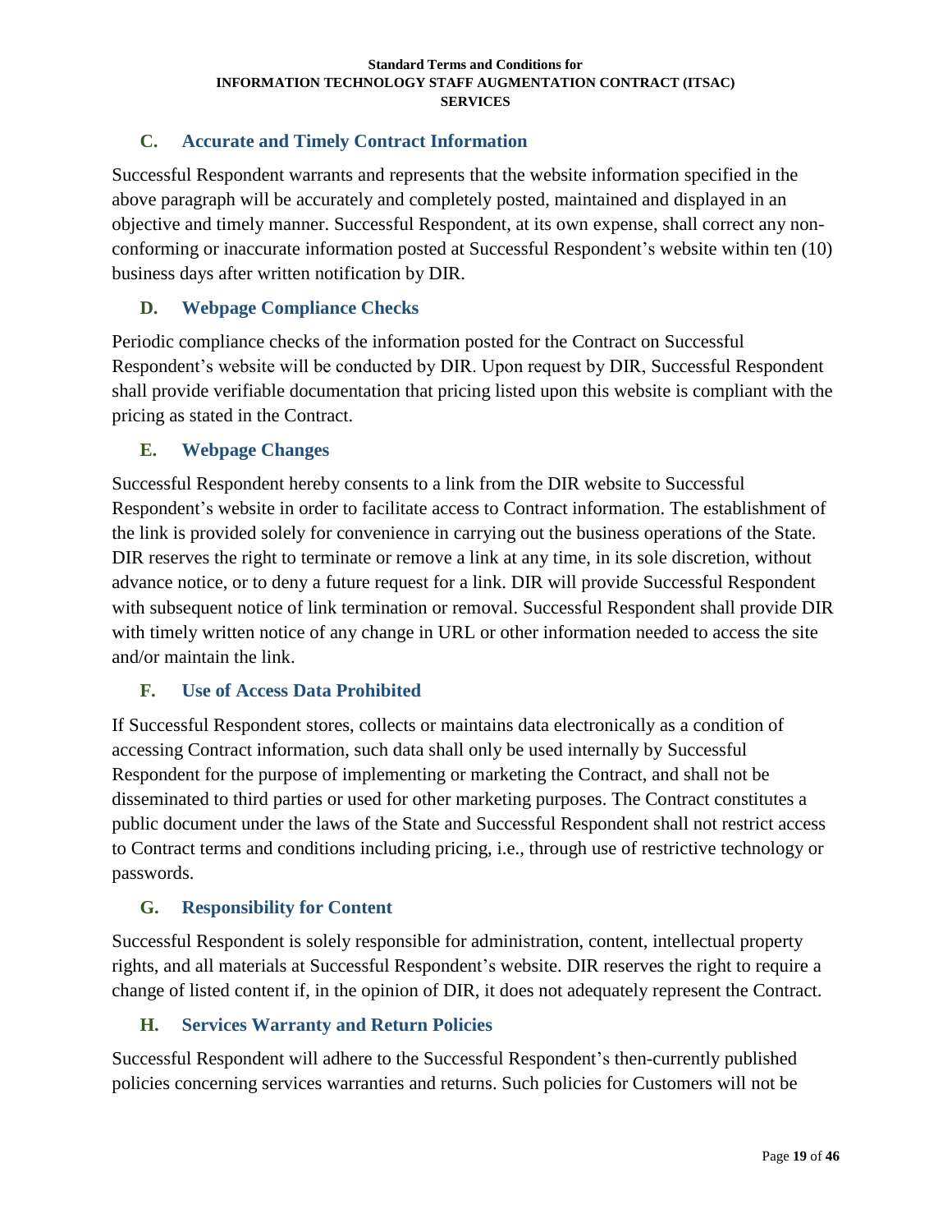### C. Accurate and Timely Contract Information

Successful Respondent warrants and represents that the website information specified in the above paragraph will be accurately and completely posted, maintained and displayed in an objective and timely manner. Successful Respondent, at its own expense, shall correct any non-conforming or inaccurate information posted at Successful Respondent's website within ten (10) business days after written notification by DIR.

### D. Webpage Compliance Checks

Periodic compliance checks of the information posted for the Contract on Successful Respondent's website will be conducted by DIR. Upon request by DIR, Successful Respondent shall provide verifiable documentation that pricing listed upon this website is compliant with the pricing as stated in the Contract.

### E. Webpage Changes

Successful Respondent hereby consents to a link from the DIR website to Successful Respondent's website in order to facilitate access to Contract information. The establishment of the link is provided solely for convenience in carrying out the business operations of the State. DIR reserves the right to terminate or remove a link at any time, in its sole discretion, without advance notice, or to deny a future request for a link. DIR will provide Successful Respondent with subsequent notice of link termination or removal. Successful Respondent shall provide DIR with timely written notice of any change in URL or other information needed to access the site and/or maintain the link.

### F. Use of Access Data Prohibited

If Successful Respondent stores, collects or maintains data electronically as a condition of accessing Contract information, such data shall only be used internally by Successful Respondent for the purpose of implementing or marketing the Contract, and shall not be disseminated to third parties or used for other marketing purposes. The Contract constitutes a public document under the laws of the State and Successful Respondent shall not restrict access to Contract terms and conditions including pricing, i.e., through use of restrictive technology or passwords.

### G. Responsibility for Content

Successful Respondent is solely responsible for administration, content, intellectual property rights, and all materials at Successful Respondent's website. DIR reserves the right to require a change of listed content if, in the opinion of DIR, it does not adequately represent the Contract.

### H. Services Warranty and Return Policies

Successful Respondent will adhere to the Successful Respondent's then-currently published policies concerning services warranties and returns. Such policies for Customers will not be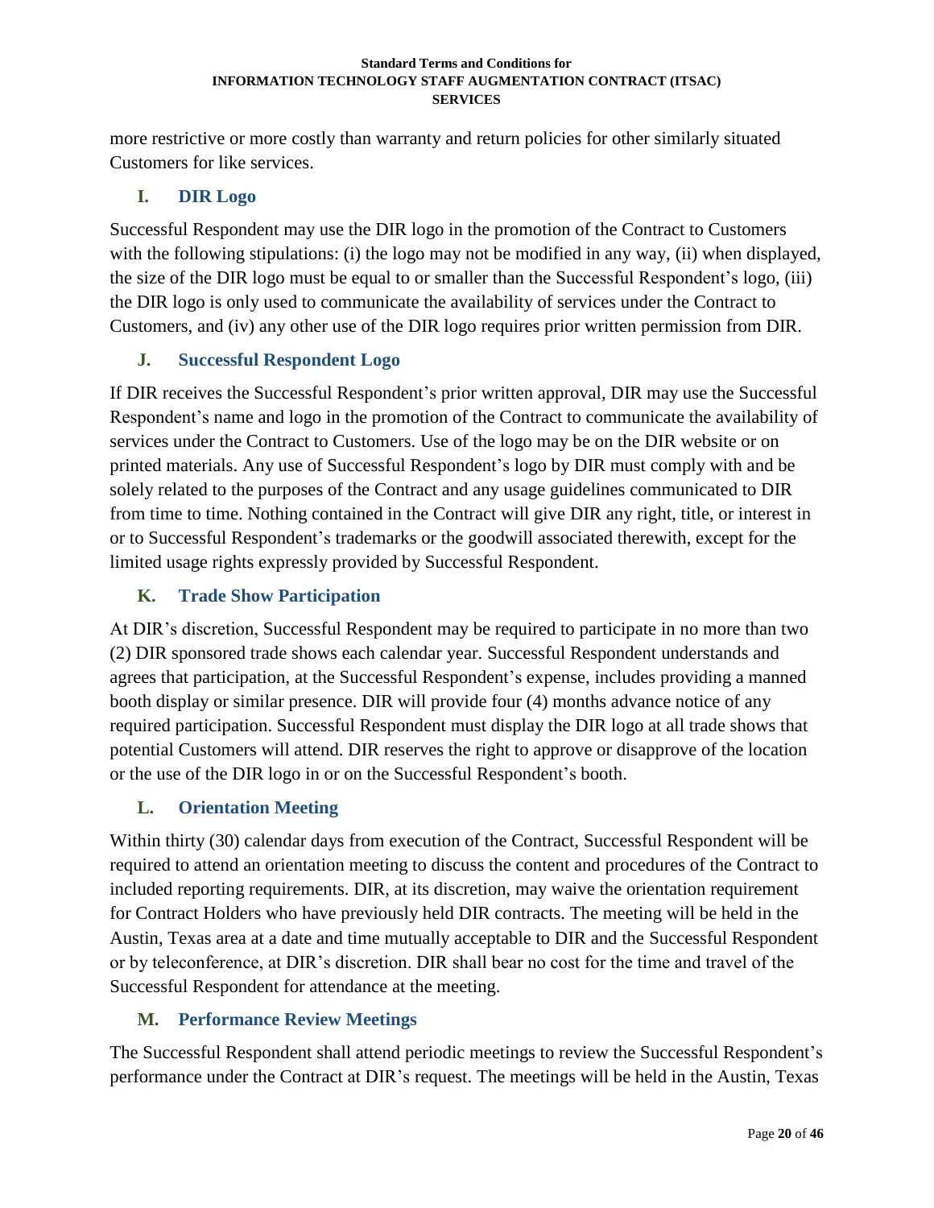more restrictive or more costly than warranty and return policies for other similarly situated Customers for like services.

### I. DIR Logo

Successful Respondent may use the DIR logo in the promotion of the Contract to Customers with the following stipulations: (i) the logo may not be modified in any way, (ii) when displayed, the size of the DIR logo must be equal to or smaller than the Successful Respondent's logo, (iii) the DIR logo is only used to communicate the availability of services under the Contract to Customers, and (iv) any other use of the DIR logo requires prior written permission from DIR.

### J. Successful Respondent Logo

If DIR receives the Successful Respondent's prior written approval, DIR may use the Successful Respondent's name and logo in the promotion of the Contract to communicate the availability of services under the Contract to Customers. Use of the logo may be on the DIR website or on printed materials. Any use of Successful Respondent's logo by DIR must comply with and be solely related to the purposes of the Contract and any usage guidelines communicated to DIR from time to time. Nothing contained in the Contract will give DIR any right, title, or interest in or to Successful Respondent's trademarks or the goodwill associated therewith, except for the limited usage rights expressly provided by Successful Respondent.

### K. Trade Show Participation

At DIR's discretion, Successful Respondent may be required to participate in no more than two (2) DIR sponsored trade shows each calendar year. Successful Respondent understands and agrees that participation, at the Successful Respondent's expense, includes providing a manned booth display or similar presence. DIR will provide four (4) months advance notice of any required participation. Successful Respondent must display the DIR logo at all trade shows that potential Customers will attend. DIR reserves the right to approve or disapprove of the location or the use of the DIR logo in or on the Successful Respondent's booth.

### L. Orientation Meeting

Within thirty (30) calendar days from execution of the Contract, Successful Respondent will be required to attend an orientation meeting to discuss the content and procedures of the Contract to included reporting requirements. DIR, at its discretion, may waive the orientation requirement for Contract Holders who have previously held DIR contracts. The meeting will be held in the Austin, Texas area at a date and time mutually acceptable to DIR and the Successful Respondent or by teleconference, at DIR's discretion. DIR shall bear no cost for the time and travel of the Successful Respondent for attendance at the meeting.

### M. Performance Review Meetings

The Successful Respondent shall attend periodic meetings to review the Successful Respondent's performance under the Contract at DIR's request. The meetings will be held in the Austin, Texas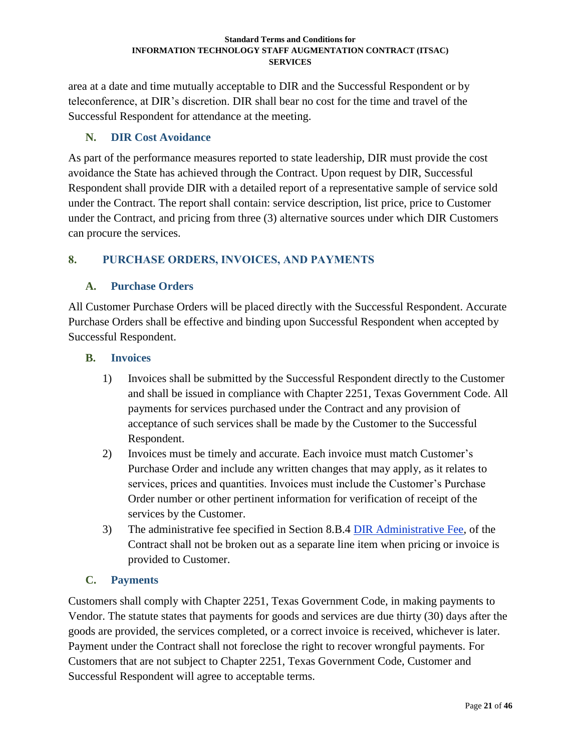area at a date and time mutually acceptable to DIR and the Successful Respondent or by teleconference, at DIR's discretion. DIR shall bear no cost for the time and travel of the Successful Respondent for attendance at the meeting.

### N. DIR Cost Avoidance

As part of the performance measures reported to state leadership, DIR must provide the cost avoidance the State has achieved through the Contract. Upon request by DIR, Successful Respondent shall provide DIR with a detailed report of a representative sample of service sold under the Contract. The report shall contain: service description, list price, price to Customer under the Contract, and pricing from three (3) alternative sources under which DIR Customers can procure the services.

## 8. PURCHASE ORDERS, INVOICES, AND PAYMENTS

### A. Purchase Orders

All Customer Purchase Orders will be placed directly with the Successful Respondent. Accurate Purchase Orders shall be effective and binding upon Successful Respondent when accepted by Successful Respondent.

### B. Invoices

1) Invoices shall be submitted by the Successful Respondent directly to the Customer and shall be issued in compliance with Chapter 2251, Texas Government Code. All payments for services purchased under the Contract and any provision of acceptance of such services shall be made by the Customer to the Successful Respondent.
2) Invoices must be timely and accurate. Each invoice must match Customer's Purchase Order and include any written changes that may apply, as it relates to services, prices and quantities. Invoices must include the Customer's Purchase Order number or other pertinent information for verification of receipt of the services by the Customer.
3) The administrative fee specified in Section 8.B.4 DIR Administrative Fee, of the Contract shall not be broken out as a separate line item when pricing or invoice is provided to Customer.

### C. Payments

Customers shall comply with Chapter 2251, Texas Government Code, in making payments to Vendor. The statute states that payments for goods and services are due thirty (30) days after the goods are provided, the services completed, or a correct invoice is received, whichever is later. Payment under the Contract shall not foreclose the right to recover wrongful payments. For Customers that are not subject to Chapter 2251, Texas Government Code, Customer and Successful Respondent will agree to acceptable terms.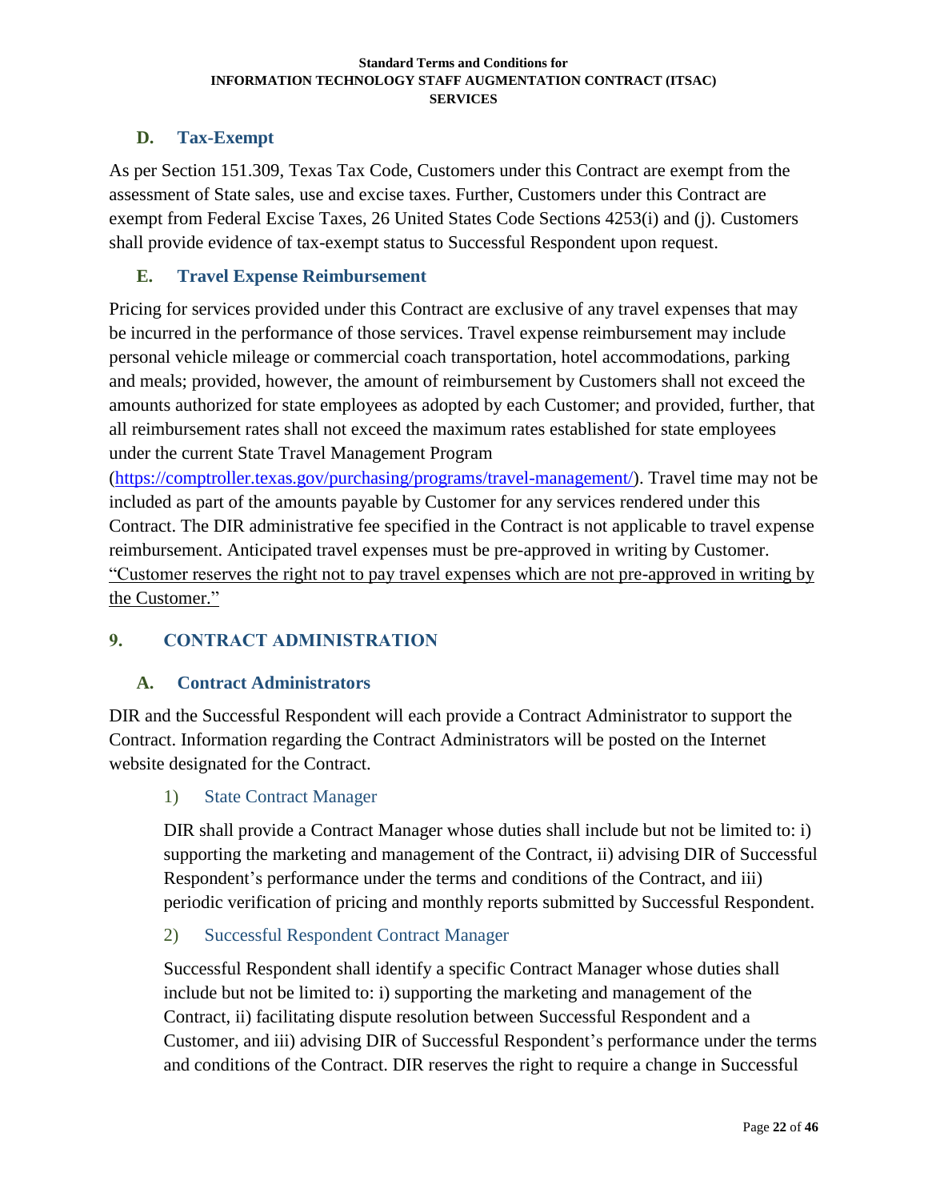### D. Tax-Exempt

As per Section 151.309, Texas Tax Code, Customers under this Contract are exempt from the assessment of State sales, use and excise taxes. Further, Customers under this Contract are exempt from Federal Excise Taxes, 26 United States Code Sections 4253(i) and (j). Customers shall provide evidence of tax-exempt status to Successful Respondent upon request.

### E. Travel Expense Reimbursement

Pricing for services provided under this Contract are exclusive of any travel expenses that may be incurred in the performance of those services. Travel expense reimbursement may include personal vehicle mileage or commercial coach transportation, hotel accommodations, parking and meals; provided, however, the amount of reimbursement by Customers shall not exceed the amounts authorized for state employees as adopted by each Customer; and provided, further, that all reimbursement rates shall not exceed the maximum rates established for state employees under the current State Travel Management Program (https://comptroller.texas.gov/purchasing/programs/travel-management/). Travel time may not be included as part of the amounts payable by Customer for any services rendered under this Contract. The DIR administrative fee specified in the Contract is not applicable to travel expense reimbursement. Anticipated travel expenses must be pre-approved in writing by Customer. <u>"Customer reserves the right not to pay travel expenses which are not pre-approved in writing by the Customer."</u>

## 9. CONTRACT ADMINISTRATION

### A. Contract Administrators

DIR and the Successful Respondent will each provide a Contract Administrator to support the Contract. Information regarding the Contract Administrators will be posted on the Internet website designated for the Contract.

#### 1) State Contract Manager

DIR shall provide a Contract Manager whose duties shall include but not be limited to: i) supporting the marketing and management of the Contract, ii) advising DIR of Successful Respondent's performance under the terms and conditions of the Contract, and iii) periodic verification of pricing and monthly reports submitted by Successful Respondent.

#### 2) Successful Respondent Contract Manager

Successful Respondent shall identify a specific Contract Manager whose duties shall include but not be limited to: i) supporting the marketing and management of the Contract, ii) facilitating dispute resolution between Successful Respondent and a Customer, and iii) advising DIR of Successful Respondent's performance under the terms and conditions of the Contract. DIR reserves the right to require a change in Successful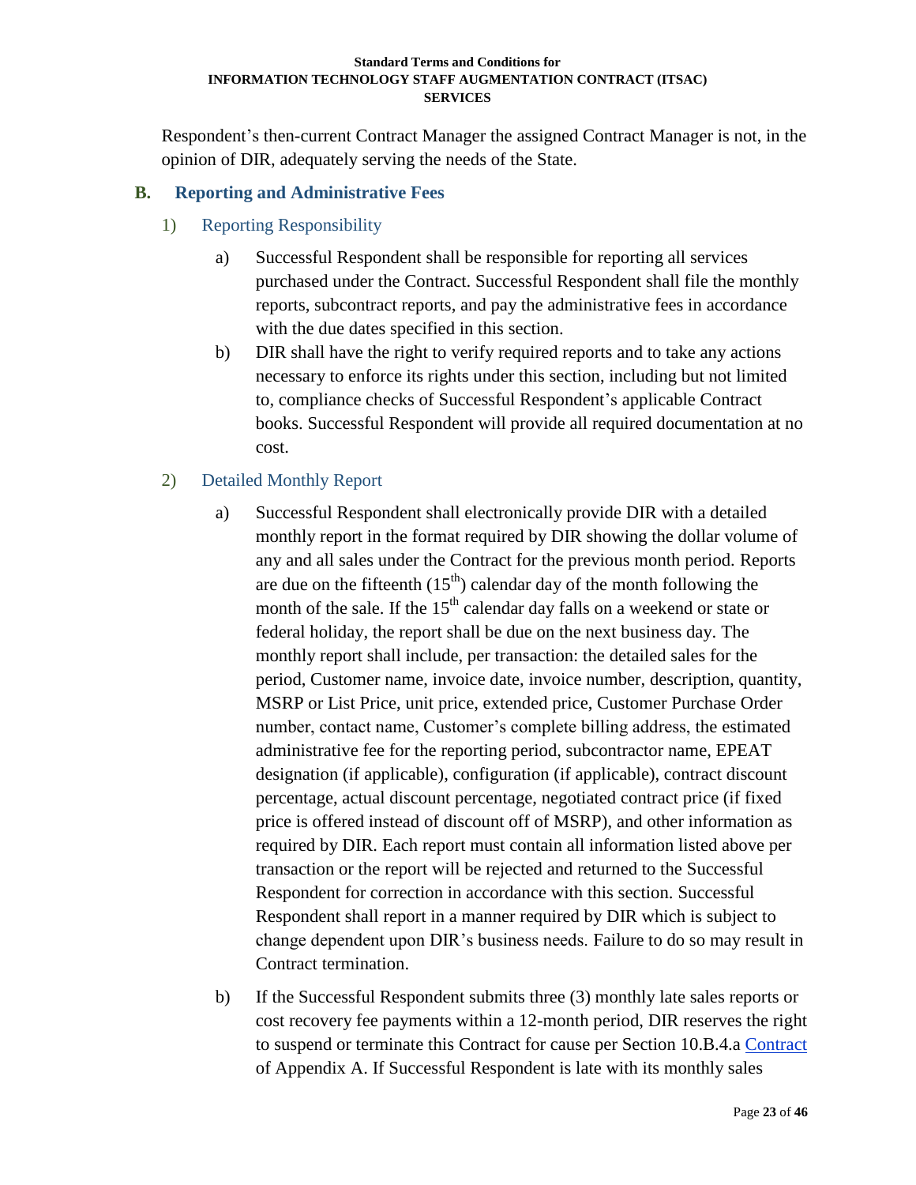Respondent's then-current Contract Manager the assigned Contract Manager is not, in the opinion of DIR, adequately serving the needs of the State.

## B. Reporting and Administrative Fees

### 1) Reporting Responsibility

a) Successful Respondent shall be responsible for reporting all services purchased under the Contract. Successful Respondent shall file the monthly reports, subcontract reports, and pay the administrative fees in accordance with the due dates specified in this section.

b) DIR shall have the right to verify required reports and to take any actions necessary to enforce its rights under this section, including but not limited to, compliance checks of Successful Respondent's applicable Contract books. Successful Respondent will provide all required documentation at no cost.

### 2) Detailed Monthly Report

a) Successful Respondent shall electronically provide DIR with a detailed monthly report in the format required by DIR showing the dollar volume of any and all sales under the Contract for the previous month period. Reports are due on the fifteenth (15th) calendar day of the month following the month of the sale. If the 15th calendar day falls on a weekend or state or federal holiday, the report shall be due on the next business day. The monthly report shall include, per transaction: the detailed sales for the period, Customer name, invoice date, invoice number, description, quantity, MSRP or List Price, unit price, extended price, Customer Purchase Order number, contact name, Customer's complete billing address, the estimated administrative fee for the reporting period, subcontractor name, EPEAT designation (if applicable), configuration (if applicable), contract discount percentage, actual discount percentage, negotiated contract price (if fixed price is offered instead of discount off of MSRP), and other information as required by DIR. Each report must contain all information listed above per transaction or the report will be rejected and returned to the Successful Respondent for correction in accordance with this section. Successful Respondent shall report in a manner required by DIR which is subject to change dependent upon DIR's business needs. Failure to do so may result in Contract termination.

b) If the Successful Respondent submits three (3) monthly late sales reports or cost recovery fee payments within a 12-month period, DIR reserves the right to suspend or terminate this Contract for cause per Section 10.B.4.a Contract of Appendix A. If Successful Respondent is late with its monthly sales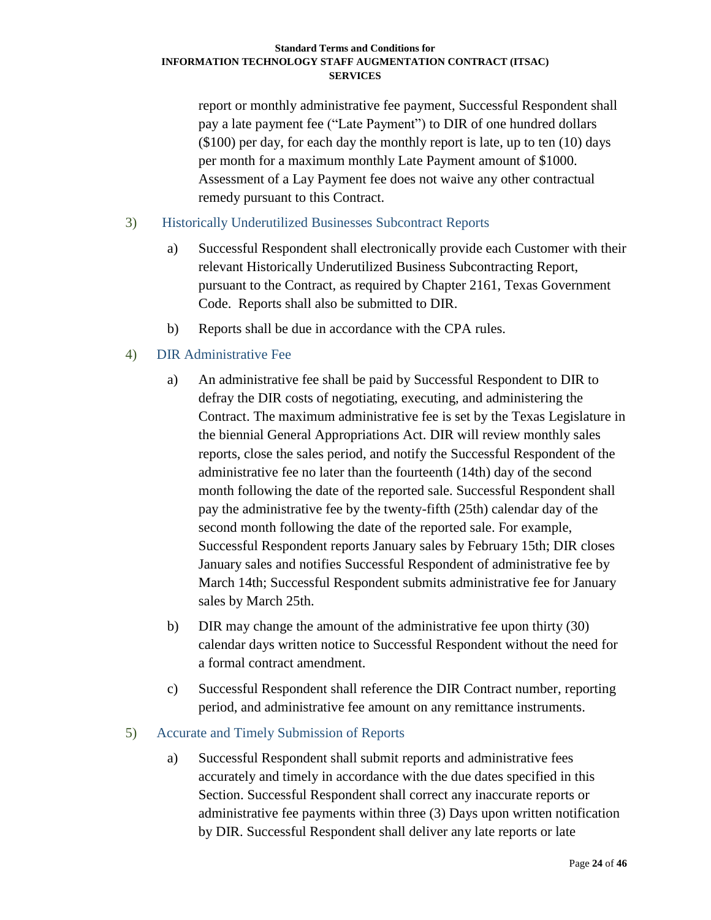report or monthly administrative fee payment, Successful Respondent shall pay a late payment fee ("Late Payment") to DIR of one hundred dollars ($100) per day, for each day the monthly report is late, up to ten (10) days per month for a maximum monthly Late Payment amount of $1000. Assessment of a Lay Payment fee does not waive any other contractual remedy pursuant to this Contract.

3) Historically Underutilized Businesses Subcontract Reports

   a) Successful Respondent shall electronically provide each Customer with their relevant Historically Underutilized Business Subcontracting Report, pursuant to the Contract, as required by Chapter 2161, Texas Government Code. Reports shall also be submitted to DIR.

   b) Reports shall be due in accordance with the CPA rules.

4) DIR Administrative Fee

   a) An administrative fee shall be paid by Successful Respondent to DIR to defray the DIR costs of negotiating, executing, and administering the Contract. The maximum administrative fee is set by the Texas Legislature in the biennial General Appropriations Act. DIR will review monthly sales reports, close the sales period, and notify the Successful Respondent of the administrative fee no later than the fourteenth (14th) day of the second month following the date of the reported sale. Successful Respondent shall pay the administrative fee by the twenty-fifth (25th) calendar day of the second month following the date of the reported sale. For example, Successful Respondent reports January sales by February 15th; DIR closes January sales and notifies Successful Respondent of administrative fee by March 14th; Successful Respondent submits administrative fee for January sales by March 25th.

   b) DIR may change the amount of the administrative fee upon thirty (30) calendar days written notice to Successful Respondent without the need for a formal contract amendment.

   c) Successful Respondent shall reference the DIR Contract number, reporting period, and administrative fee amount on any remittance instruments.

5) Accurate and Timely Submission of Reports

   a) Successful Respondent shall submit reports and administrative fees accurately and timely in accordance with the due dates specified in this Section. Successful Respondent shall correct any inaccurate reports or administrative fee payments within three (3) Days upon written notification by DIR. Successful Respondent shall deliver any late reports or late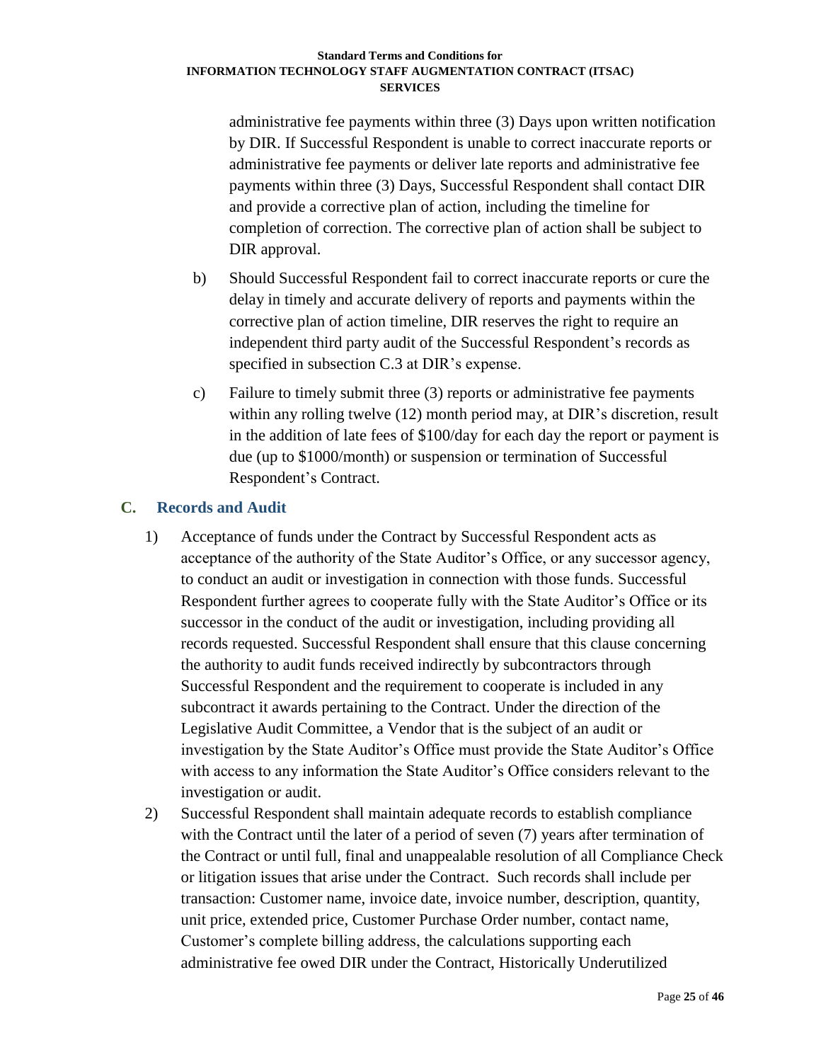administrative fee payments within three (3) Days upon written notification by DIR. If Successful Respondent is unable to correct inaccurate reports or administrative fee payments or deliver late reports and administrative fee payments within three (3) Days, Successful Respondent shall contact DIR and provide a corrective plan of action, including the timeline for completion of correction. The corrective plan of action shall be subject to DIR approval.

b) Should Successful Respondent fail to correct inaccurate reports or cure the delay in timely and accurate delivery of reports and payments within the corrective plan of action timeline, DIR reserves the right to require an independent third party audit of the Successful Respondent's records as specified in subsection C.3 at DIR's expense.

c) Failure to timely submit three (3) reports or administrative fee payments within any rolling twelve (12) month period may, at DIR's discretion, result in the addition of late fees of $100/day for each day the report or payment is due (up to $1000/month) or suspension or termination of Successful Respondent's Contract.

## C. Records and Audit

1) Acceptance of funds under the Contract by Successful Respondent acts as acceptance of the authority of the State Auditor's Office, or any successor agency, to conduct an audit or investigation in connection with those funds. Successful Respondent further agrees to cooperate fully with the State Auditor's Office or its successor in the conduct of the audit or investigation, including providing all records requested. Successful Respondent shall ensure that this clause concerning the authority to audit funds received indirectly by subcontractors through Successful Respondent and the requirement to cooperate is included in any subcontract it awards pertaining to the Contract. Under the direction of the Legislative Audit Committee, a Vendor that is the subject of an audit or investigation by the State Auditor's Office must provide the State Auditor's Office with access to any information the State Auditor's Office considers relevant to the investigation or audit.

2) Successful Respondent shall maintain adequate records to establish compliance with the Contract until the later of a period of seven (7) years after termination of the Contract or until full, final and unappealable resolution of all Compliance Check or litigation issues that arise under the Contract. Such records shall include per transaction: Customer name, invoice date, invoice number, description, quantity, unit price, extended price, Customer Purchase Order number, contact name, Customer's complete billing address, the calculations supporting each administrative fee owed DIR under the Contract, Historically Underutilized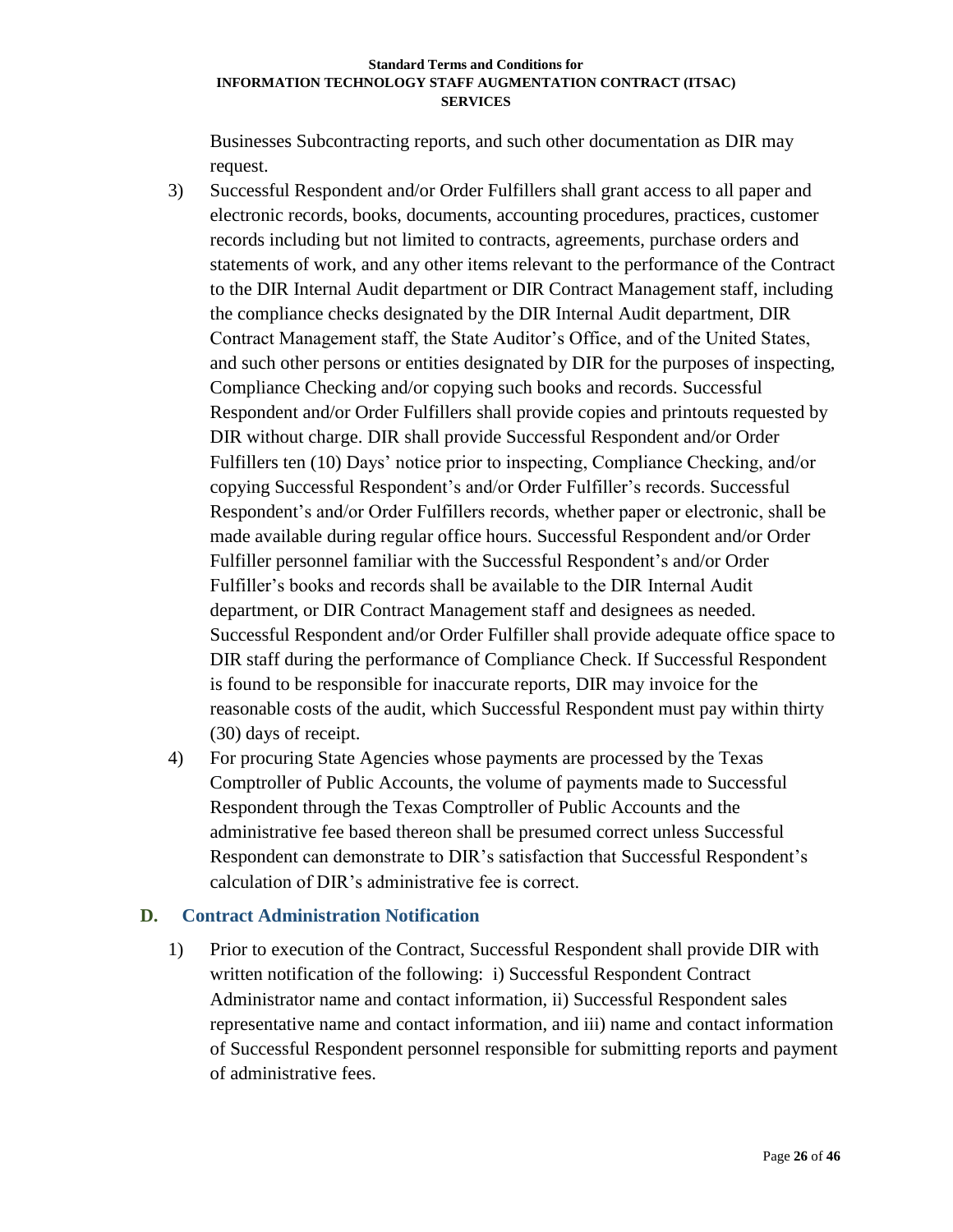Businesses Subcontracting reports, and such other documentation as DIR may request.

3) Successful Respondent and/or Order Fulfillers shall grant access to all paper and electronic records, books, documents, accounting procedures, practices, customer records including but not limited to contracts, agreements, purchase orders and statements of work, and any other items relevant to the performance of the Contract to the DIR Internal Audit department or DIR Contract Management staff, including the compliance checks designated by the DIR Internal Audit department, DIR Contract Management staff, the State Auditor's Office, and of the United States, and such other persons or entities designated by DIR for the purposes of inspecting, Compliance Checking and/or copying such books and records. Successful Respondent and/or Order Fulfillers shall provide copies and printouts requested by DIR without charge. DIR shall provide Successful Respondent and/or Order Fulfillers ten (10) Days' notice prior to inspecting, Compliance Checking, and/or copying Successful Respondent's and/or Order Fulfiller's records. Successful Respondent's and/or Order Fulfillers records, whether paper or electronic, shall be made available during regular office hours. Successful Respondent and/or Order Fulfiller personnel familiar with the Successful Respondent's and/or Order Fulfiller's books and records shall be available to the DIR Internal Audit department, or DIR Contract Management staff and designees as needed. Successful Respondent and/or Order Fulfiller shall provide adequate office space to DIR staff during the performance of Compliance Check. If Successful Respondent is found to be responsible for inaccurate reports, DIR may invoice for the reasonable costs of the audit, which Successful Respondent must pay within thirty (30) days of receipt.

4) For procuring State Agencies whose payments are processed by the Texas Comptroller of Public Accounts, the volume of payments made to Successful Respondent through the Texas Comptroller of Public Accounts and the administrative fee based thereon shall be presumed correct unless Successful Respondent can demonstrate to DIR's satisfaction that Successful Respondent's calculation of DIR's administrative fee is correct.

## D. Contract Administration Notification

1) Prior to execution of the Contract, Successful Respondent shall provide DIR with written notification of the following: i) Successful Respondent Contract Administrator name and contact information, ii) Successful Respondent sales representative name and contact information, and iii) name and contact information of Successful Respondent personnel responsible for submitting reports and payment of administrative fees.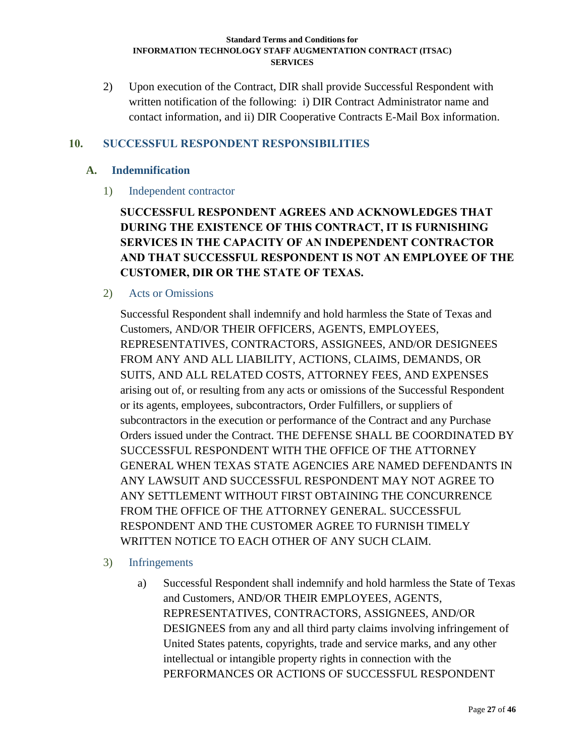2) Upon execution of the Contract, DIR shall provide Successful Respondent with written notification of the following: i) DIR Contract Administrator name and contact information, and ii) DIR Cooperative Contracts E-Mail Box information.

## 10. SUCCESSFUL RESPONDENT RESPONSIBILITIES

### A. Indemnification

1) Independent contractor

**SUCCESSFUL RESPONDENT AGREES AND ACKNOWLEDGES THAT DURING THE EXISTENCE OF THIS CONTRACT, IT IS FURNISHING SERVICES IN THE CAPACITY OF AN INDEPENDENT CONTRACTOR AND THAT SUCCESSFUL RESPONDENT IS NOT AN EMPLOYEE OF THE CUSTOMER, DIR OR THE STATE OF TEXAS.**

2) Acts or Omissions

Successful Respondent shall indemnify and hold harmless the State of Texas and Customers, AND/OR THEIR OFFICERS, AGENTS, EMPLOYEES, REPRESENTATIVES, CONTRACTORS, ASSIGNEES, AND/OR DESIGNEES FROM ANY AND ALL LIABILITY, ACTIONS, CLAIMS, DEMANDS, OR SUITS, AND ALL RELATED COSTS, ATTORNEY FEES, AND EXPENSES arising out of, or resulting from any acts or omissions of the Successful Respondent or its agents, employees, subcontractors, Order Fulfillers, or suppliers of subcontractors in the execution or performance of the Contract and any Purchase Orders issued under the Contract. THE DEFENSE SHALL BE COORDINATED BY SUCCESSFUL RESPONDENT WITH THE OFFICE OF THE ATTORNEY GENERAL WHEN TEXAS STATE AGENCIES ARE NAMED DEFENDANTS IN ANY LAWSUIT AND SUCCESSFUL RESPONDENT MAY NOT AGREE TO ANY SETTLEMENT WITHOUT FIRST OBTAINING THE CONCURRENCE FROM THE OFFICE OF THE ATTORNEY GENERAL. SUCCESSFUL RESPONDENT AND THE CUSTOMER AGREE TO FURNISH TIMELY WRITTEN NOTICE TO EACH OTHER OF ANY SUCH CLAIM.

3) Infringements

a) Successful Respondent shall indemnify and hold harmless the State of Texas and Customers, AND/OR THEIR EMPLOYEES, AGENTS, REPRESENTATIVES, CONTRACTORS, ASSIGNEES, AND/OR DESIGNEES from any and all third party claims involving infringement of United States patents, copyrights, trade and service marks, and any other intellectual or intangible property rights in connection with the PERFORMANCES OR ACTIONS OF SUCCESSFUL RESPONDENT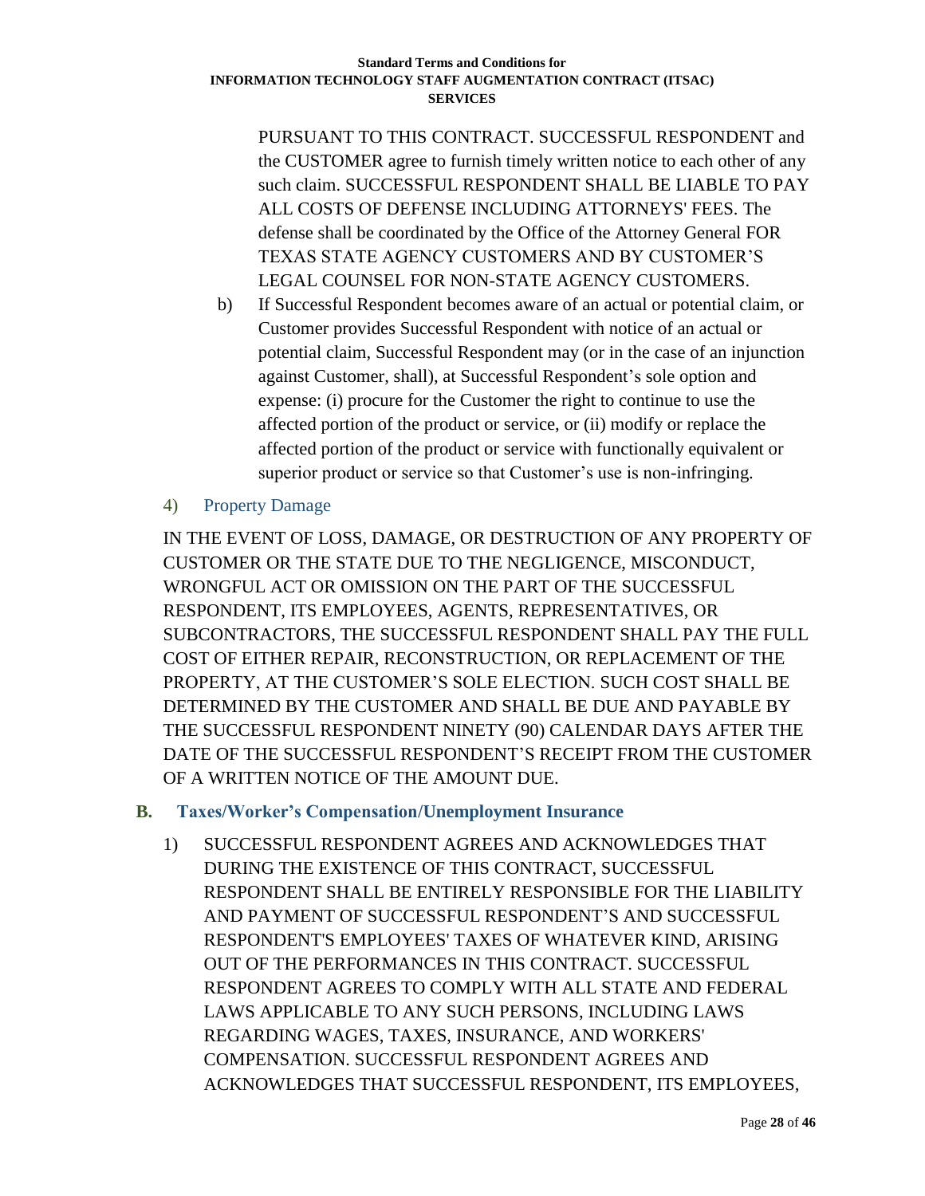PURSUANT TO THIS CONTRACT. SUCCESSFUL RESPONDENT and the CUSTOMER agree to furnish timely written notice to each other of any such claim. SUCCESSFUL RESPONDENT SHALL BE LIABLE TO PAY ALL COSTS OF DEFENSE INCLUDING ATTORNEYS' FEES. The defense shall be coordinated by the Office of the Attorney General FOR TEXAS STATE AGENCY CUSTOMERS AND BY CUSTOMER'S LEGAL COUNSEL FOR NON-STATE AGENCY CUSTOMERS.

b) If Successful Respondent becomes aware of an actual or potential claim, or Customer provides Successful Respondent with notice of an actual or potential claim, Successful Respondent may (or in the case of an injunction against Customer, shall), at Successful Respondent's sole option and expense: (i) procure for the Customer the right to continue to use the affected portion of the product or service, or (ii) modify or replace the affected portion of the product or service with functionally equivalent or superior product or service so that Customer's use is non-infringing.

#### 4) Property Damage

IN THE EVENT OF LOSS, DAMAGE, OR DESTRUCTION OF ANY PROPERTY OF CUSTOMER OR THE STATE DUE TO THE NEGLIGENCE, MISCONDUCT, WRONGFUL ACT OR OMISSION ON THE PART OF THE SUCCESSFUL RESPONDENT, ITS EMPLOYEES, AGENTS, REPRESENTATIVES, OR SUBCONTRACTORS, THE SUCCESSFUL RESPONDENT SHALL PAY THE FULL COST OF EITHER REPAIR, RECONSTRUCTION, OR REPLACEMENT OF THE PROPERTY, AT THE CUSTOMER'S SOLE ELECTION. SUCH COST SHALL BE DETERMINED BY THE CUSTOMER AND SHALL BE DUE AND PAYABLE BY THE SUCCESSFUL RESPONDENT NINETY (90) CALENDAR DAYS AFTER THE DATE OF THE SUCCESSFUL RESPONDENT'S RECEIPT FROM THE CUSTOMER OF A WRITTEN NOTICE OF THE AMOUNT DUE.

### B. Taxes/Worker's Compensation/Unemployment Insurance

1) SUCCESSFUL RESPONDENT AGREES AND ACKNOWLEDGES THAT DURING THE EXISTENCE OF THIS CONTRACT, SUCCESSFUL RESPONDENT SHALL BE ENTIRELY RESPONSIBLE FOR THE LIABILITY AND PAYMENT OF SUCCESSFUL RESPONDENT'S AND SUCCESSFUL RESPONDENT'S EMPLOYEES' TAXES OF WHATEVER KIND, ARISING OUT OF THE PERFORMANCES IN THIS CONTRACT. SUCCESSFUL RESPONDENT AGREES TO COMPLY WITH ALL STATE AND FEDERAL LAWS APPLICABLE TO ANY SUCH PERSONS, INCLUDING LAWS REGARDING WAGES, TAXES, INSURANCE, AND WORKERS' COMPENSATION. SUCCESSFUL RESPONDENT AGREES AND ACKNOWLEDGES THAT SUCCESSFUL RESPONDENT, ITS EMPLOYEES,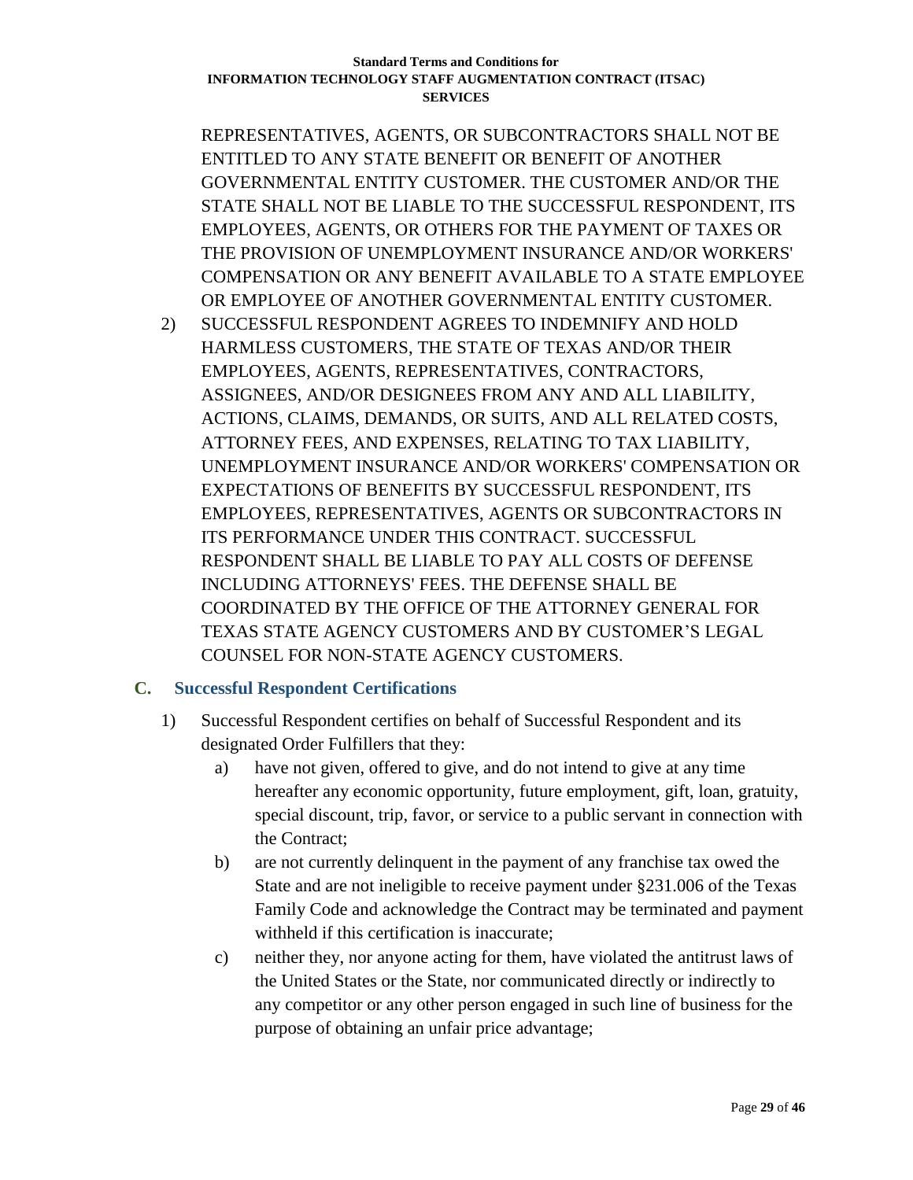REPRESENTATIVES, AGENTS, OR SUBCONTRACTORS SHALL NOT BE ENTITLED TO ANY STATE BENEFIT OR BENEFIT OF ANOTHER GOVERNMENTAL ENTITY CUSTOMER. THE CUSTOMER AND/OR THE STATE SHALL NOT BE LIABLE TO THE SUCCESSFUL RESPONDENT, ITS EMPLOYEES, AGENTS, OR OTHERS FOR THE PAYMENT OF TAXES OR THE PROVISION OF UNEMPLOYMENT INSURANCE AND/OR WORKERS' COMPENSATION OR ANY BENEFIT AVAILABLE TO A STATE EMPLOYEE OR EMPLOYEE OF ANOTHER GOVERNMENTAL ENTITY CUSTOMER.

2) SUCCESSFUL RESPONDENT AGREES TO INDEMNIFY AND HOLD HARMLESS CUSTOMERS, THE STATE OF TEXAS AND/OR THEIR EMPLOYEES, AGENTS, REPRESENTATIVES, CONTRACTORS, ASSIGNEES, AND/OR DESIGNEES FROM ANY AND ALL LIABILITY, ACTIONS, CLAIMS, DEMANDS, OR SUITS, AND ALL RELATED COSTS, ATTORNEY FEES, AND EXPENSES, RELATING TO TAX LIABILITY, UNEMPLOYMENT INSURANCE AND/OR WORKERS' COMPENSATION OR EXPECTATIONS OF BENEFITS BY SUCCESSFUL RESPONDENT, ITS EMPLOYEES, REPRESENTATIVES, AGENTS OR SUBCONTRACTORS IN ITS PERFORMANCE UNDER THIS CONTRACT. SUCCESSFUL RESPONDENT SHALL BE LIABLE TO PAY ALL COSTS OF DEFENSE INCLUDING ATTORNEYS' FEES. THE DEFENSE SHALL BE COORDINATED BY THE OFFICE OF THE ATTORNEY GENERAL FOR TEXAS STATE AGENCY CUSTOMERS AND BY CUSTOMER'S LEGAL COUNSEL FOR NON-STATE AGENCY CUSTOMERS.

### C. Successful Respondent Certifications

1) Successful Respondent certifies on behalf of Successful Respondent and its designated Order Fulfillers that they:
   a) have not given, offered to give, and do not intend to give at any time hereafter any economic opportunity, future employment, gift, loan, gratuity, special discount, trip, favor, or service to a public servant in connection with the Contract;
   b) are not currently delinquent in the payment of any franchise tax owed the State and are not ineligible to receive payment under §231.006 of the Texas Family Code and acknowledge the Contract may be terminated and payment withheld if this certification is inaccurate;
   c) neither they, nor anyone acting for them, have violated the antitrust laws of the United States or the State, nor communicated directly or indirectly to any competitor or any other person engaged in such line of business for the purpose of obtaining an unfair price advantage;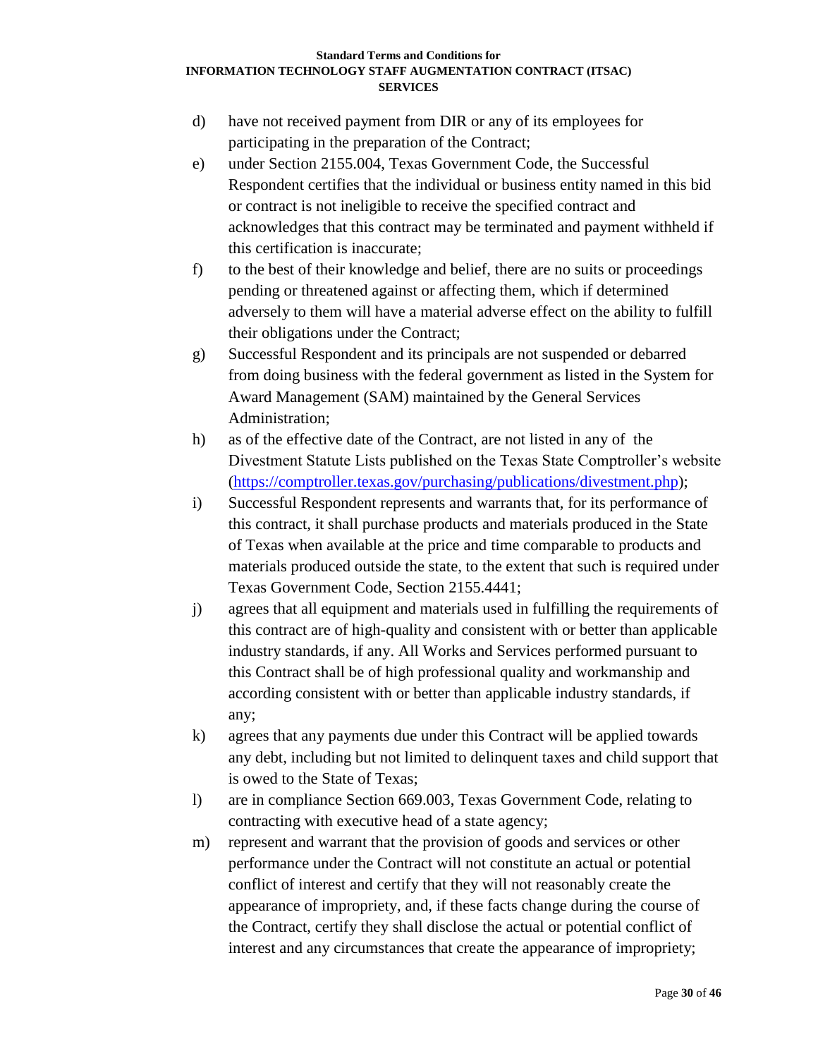d) have not received payment from DIR or any of its employees for participating in the preparation of the Contract;

e) under Section 2155.004, Texas Government Code, the Successful Respondent certifies that the individual or business entity named in this bid or contract is not ineligible to receive the specified contract and acknowledges that this contract may be terminated and payment withheld if this certification is inaccurate;

f) to the best of their knowledge and belief, there are no suits or proceedings pending or threatened against or affecting them, which if determined adversely to them will have a material adverse effect on the ability to fulfill their obligations under the Contract;

g) Successful Respondent and its principals are not suspended or debarred from doing business with the federal government as listed in the System for Award Management (SAM) maintained by the General Services Administration;

h) as of the effective date of the Contract, are not listed in any of the Divestment Statute Lists published on the Texas State Comptroller's website (https://comptroller.texas.gov/purchasing/publications/divestment.php);

i) Successful Respondent represents and warrants that, for its performance of this contract, it shall purchase products and materials produced in the State of Texas when available at the price and time comparable to products and materials produced outside the state, to the extent that such is required under Texas Government Code, Section 2155.4441;

j) agrees that all equipment and materials used in fulfilling the requirements of this contract are of high-quality and consistent with or better than applicable industry standards, if any. All Works and Services performed pursuant to this Contract shall be of high professional quality and workmanship and according consistent with or better than applicable industry standards, if any;

k) agrees that any payments due under this Contract will be applied towards any debt, including but not limited to delinquent taxes and child support that is owed to the State of Texas;

l) are in compliance Section 669.003, Texas Government Code, relating to contracting with executive head of a state agency;

m) represent and warrant that the provision of goods and services or other performance under the Contract will not constitute an actual or potential conflict of interest and certify that they will not reasonably create the appearance of impropriety, and, if these facts change during the course of the Contract, certify they shall disclose the actual or potential conflict of interest and any circumstances that create the appearance of impropriety;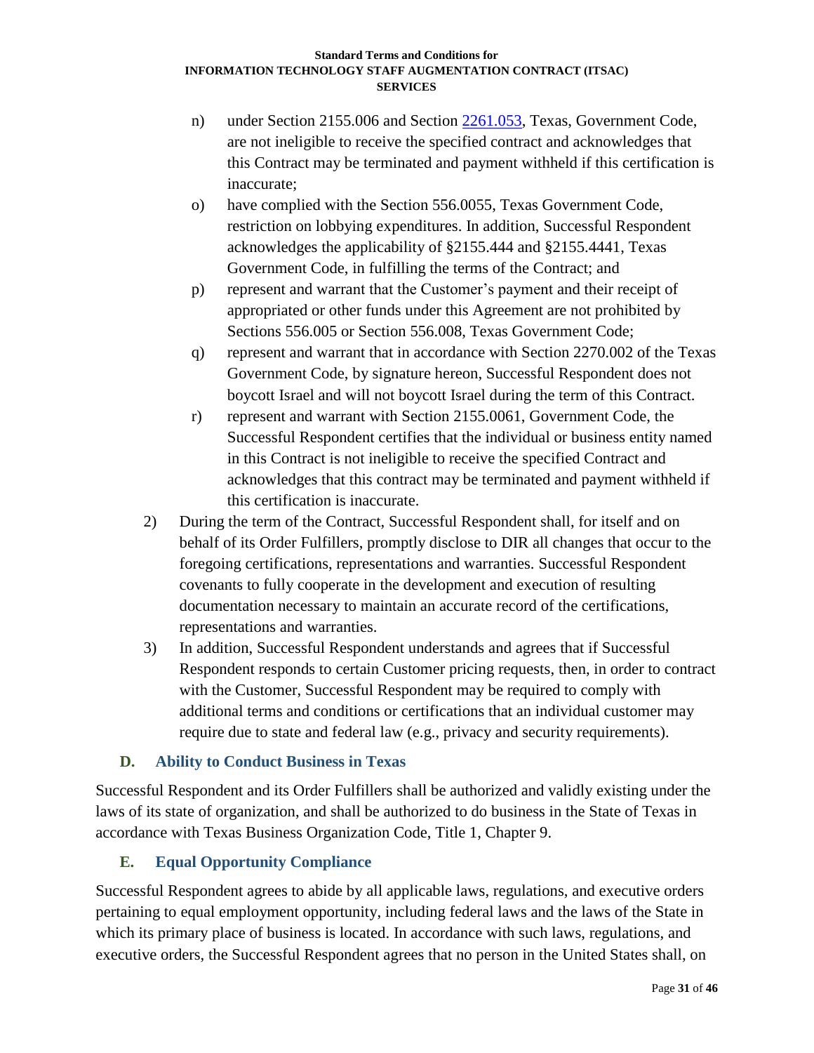n) under Section 2155.006 and Section [2261.053](), Texas, Government Code, are not ineligible to receive the specified contract and acknowledges that this Contract may be terminated and payment withheld if this certification is inaccurate;

o) have complied with the Section 556.0055, Texas Government Code, restriction on lobbying expenditures. In addition, Successful Respondent acknowledges the applicability of §2155.444 and §2155.4441, Texas Government Code, in fulfilling the terms of the Contract; and

p) represent and warrant that the Customer's payment and their receipt of appropriated or other funds under this Agreement are not prohibited by Sections 556.005 or Section 556.008, Texas Government Code;

q) represent and warrant that in accordance with Section 2270.002 of the Texas Government Code, by signature hereon, Successful Respondent does not boycott Israel and will not boycott Israel during the term of this Contract.

r) represent and warrant with Section 2155.0061, Government Code, the Successful Respondent certifies that the individual or business entity named in this Contract is not ineligible to receive the specified Contract and acknowledges that this contract may be terminated and payment withheld if this certification is inaccurate.

2) During the term of the Contract, Successful Respondent shall, for itself and on behalf of its Order Fulfillers, promptly disclose to DIR all changes that occur to the foregoing certifications, representations and warranties. Successful Respondent covenants to fully cooperate in the development and execution of resulting documentation necessary to maintain an accurate record of the certifications, representations and warranties.

3) In addition, Successful Respondent understands and agrees that if Successful Respondent responds to certain Customer pricing requests, then, in order to contract with the Customer, Successful Respondent may be required to comply with additional terms and conditions or certifications that an individual customer may require due to state and federal law (e.g., privacy and security requirements).

### D. Ability to Conduct Business in Texas

Successful Respondent and its Order Fulfillers shall be authorized and validly existing under the laws of its state of organization, and shall be authorized to do business in the State of Texas in accordance with Texas Business Organization Code, Title 1, Chapter 9.

### E. Equal Opportunity Compliance

Successful Respondent agrees to abide by all applicable laws, regulations, and executive orders pertaining to equal employment opportunity, including federal laws and the laws of the State in which its primary place of business is located. In accordance with such laws, regulations, and executive orders, the Successful Respondent agrees that no person in the United States shall, on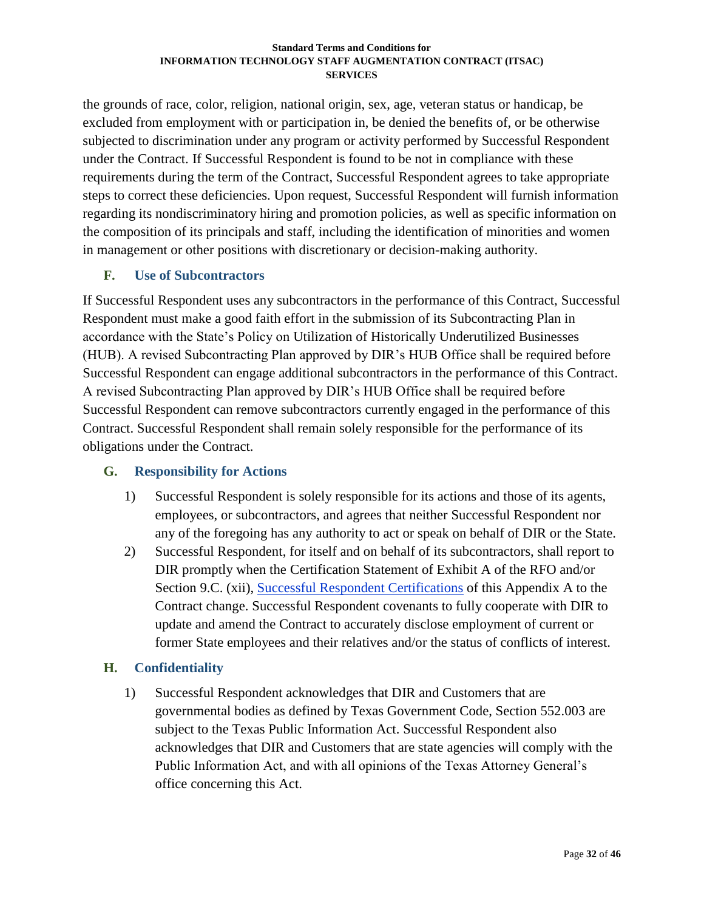the grounds of race, color, religion, national origin, sex, age, veteran status or handicap, be excluded from employment with or participation in, be denied the benefits of, or be otherwise subjected to discrimination under any program or activity performed by Successful Respondent under the Contract. If Successful Respondent is found to be not in compliance with these requirements during the term of the Contract, Successful Respondent agrees to take appropriate steps to correct these deficiencies. Upon request, Successful Respondent will furnish information regarding its nondiscriminatory hiring and promotion policies, as well as specific information on the composition of its principals and staff, including the identification of minorities and women in management or other positions with discretionary or decision-making authority.

### F. Use of Subcontractors

If Successful Respondent uses any subcontractors in the performance of this Contract, Successful Respondent must make a good faith effort in the submission of its Subcontracting Plan in accordance with the State's Policy on Utilization of Historically Underutilized Businesses (HUB). A revised Subcontracting Plan approved by DIR's HUB Office shall be required before Successful Respondent can engage additional subcontractors in the performance of this Contract. A revised Subcontracting Plan approved by DIR's HUB Office shall be required before Successful Respondent can remove subcontractors currently engaged in the performance of this Contract. Successful Respondent shall remain solely responsible for the performance of its obligations under the Contract.

### G. Responsibility for Actions

1) Successful Respondent is solely responsible for its actions and those of its agents, employees, or subcontractors, and agrees that neither Successful Respondent nor any of the foregoing has any authority to act or speak on behalf of DIR or the State.
2) Successful Respondent, for itself and on behalf of its subcontractors, shall report to DIR promptly when the Certification Statement of Exhibit A of the RFO and/or Section 9.C. (xii), Successful Respondent Certifications of this Appendix A to the Contract change. Successful Respondent covenants to fully cooperate with DIR to update and amend the Contract to accurately disclose employment of current or former State employees and their relatives and/or the status of conflicts of interest.

### H. Confidentiality

1) Successful Respondent acknowledges that DIR and Customers that are governmental bodies as defined by Texas Government Code, Section 552.003 are subject to the Texas Public Information Act. Successful Respondent also acknowledges that DIR and Customers that are state agencies will comply with the Public Information Act, and with all opinions of the Texas Attorney General's office concerning this Act.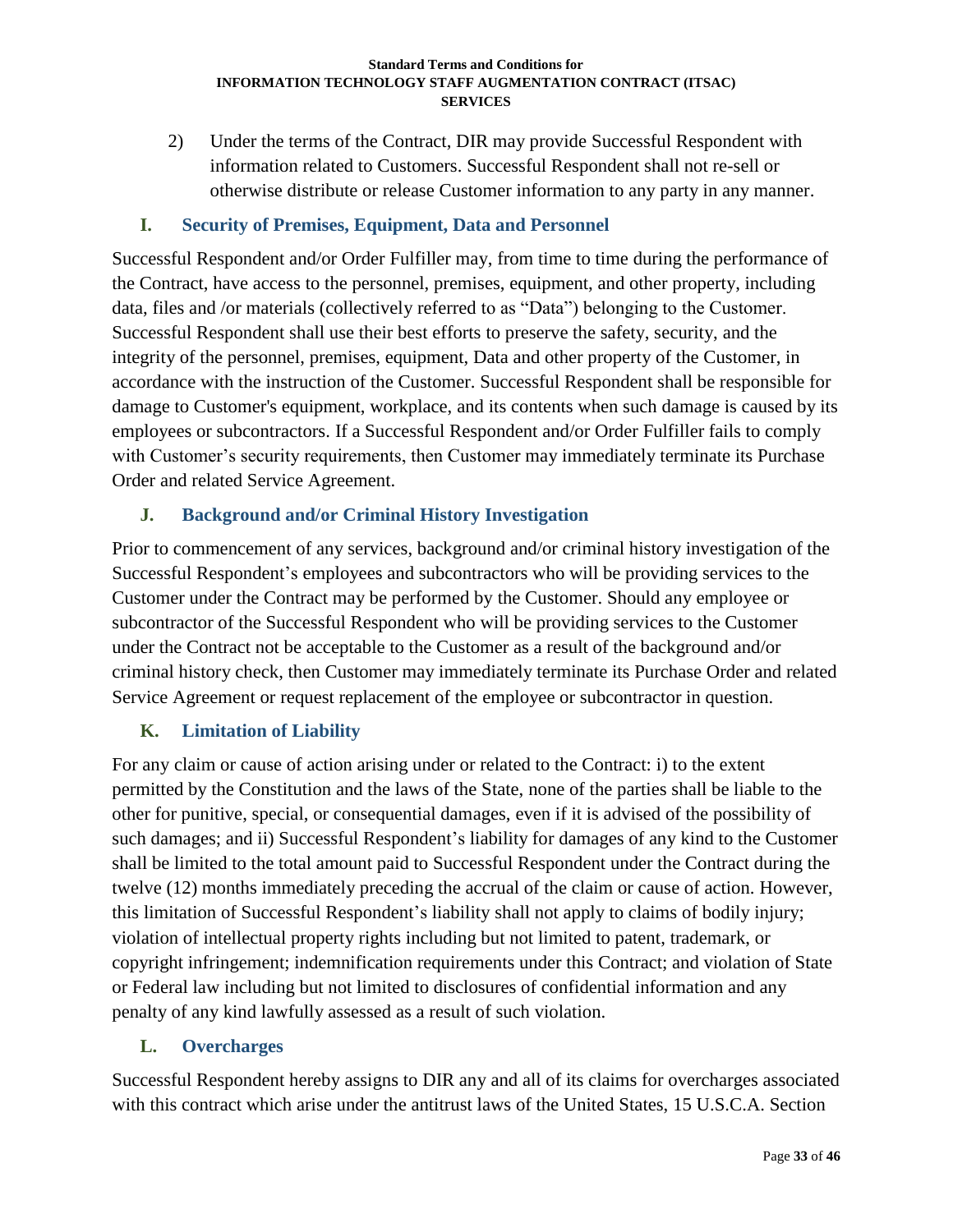2) Under the terms of the Contract, DIR may provide Successful Respondent with information related to Customers. Successful Respondent shall not re-sell or otherwise distribute or release Customer information to any party in any manner.

### I. Security of Premises, Equipment, Data and Personnel

Successful Respondent and/or Order Fulfiller may, from time to time during the performance of the Contract, have access to the personnel, premises, equipment, and other property, including data, files and /or materials (collectively referred to as "Data") belonging to the Customer. Successful Respondent shall use their best efforts to preserve the safety, security, and the integrity of the personnel, premises, equipment, Data and other property of the Customer, in accordance with the instruction of the Customer. Successful Respondent shall be responsible for damage to Customer's equipment, workplace, and its contents when such damage is caused by its employees or subcontractors. If a Successful Respondent and/or Order Fulfiller fails to comply with Customer's security requirements, then Customer may immediately terminate its Purchase Order and related Service Agreement.

### J. Background and/or Criminal History Investigation

Prior to commencement of any services, background and/or criminal history investigation of the Successful Respondent's employees and subcontractors who will be providing services to the Customer under the Contract may be performed by the Customer. Should any employee or subcontractor of the Successful Respondent who will be providing services to the Customer under the Contract not be acceptable to the Customer as a result of the background and/or criminal history check, then Customer may immediately terminate its Purchase Order and related Service Agreement or request replacement of the employee or subcontractor in question.

### K. Limitation of Liability

For any claim or cause of action arising under or related to the Contract: i) to the extent permitted by the Constitution and the laws of the State, none of the parties shall be liable to the other for punitive, special, or consequential damages, even if it is advised of the possibility of such damages; and ii) Successful Respondent's liability for damages of any kind to the Customer shall be limited to the total amount paid to Successful Respondent under the Contract during the twelve (12) months immediately preceding the accrual of the claim or cause of action. However, this limitation of Successful Respondent's liability shall not apply to claims of bodily injury; violation of intellectual property rights including but not limited to patent, trademark, or copyright infringement; indemnification requirements under this Contract; and violation of State or Federal law including but not limited to disclosures of confidential information and any penalty of any kind lawfully assessed as a result of such violation.

### L. Overcharges

Successful Respondent hereby assigns to DIR any and all of its claims for overcharges associated with this contract which arise under the antitrust laws of the United States, 15 U.S.C.A. Section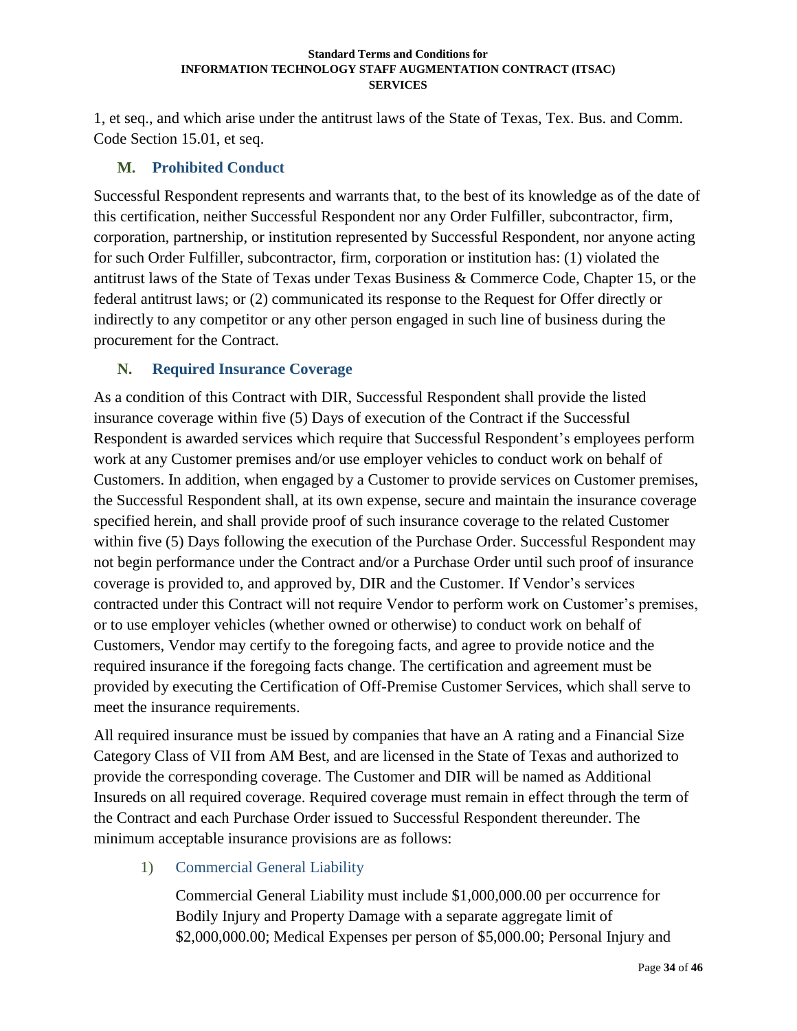1, et seq., and which arise under the antitrust laws of the State of Texas, Tex. Bus. and Comm. Code Section 15.01, et seq.

### M. Prohibited Conduct

Successful Respondent represents and warrants that, to the best of its knowledge as of the date of this certification, neither Successful Respondent nor any Order Fulfiller, subcontractor, firm, corporation, partnership, or institution represented by Successful Respondent, nor anyone acting for such Order Fulfiller, subcontractor, firm, corporation or institution has: (1) violated the antitrust laws of the State of Texas under Texas Business & Commerce Code, Chapter 15, or the federal antitrust laws; or (2) communicated its response to the Request for Offer directly or indirectly to any competitor or any other person engaged in such line of business during the procurement for the Contract.

### N. Required Insurance Coverage

As a condition of this Contract with DIR, Successful Respondent shall provide the listed insurance coverage within five (5) Days of execution of the Contract if the Successful Respondent is awarded services which require that Successful Respondent's employees perform work at any Customer premises and/or use employer vehicles to conduct work on behalf of Customers. In addition, when engaged by a Customer to provide services on Customer premises, the Successful Respondent shall, at its own expense, secure and maintain the insurance coverage specified herein, and shall provide proof of such insurance coverage to the related Customer within five (5) Days following the execution of the Purchase Order. Successful Respondent may not begin performance under the Contract and/or a Purchase Order until such proof of insurance coverage is provided to, and approved by, DIR and the Customer. If Vendor's services contracted under this Contract will not require Vendor to perform work on Customer's premises, or to use employer vehicles (whether owned or otherwise) to conduct work on behalf of Customers, Vendor may certify to the foregoing facts, and agree to provide notice and the required insurance if the foregoing facts change. The certification and agreement must be provided by executing the Certification of Off-Premise Customer Services, which shall serve to meet the insurance requirements.

All required insurance must be issued by companies that have an A rating and a Financial Size Category Class of VII from AM Best, and are licensed in the State of Texas and authorized to provide the corresponding coverage. The Customer and DIR will be named as Additional Insureds on all required coverage. Required coverage must remain in effect through the term of the Contract and each Purchase Order issued to Successful Respondent thereunder. The minimum acceptable insurance provisions are as follows:

1) Commercial General Liability

Commercial General Liability must include $1,000,000.00 per occurrence for Bodily Injury and Property Damage with a separate aggregate limit of $2,000,000.00; Medical Expenses per person of $5,000.00; Personal Injury and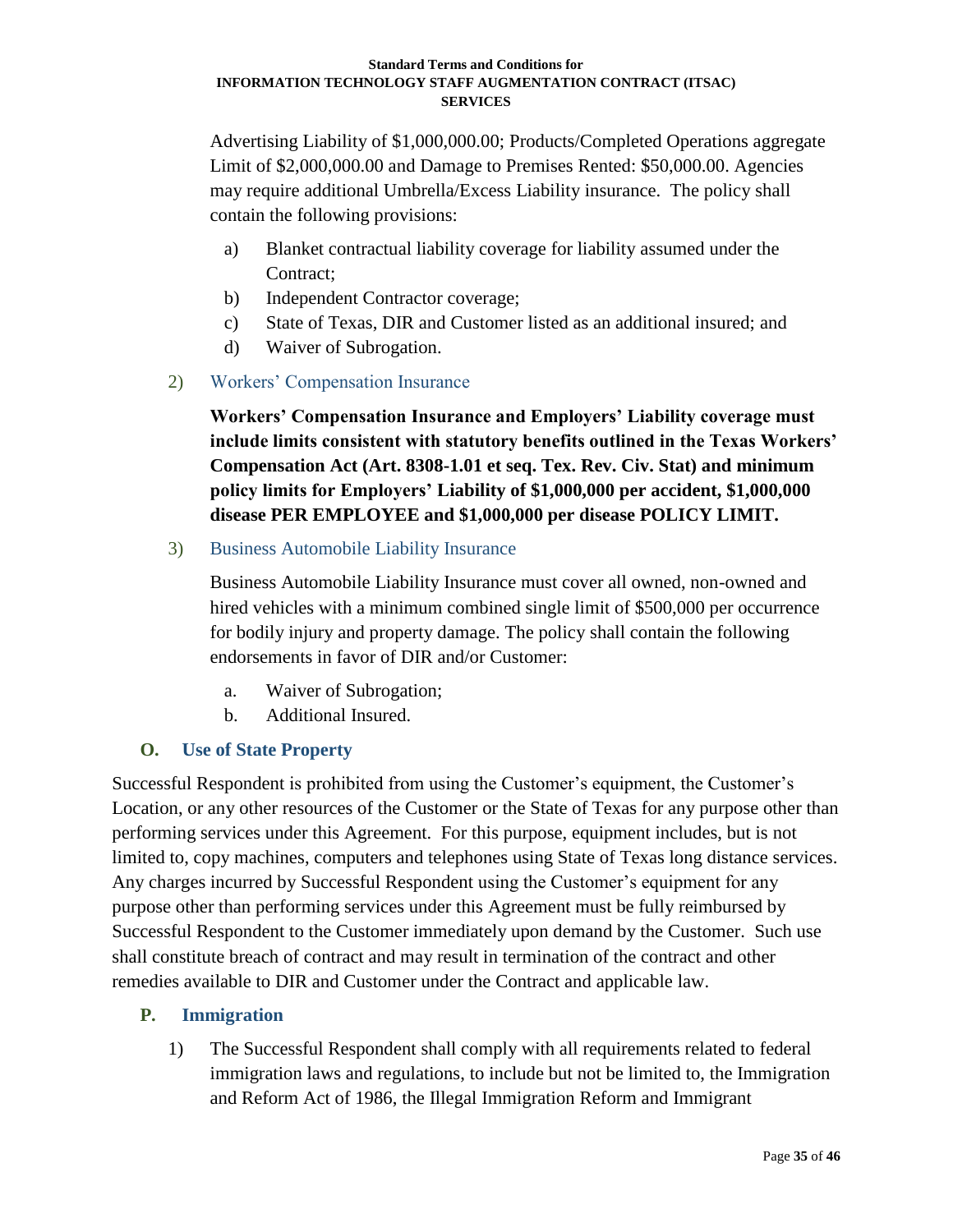Advertising Liability of $1,000,000.00; Products/Completed Operations aggregate Limit of $2,000,000.00 and Damage to Premises Rented: $50,000.00. Agencies may require additional Umbrella/Excess Liability insurance. The policy shall contain the following provisions:

a) Blanket contractual liability coverage for liability assumed under the Contract;

b) Independent Contractor coverage;

c) State of Texas, DIR and Customer listed as an additional insured; and

d) Waiver of Subrogation.

2) Workers' Compensation Insurance

**Workers' Compensation Insurance and Employers' Liability coverage must include limits consistent with statutory benefits outlined in the Texas Workers' Compensation Act (Art. 8308-1.01 et seq. Tex. Rev. Civ. Stat) and minimum policy limits for Employers' Liability of $1,000,000 per accident, $1,000,000 disease PER EMPLOYEE and $1,000,000 per disease POLICY LIMIT.**

3) Business Automobile Liability Insurance

Business Automobile Liability Insurance must cover all owned, non-owned and hired vehicles with a minimum combined single limit of $500,000 per occurrence for bodily injury and property damage. The policy shall contain the following endorsements in favor of DIR and/or Customer:

a. Waiver of Subrogation;

b. Additional Insured.

### O. Use of State Property

Successful Respondent is prohibited from using the Customer's equipment, the Customer's Location, or any other resources of the Customer or the State of Texas for any purpose other than performing services under this Agreement. For this purpose, equipment includes, but is not limited to, copy machines, computers and telephones using State of Texas long distance services. Any charges incurred by Successful Respondent using the Customer's equipment for any purpose other than performing services under this Agreement must be fully reimbursed by Successful Respondent to the Customer immediately upon demand by the Customer. Such use shall constitute breach of contract and may result in termination of the contract and other remedies available to DIR and Customer under the Contract and applicable law.

### P. Immigration

1) The Successful Respondent shall comply with all requirements related to federal immigration laws and regulations, to include but not be limited to, the Immigration and Reform Act of 1986, the Illegal Immigration Reform and Immigrant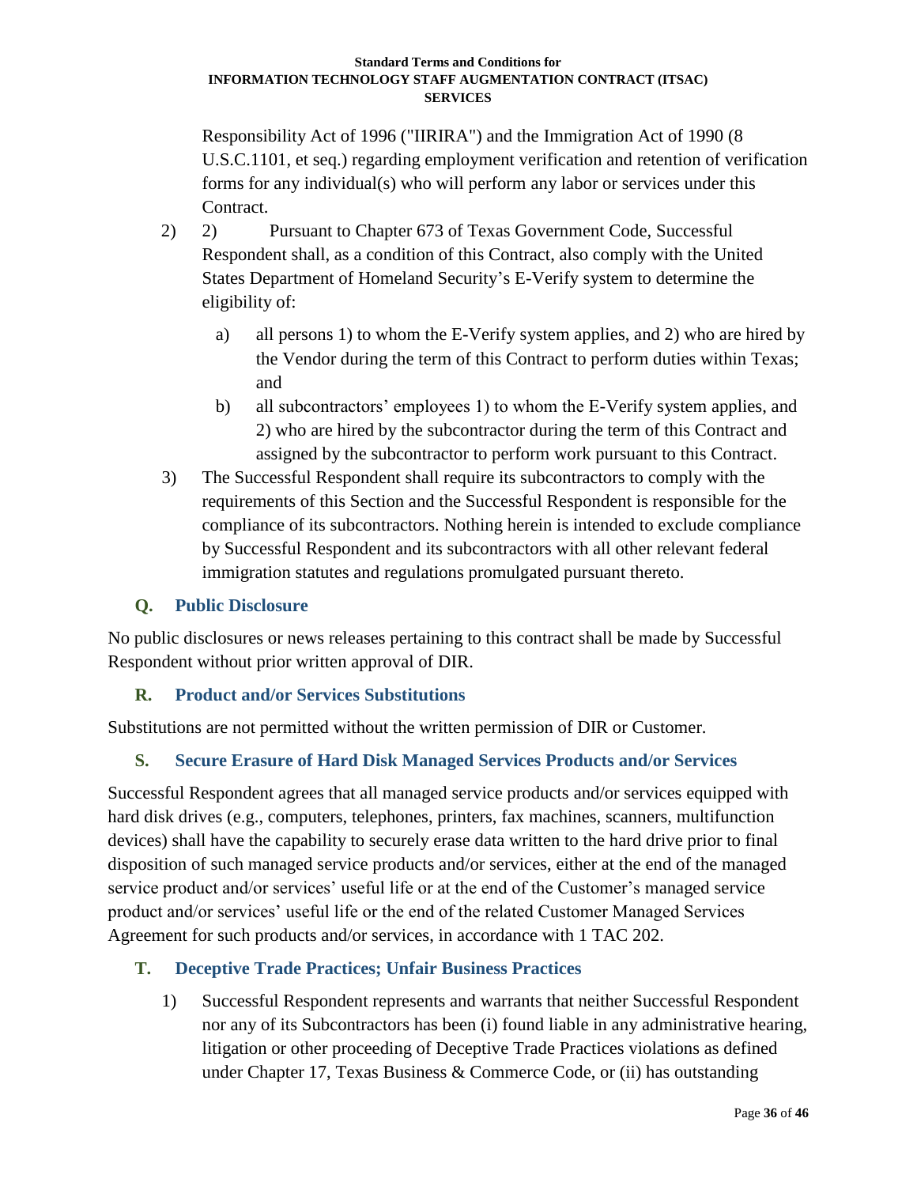Responsibility Act of 1996 ("IIRIRA") and the Immigration Act of 1990 (8 U.S.C.1101, et seq.) regarding employment verification and retention of verification forms for any individual(s) who will perform any labor or services under this Contract.

2) 2) Pursuant to Chapter 673 of Texas Government Code, Successful Respondent shall, as a condition of this Contract, also comply with the United States Department of Homeland Security's E-Verify system to determine the eligibility of:

   a) all persons 1) to whom the E-Verify system applies, and 2) who are hired by the Vendor during the term of this Contract to perform duties within Texas; and

   b) all subcontractors' employees 1) to whom the E-Verify system applies, and 2) who are hired by the subcontractor during the term of this Contract and assigned by the subcontractor to perform work pursuant to this Contract.

3) The Successful Respondent shall require its subcontractors to comply with the requirements of this Section and the Successful Respondent is responsible for the compliance of its subcontractors. Nothing herein is intended to exclude compliance by Successful Respondent and its subcontractors with all other relevant federal immigration statutes and regulations promulgated pursuant thereto.

### Q. Public Disclosure

No public disclosures or news releases pertaining to this contract shall be made by Successful Respondent without prior written approval of DIR.

### R. Product and/or Services Substitutions

Substitutions are not permitted without the written permission of DIR or Customer.

### S. Secure Erasure of Hard Disk Managed Services Products and/or Services

Successful Respondent agrees that all managed service products and/or services equipped with hard disk drives (e.g., computers, telephones, printers, fax machines, scanners, multifunction devices) shall have the capability to securely erase data written to the hard drive prior to final disposition of such managed service products and/or services, either at the end of the managed service product and/or services' useful life or at the end of the Customer's managed service product and/or services' useful life or the end of the related Customer Managed Services Agreement for such products and/or services, in accordance with 1 TAC 202.

### T. Deceptive Trade Practices; Unfair Business Practices

1) Successful Respondent represents and warrants that neither Successful Respondent nor any of its Subcontractors has been (i) found liable in any administrative hearing, litigation or other proceeding of Deceptive Trade Practices violations as defined under Chapter 17, Texas Business & Commerce Code, or (ii) has outstanding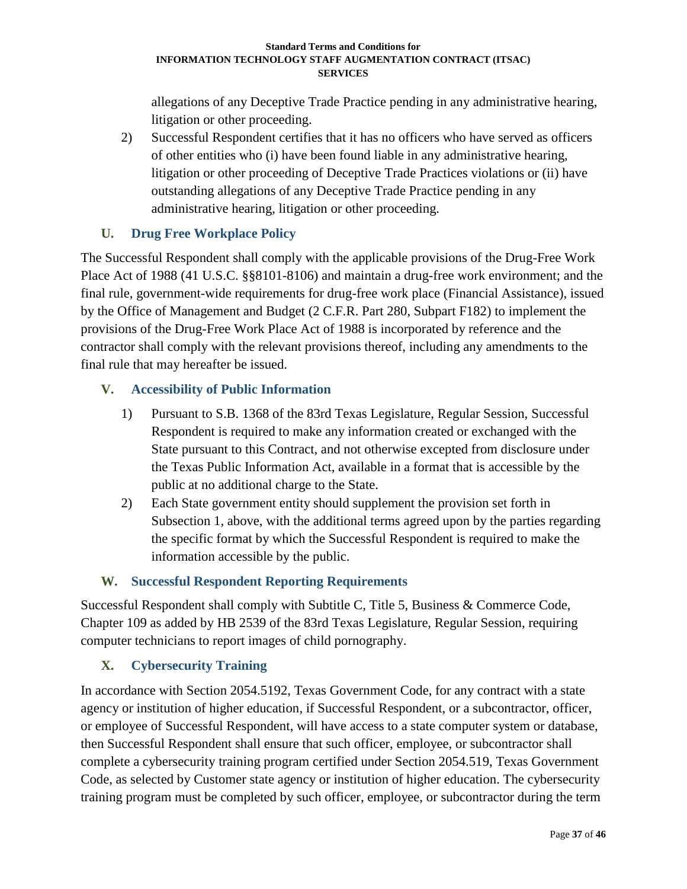allegations of any Deceptive Trade Practice pending in any administrative hearing, litigation or other proceeding.

2) Successful Respondent certifies that it has no officers who have served as officers of other entities who (i) have been found liable in any administrative hearing, litigation or other proceeding of Deceptive Trade Practices violations or (ii) have outstanding allegations of any Deceptive Trade Practice pending in any administrative hearing, litigation or other proceeding.

### U. Drug Free Workplace Policy

The Successful Respondent shall comply with the applicable provisions of the Drug-Free Work Place Act of 1988 (41 U.S.C. §§8101-8106) and maintain a drug-free work environment; and the final rule, government-wide requirements for drug-free work place (Financial Assistance), issued by the Office of Management and Budget (2 C.F.R. Part 280, Subpart F182) to implement the provisions of the Drug-Free Work Place Act of 1988 is incorporated by reference and the contractor shall comply with the relevant provisions thereof, including any amendments to the final rule that may hereafter be issued.

### V. Accessibility of Public Information

1) Pursuant to S.B. 1368 of the 83rd Texas Legislature, Regular Session, Successful Respondent is required to make any information created or exchanged with the State pursuant to this Contract, and not otherwise excepted from disclosure under the Texas Public Information Act, available in a format that is accessible by the public at no additional charge to the State.

2) Each State government entity should supplement the provision set forth in Subsection 1, above, with the additional terms agreed upon by the parties regarding the specific format by which the Successful Respondent is required to make the information accessible by the public.

### W. Successful Respondent Reporting Requirements

Successful Respondent shall comply with Subtitle C, Title 5, Business & Commerce Code, Chapter 109 as added by HB 2539 of the 83rd Texas Legislature, Regular Session, requiring computer technicians to report images of child pornography.

### X. Cybersecurity Training

In accordance with Section 2054.5192, Texas Government Code, for any contract with a state agency or institution of higher education, if Successful Respondent, or a subcontractor, officer, or employee of Successful Respondent, will have access to a state computer system or database, then Successful Respondent shall ensure that such officer, employee, or subcontractor shall complete a cybersecurity training program certified under Section 2054.519, Texas Government Code, as selected by Customer state agency or institution of higher education. The cybersecurity training program must be completed by such officer, employee, or subcontractor during the term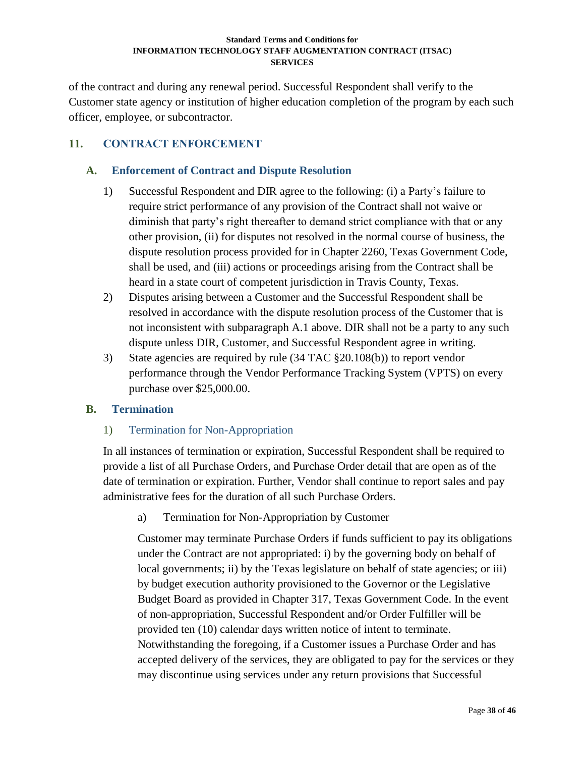of the contract and during any renewal period. Successful Respondent shall verify to the Customer state agency or institution of higher education completion of the program by each such officer, employee, or subcontractor.

## 11. CONTRACT ENFORCEMENT

### A. Enforcement of Contract and Dispute Resolution

1) Successful Respondent and DIR agree to the following: (i) a Party's failure to require strict performance of any provision of the Contract shall not waive or diminish that party's right thereafter to demand strict compliance with that or any other provision, (ii) for disputes not resolved in the normal course of business, the dispute resolution process provided for in Chapter 2260, Texas Government Code, shall be used, and (iii) actions or proceedings arising from the Contract shall be heard in a state court of competent jurisdiction in Travis County, Texas.
2) Disputes arising between a Customer and the Successful Respondent shall be resolved in accordance with the dispute resolution process of the Customer that is not inconsistent with subparagraph A.1 above. DIR shall not be a party to any such dispute unless DIR, Customer, and Successful Respondent agree in writing.
3) State agencies are required by rule (34 TAC §20.108(b)) to report vendor performance through the Vendor Performance Tracking System (VPTS) on every purchase over $25,000.00.

### B. Termination

#### 1) Termination for Non-Appropriation

In all instances of termination or expiration, Successful Respondent shall be required to provide a list of all Purchase Orders, and Purchase Order detail that are open as of the date of termination or expiration. Further, Vendor shall continue to report sales and pay administrative fees for the duration of all such Purchase Orders.

a) Termination for Non-Appropriation by Customer

Customer may terminate Purchase Orders if funds sufficient to pay its obligations under the Contract are not appropriated: i) by the governing body on behalf of local governments; ii) by the Texas legislature on behalf of state agencies; or iii) by budget execution authority provisioned to the Governor or the Legislative Budget Board as provided in Chapter 317, Texas Government Code. In the event of non-appropriation, Successful Respondent and/or Order Fulfiller will be provided ten (10) calendar days written notice of intent to terminate. Notwithstanding the foregoing, if a Customer issues a Purchase Order and has accepted delivery of the services, they are obligated to pay for the services or they may discontinue using services under any return provisions that Successful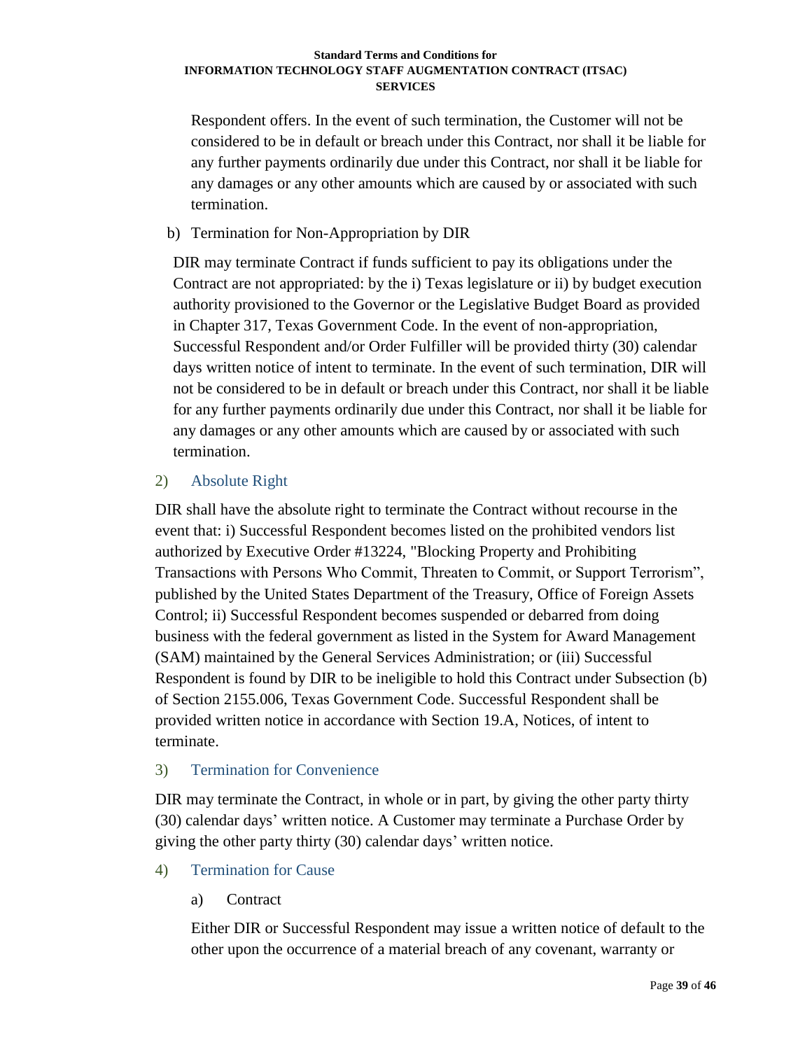Respondent offers. In the event of such termination, the Customer will not be considered to be in default or breach under this Contract, nor shall it be liable for any further payments ordinarily due under this Contract, nor shall it be liable for any damages or any other amounts which are caused by or associated with such termination.

b) Termination for Non-Appropriation by DIR

DIR may terminate Contract if funds sufficient to pay its obligations under the Contract are not appropriated: by the i) Texas legislature or ii) by budget execution authority provisioned to the Governor or the Legislative Budget Board as provided in Chapter 317, Texas Government Code. In the event of non-appropriation, Successful Respondent and/or Order Fulfiller will be provided thirty (30) calendar days written notice of intent to terminate. In the event of such termination, DIR will not be considered to be in default or breach under this Contract, nor shall it be liable for any further payments ordinarily due under this Contract, nor shall it be liable for any damages or any other amounts which are caused by or associated with such termination.

### 2) Absolute Right

DIR shall have the absolute right to terminate the Contract without recourse in the event that: i) Successful Respondent becomes listed on the prohibited vendors list authorized by Executive Order #13224, "Blocking Property and Prohibiting Transactions with Persons Who Commit, Threaten to Commit, or Support Terrorism", published by the United States Department of the Treasury, Office of Foreign Assets Control; ii) Successful Respondent becomes suspended or debarred from doing business with the federal government as listed in the System for Award Management (SAM) maintained by the General Services Administration; or (iii) Successful Respondent is found by DIR to be ineligible to hold this Contract under Subsection (b) of Section 2155.006, Texas Government Code. Successful Respondent shall be provided written notice in accordance with Section 19.A, Notices, of intent to terminate.

### 3) Termination for Convenience

DIR may terminate the Contract, in whole or in part, by giving the other party thirty (30) calendar days' written notice. A Customer may terminate a Purchase Order by giving the other party thirty (30) calendar days' written notice.

### 4) Termination for Cause

a) Contract

Either DIR or Successful Respondent may issue a written notice of default to the other upon the occurrence of a material breach of any covenant, warranty or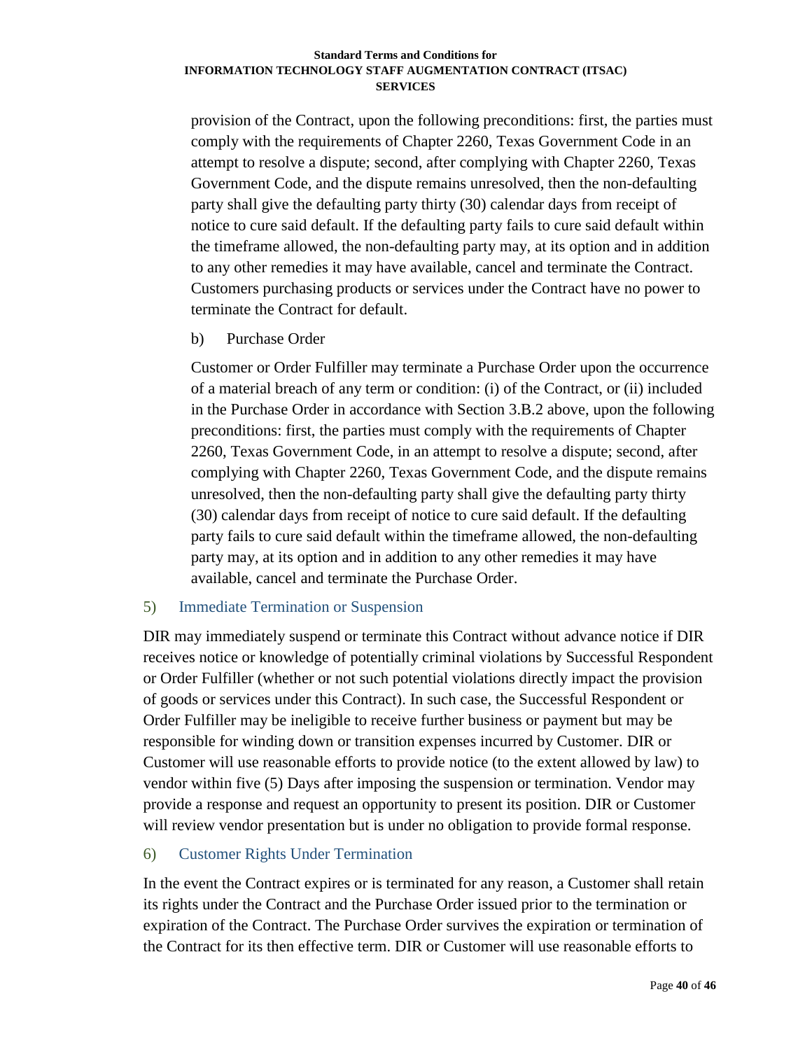provision of the Contract, upon the following preconditions: first, the parties must comply with the requirements of Chapter 2260, Texas Government Code in an attempt to resolve a dispute; second, after complying with Chapter 2260, Texas Government Code, and the dispute remains unresolved, then the non-defaulting party shall give the defaulting party thirty (30) calendar days from receipt of notice to cure said default. If the defaulting party fails to cure said default within the timeframe allowed, the non-defaulting party may, at its option and in addition to any other remedies it may have available, cancel and terminate the Contract. Customers purchasing products or services under the Contract have no power to terminate the Contract for default.

b) Purchase Order

Customer or Order Fulfiller may terminate a Purchase Order upon the occurrence of a material breach of any term or condition: (i) of the Contract, or (ii) included in the Purchase Order in accordance with Section 3.B.2 above, upon the following preconditions: first, the parties must comply with the requirements of Chapter 2260, Texas Government Code, in an attempt to resolve a dispute; second, after complying with Chapter 2260, Texas Government Code, and the dispute remains unresolved, then the non-defaulting party shall give the defaulting party thirty (30) calendar days from receipt of notice to cure said default. If the defaulting party fails to cure said default within the timeframe allowed, the non-defaulting party may, at its option and in addition to any other remedies it may have available, cancel and terminate the Purchase Order.

### 5) Immediate Termination or Suspension

DIR may immediately suspend or terminate this Contract without advance notice if DIR receives notice or knowledge of potentially criminal violations by Successful Respondent or Order Fulfiller (whether or not such potential violations directly impact the provision of goods or services under this Contract). In such case, the Successful Respondent or Order Fulfiller may be ineligible to receive further business or payment but may be responsible for winding down or transition expenses incurred by Customer. DIR or Customer will use reasonable efforts to provide notice (to the extent allowed by law) to vendor within five (5) Days after imposing the suspension or termination. Vendor may provide a response and request an opportunity to present its position. DIR or Customer will review vendor presentation but is under no obligation to provide formal response.

### 6) Customer Rights Under Termination

In the event the Contract expires or is terminated for any reason, a Customer shall retain its rights under the Contract and the Purchase Order issued prior to the termination or expiration of the Contract. The Purchase Order survives the expiration or termination of the Contract for its then effective term. DIR or Customer will use reasonable efforts to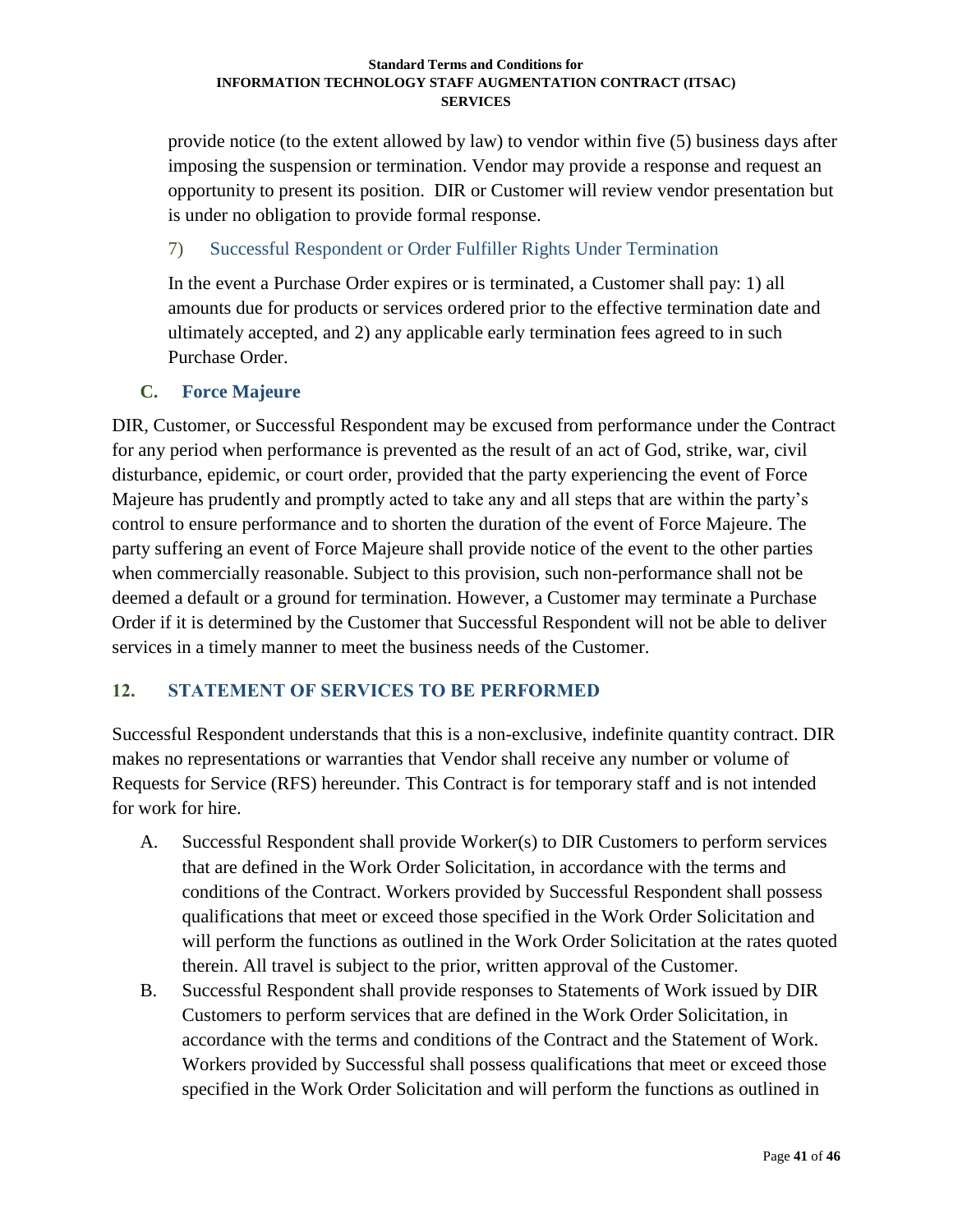provide notice (to the extent allowed by law) to vendor within five (5) business days after imposing the suspension or termination. Vendor may provide a response and request an opportunity to present its position. DIR or Customer will review vendor presentation but is under no obligation to provide formal response.

#### 7) Successful Respondent or Order Fulfiller Rights Under Termination

In the event a Purchase Order expires or is terminated, a Customer shall pay: 1) all amounts due for products or services ordered prior to the effective termination date and ultimately accepted, and 2) any applicable early termination fees agreed to in such Purchase Order.

### C. Force Majeure

DIR, Customer, or Successful Respondent may be excused from performance under the Contract for any period when performance is prevented as the result of an act of God, strike, war, civil disturbance, epidemic, or court order, provided that the party experiencing the event of Force Majeure has prudently and promptly acted to take any and all steps that are within the party's control to ensure performance and to shorten the duration of the event of Force Majeure. The party suffering an event of Force Majeure shall provide notice of the event to the other parties when commercially reasonable. Subject to this provision, such non-performance shall not be deemed a default or a ground for termination. However, a Customer may terminate a Purchase Order if it is determined by the Customer that Successful Respondent will not be able to deliver services in a timely manner to meet the business needs of the Customer.

## 12. STATEMENT OF SERVICES TO BE PERFORMED

Successful Respondent understands that this is a non-exclusive, indefinite quantity contract. DIR makes no representations or warranties that Vendor shall receive any number or volume of Requests for Service (RFS) hereunder. This Contract is for temporary staff and is not intended for work for hire.

A. Successful Respondent shall provide Worker(s) to DIR Customers to perform services that are defined in the Work Order Solicitation, in accordance with the terms and conditions of the Contract. Workers provided by Successful Respondent shall possess qualifications that meet or exceed those specified in the Work Order Solicitation and will perform the functions as outlined in the Work Order Solicitation at the rates quoted therein. All travel is subject to the prior, written approval of the Customer.

B. Successful Respondent shall provide responses to Statements of Work issued by DIR Customers to perform services that are defined in the Work Order Solicitation, in accordance with the terms and conditions of the Contract and the Statement of Work. Workers provided by Successful shall possess qualifications that meet or exceed those specified in the Work Order Solicitation and will perform the functions as outlined in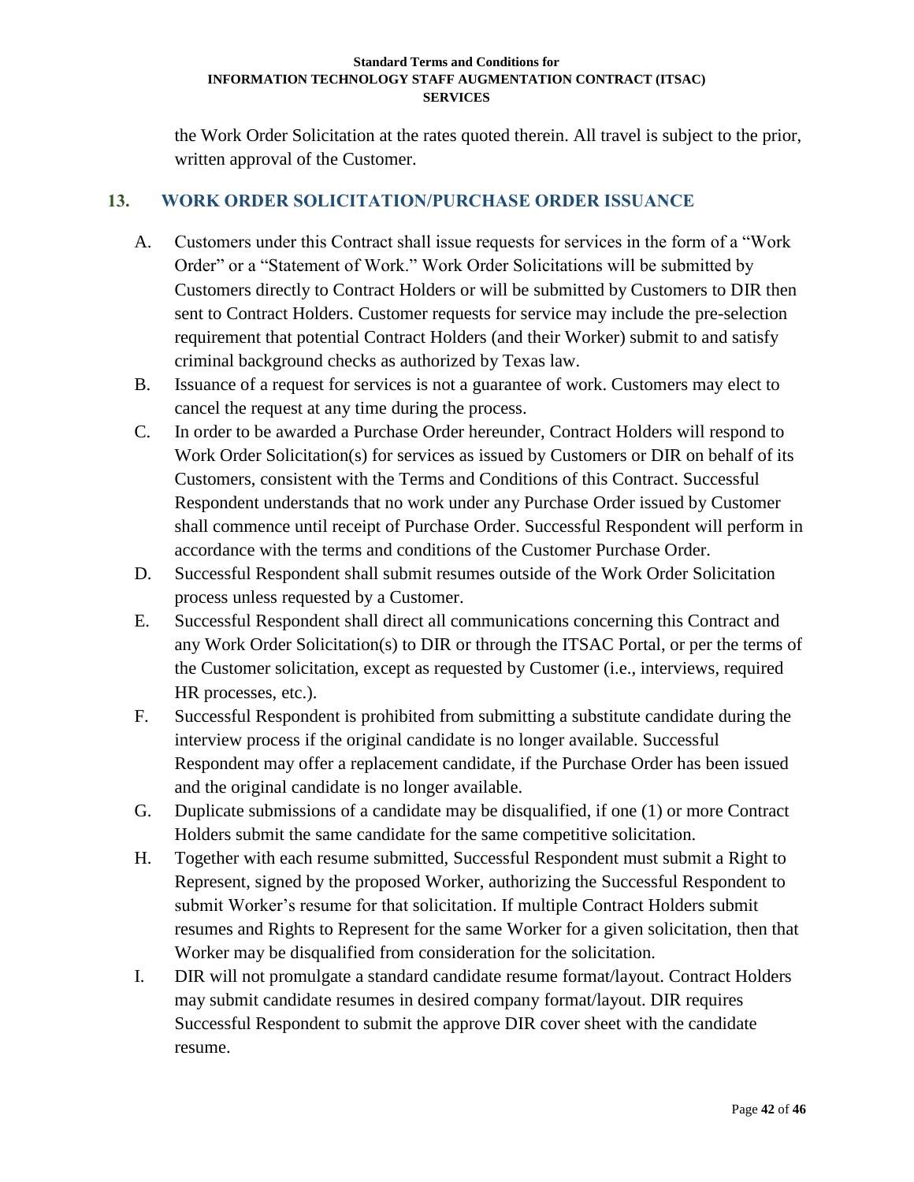the Work Order Solicitation at the rates quoted therein. All travel is subject to the prior, written approval of the Customer.

## 13. WORK ORDER SOLICITATION/PURCHASE ORDER ISSUANCE

A. Customers under this Contract shall issue requests for services in the form of a "Work Order" or a "Statement of Work." Work Order Solicitations will be submitted by Customers directly to Contract Holders or will be submitted by Customers to DIR then sent to Contract Holders. Customer requests for service may include the pre-selection requirement that potential Contract Holders (and their Worker) submit to and satisfy criminal background checks as authorized by Texas law.

B. Issuance of a request for services is not a guarantee of work. Customers may elect to cancel the request at any time during the process.

C. In order to be awarded a Purchase Order hereunder, Contract Holders will respond to Work Order Solicitation(s) for services as issued by Customers or DIR on behalf of its Customers, consistent with the Terms and Conditions of this Contract. Successful Respondent understands that no work under any Purchase Order issued by Customer shall commence until receipt of Purchase Order. Successful Respondent will perform in accordance with the terms and conditions of the Customer Purchase Order.

D. Successful Respondent shall submit resumes outside of the Work Order Solicitation process unless requested by a Customer.

E. Successful Respondent shall direct all communications concerning this Contract and any Work Order Solicitation(s) to DIR or through the ITSAC Portal, or per the terms of the Customer solicitation, except as requested by Customer (i.e., interviews, required HR processes, etc.).

F. Successful Respondent is prohibited from submitting a substitute candidate during the interview process if the original candidate is no longer available. Successful Respondent may offer a replacement candidate, if the Purchase Order has been issued and the original candidate is no longer available.

G. Duplicate submissions of a candidate may be disqualified, if one (1) or more Contract Holders submit the same candidate for the same competitive solicitation.

H. Together with each resume submitted, Successful Respondent must submit a Right to Represent, signed by the proposed Worker, authorizing the Successful Respondent to submit Worker's resume for that solicitation. If multiple Contract Holders submit resumes and Rights to Represent for the same Worker for a given solicitation, then that Worker may be disqualified from consideration for the solicitation.

I. DIR will not promulgate a standard candidate resume format/layout. Contract Holders may submit candidate resumes in desired company format/layout. DIR requires Successful Respondent to submit the approve DIR cover sheet with the candidate resume.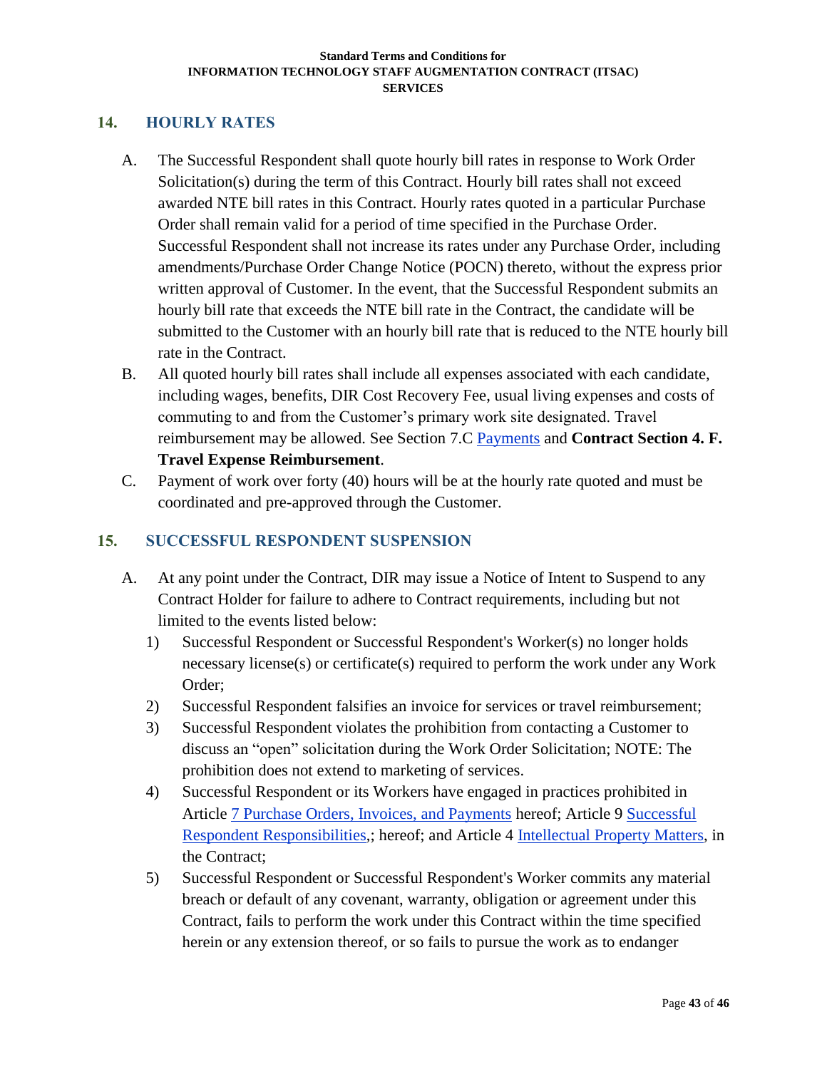## 14. HOURLY RATES

A. The Successful Respondent shall quote hourly bill rates in response to Work Order Solicitation(s) during the term of this Contract. Hourly bill rates shall not exceed awarded NTE bill rates in this Contract. Hourly rates quoted in a particular Purchase Order shall remain valid for a period of time specified in the Purchase Order. Successful Respondent shall not increase its rates under any Purchase Order, including amendments/Purchase Order Change Notice (POCN) thereto, without the express prior written approval of Customer. In the event, that the Successful Respondent submits an hourly bill rate that exceeds the NTE bill rate in the Contract, the candidate will be submitted to the Customer with an hourly bill rate that is reduced to the NTE hourly bill rate in the Contract.

B. All quoted hourly bill rates shall include all expenses associated with each candidate, including wages, benefits, DIR Cost Recovery Fee, usual living expenses and costs of commuting to and from the Customer's primary work site designated. Travel reimbursement may be allowed. See Section 7.C Payments and **Contract Section 4. F. Travel Expense Reimbursement**.

C. Payment of work over forty (40) hours will be at the hourly rate quoted and must be coordinated and pre-approved through the Customer.

## 15. SUCCESSFUL RESPONDENT SUSPENSION

A. At any point under the Contract, DIR may issue a Notice of Intent to Suspend to any Contract Holder for failure to adhere to Contract requirements, including but not limited to the events listed below:

1) Successful Respondent or Successful Respondent's Worker(s) no longer holds necessary license(s) or certificate(s) required to perform the work under any Work Order;
2) Successful Respondent falsifies an invoice for services or travel reimbursement;
3) Successful Respondent violates the prohibition from contacting a Customer to discuss an "open" solicitation during the Work Order Solicitation; NOTE: The prohibition does not extend to marketing of services.
4) Successful Respondent or its Workers have engaged in practices prohibited in Article 7 Purchase Orders, Invoices, and Payments hereof; Article 9 Successful Respondent Responsibilities,; hereof; and Article 4 Intellectual Property Matters, in the Contract;
5) Successful Respondent or Successful Respondent's Worker commits any material breach or default of any covenant, warranty, obligation or agreement under this Contract, fails to perform the work under this Contract within the time specified herein or any extension thereof, or so fails to pursue the work as to endanger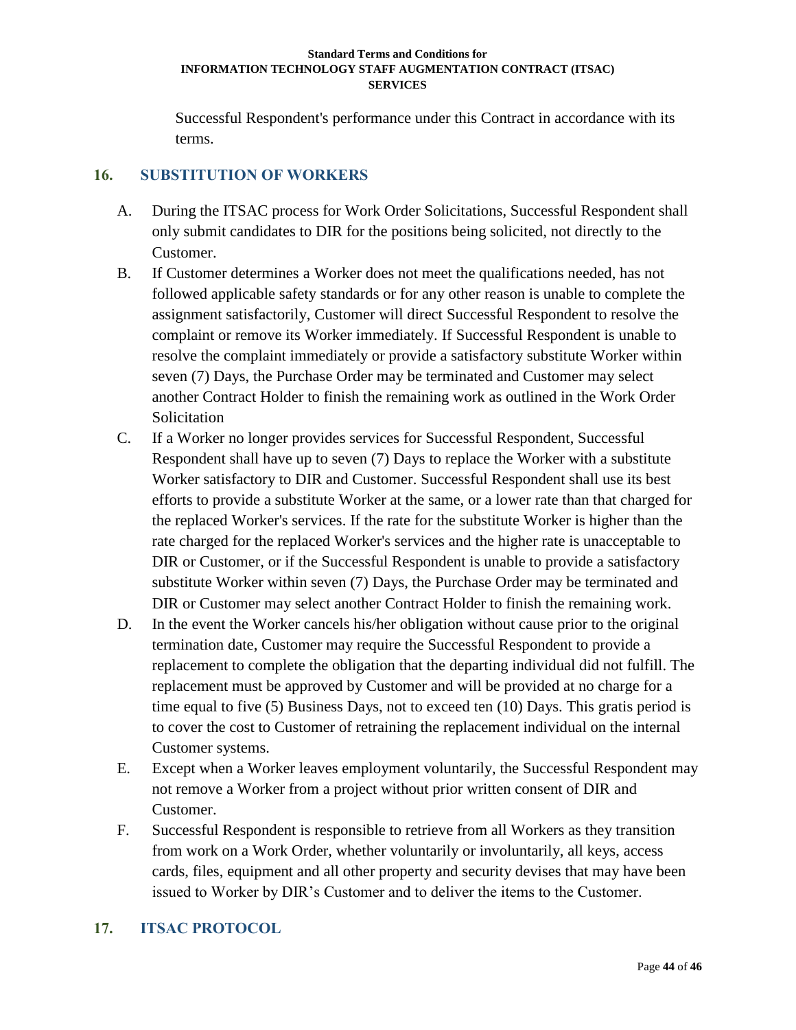Successful Respondent's performance under this Contract in accordance with its terms.

## 16. SUBSTITUTION OF WORKERS

A. During the ITSAC process for Work Order Solicitations, Successful Respondent shall only submit candidates to DIR for the positions being solicited, not directly to the Customer.

B. If Customer determines a Worker does not meet the qualifications needed, has not followed applicable safety standards or for any other reason is unable to complete the assignment satisfactorily, Customer will direct Successful Respondent to resolve the complaint or remove its Worker immediately. If Successful Respondent is unable to resolve the complaint immediately or provide a satisfactory substitute Worker within seven (7) Days, the Purchase Order may be terminated and Customer may select another Contract Holder to finish the remaining work as outlined in the Work Order Solicitation

C. If a Worker no longer provides services for Successful Respondent, Successful Respondent shall have up to seven (7) Days to replace the Worker with a substitute Worker satisfactory to DIR and Customer. Successful Respondent shall use its best efforts to provide a substitute Worker at the same, or a lower rate than that charged for the replaced Worker's services. If the rate for the substitute Worker is higher than the rate charged for the replaced Worker's services and the higher rate is unacceptable to DIR or Customer, or if the Successful Respondent is unable to provide a satisfactory substitute Worker within seven (7) Days, the Purchase Order may be terminated and DIR or Customer may select another Contract Holder to finish the remaining work.

D. In the event the Worker cancels his/her obligation without cause prior to the original termination date, Customer may require the Successful Respondent to provide a replacement to complete the obligation that the departing individual did not fulfill. The replacement must be approved by Customer and will be provided at no charge for a time equal to five (5) Business Days, not to exceed ten (10) Days. This gratis period is to cover the cost to Customer of retraining the replacement individual on the internal Customer systems.

E. Except when a Worker leaves employment voluntarily, the Successful Respondent may not remove a Worker from a project without prior written consent of DIR and Customer.

F. Successful Respondent is responsible to retrieve from all Workers as they transition from work on a Work Order, whether voluntarily or involuntarily, all keys, access cards, files, equipment and all other property and security devises that may have been issued to Worker by DIR's Customer and to deliver the items to the Customer.

## 17. ITSAC PROTOCOL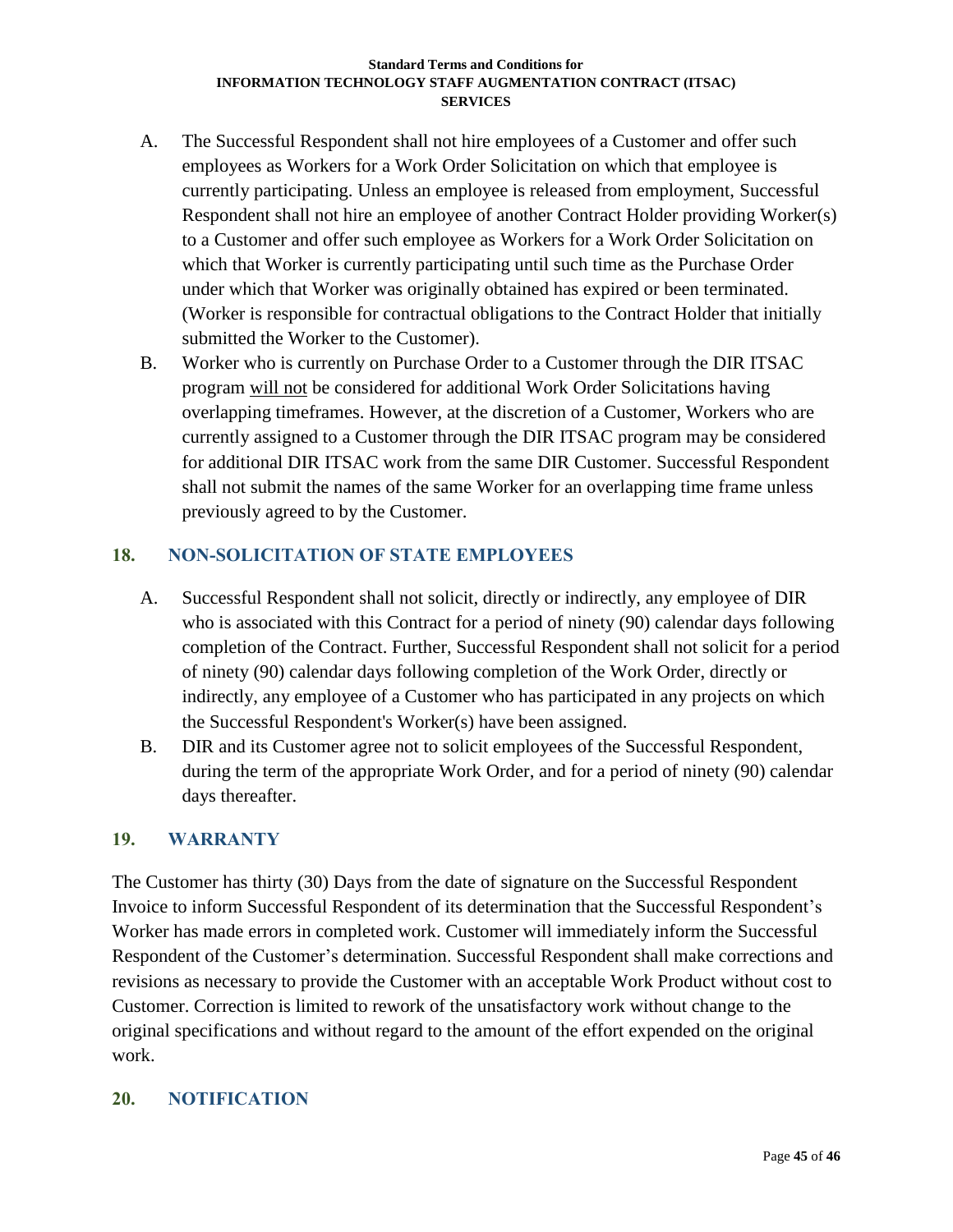A. The Successful Respondent shall not hire employees of a Customer and offer such employees as Workers for a Work Order Solicitation on which that employee is currently participating. Unless an employee is released from employment, Successful Respondent shall not hire an employee of another Contract Holder providing Worker(s) to a Customer and offer such employee as Workers for a Work Order Solicitation on which that Worker is currently participating until such time as the Purchase Order under which that Worker was originally obtained has expired or been terminated. (Worker is responsible for contractual obligations to the Contract Holder that initially submitted the Worker to the Customer).

B. Worker who is currently on Purchase Order to a Customer through the DIR ITSAC program will not be considered for additional Work Order Solicitations having overlapping timeframes. However, at the discretion of a Customer, Workers who are currently assigned to a Customer through the DIR ITSAC program may be considered for additional DIR ITSAC work from the same DIR Customer. Successful Respondent shall not submit the names of the same Worker for an overlapping time frame unless previously agreed to by the Customer.

## 18. NON-SOLICITATION OF STATE EMPLOYEES

A. Successful Respondent shall not solicit, directly or indirectly, any employee of DIR who is associated with this Contract for a period of ninety (90) calendar days following completion of the Contract. Further, Successful Respondent shall not solicit for a period of ninety (90) calendar days following completion of the Work Order, directly or indirectly, any employee of a Customer who has participated in any projects on which the Successful Respondent's Worker(s) have been assigned.

B. DIR and its Customer agree not to solicit employees of the Successful Respondent, during the term of the appropriate Work Order, and for a period of ninety (90) calendar days thereafter.

## 19. WARRANTY

The Customer has thirty (30) Days from the date of signature on the Successful Respondent Invoice to inform Successful Respondent of its determination that the Successful Respondent's Worker has made errors in completed work. Customer will immediately inform the Successful Respondent of the Customer's determination. Successful Respondent shall make corrections and revisions as necessary to provide the Customer with an acceptable Work Product without cost to Customer. Correction is limited to rework of the unsatisfactory work without change to the original specifications and without regard to the amount of the effort expended on the original work.

## 20. NOTIFICATION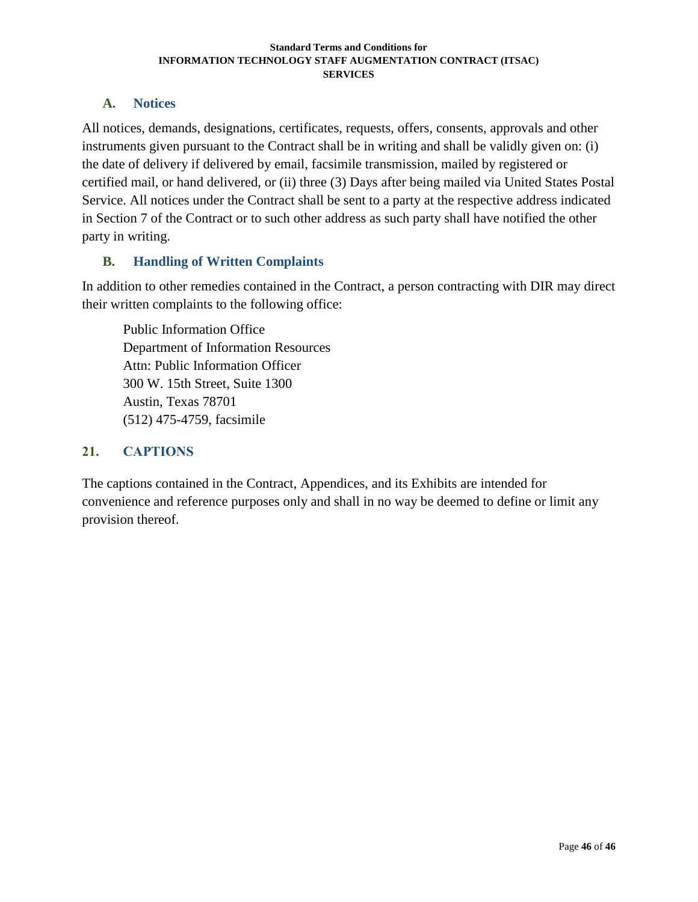### A. Notices

All notices, demands, designations, certificates, requests, offers, consents, approvals and other instruments given pursuant to the Contract shall be in writing and shall be validly given on: (i) the date of delivery if delivered by email, facsimile transmission, mailed by registered or certified mail, or hand delivered, or (ii) three (3) Days after being mailed via United States Postal Service. All notices under the Contract shall be sent to a party at the respective address indicated in Section 7 of the Contract or to such other address as such party shall have notified the other party in writing.

### B. Handling of Written Complaints

In addition to other remedies contained in the Contract, a person contracting with DIR may direct their written complaints to the following office:

Public Information Office
Department of Information Resources
Attn: Public Information Officer
300 W. 15th Street, Suite 1300
Austin, Texas 78701
(512) 475-4759, facsimile

## 21. CAPTIONS

The captions contained in the Contract, Appendices, and its Exhibits are intended for convenience and reference purposes only and shall in no way be deemed to define or limit any provision thereof.